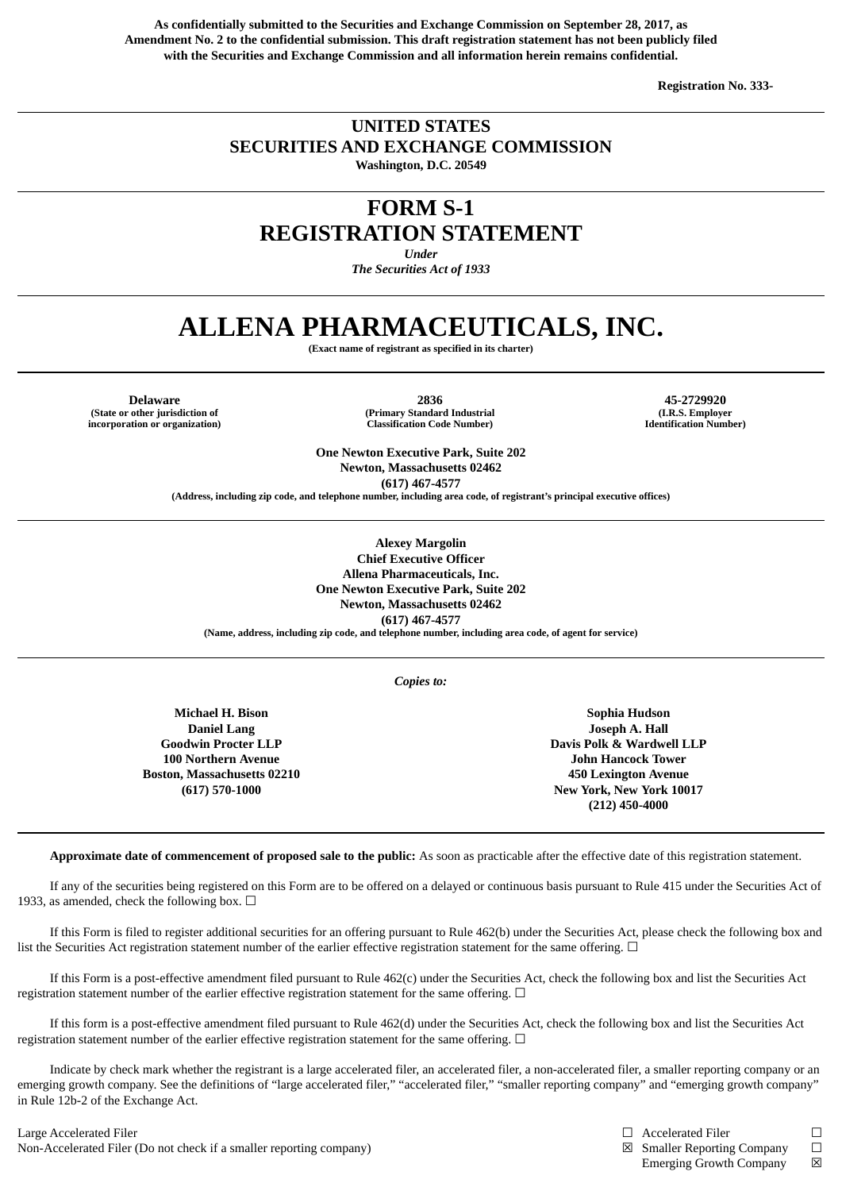**As confidentially submitted to the Securities and Exchange Commission on September 28, 2017, as Amendment No. 2 to the confidential submission. This draft registration statement has not been publicly filed with the Securities and Exchange Commission and all information herein remains confidential.**

**Registration No. 333-**

---

# UNITED STATES
# SECURITIES AND EXCHANGE COMMISSION

**Washington, D.C. 20549**

---

# FORM S-1
# REGISTRATION STATEMENT

***Under***
***The Securities Act of 1933***

---

# ALLENA PHARMACEUTICALS, INC.

**(Exact name of registrant as specified in its charter)**

---

| **Delaware** | **2836** | **45-2729920** |
|---|---|---|
| **(State or other jurisdiction of incorporation or organization)** | **(Primary Standard Industrial Classification Code Number)** | **(I.R.S. Employer Identification Number)** |

**One Newton Executive Park, Suite 202**
**Newton, Massachusetts 02462**
**(617) 467-4577**
**(Address, including zip code, and telephone number, including area code, of registrant's principal executive offices)**

---

**Alexey Margolin**
**Chief Executive Officer**
**Allena Pharmaceuticals, Inc.**
**One Newton Executive Park, Suite 202**
**Newton, Massachusetts 02462**
**(617) 467-4577**
**(Name, address, including zip code, and telephone number, including area code, of agent for service)**

---

***Copies to:***

| **Michael H. Bison**<br>**Daniel Lang**<br>**Goodwin Procter LLP**<br>**100 Northern Avenue**<br>**Boston, Massachusetts 02210**<br>**(617) 570-1000** | **Sophia Hudson**<br>**Joseph A. Hall**<br>**Davis Polk & Wardwell LLP**<br>**John Hancock Tower**<br>**450 Lexington Avenue**<br>**New York, New York 10017**<br>**(212) 450-4000** |
|---|---|

---

**Approximate date of commencement of proposed sale to the public:** As soon as practicable after the effective date of this registration statement.

If any of the securities being registered on this Form are to be offered on a delayed or continuous basis pursuant to Rule 415 under the Securities Act of 1933, as amended, check the following box. ☐

If this Form is filed to register additional securities for an offering pursuant to Rule 462(b) under the Securities Act, please check the following box and list the Securities Act registration statement number of the earlier effective registration statement for the same offering. ☐

If this Form is a post-effective amendment filed pursuant to Rule 462(c) under the Securities Act, check the following box and list the Securities Act registration statement number of the earlier effective registration statement for the same offering. ☐

If this form is a post-effective amendment filed pursuant to Rule 462(d) under the Securities Act, check the following box and list the Securities Act registration statement number of the earlier effective registration statement for the same offering. ☐

Indicate by check mark whether the registrant is a large accelerated filer, an accelerated filer, a non-accelerated filer, a smaller reporting company or an emerging growth company. See the definitions of "large accelerated filer," "accelerated filer," "smaller reporting company" and "emerging growth company" in Rule 12b-2 of the Exchange Act.

| | | | |
|---|---|---|---|
| Large Accelerated Filer | ☐ | Accelerated Filer | ☐ |
| Non-Accelerated Filer (Do not check if a smaller reporting company) | ☒ | Smaller Reporting Company | ☐ |
| | | Emerging Growth Company | ☒ |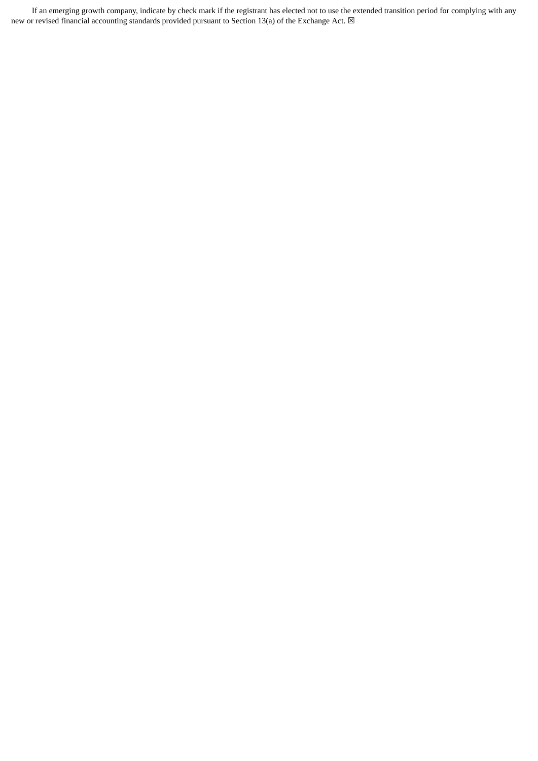If an emerging growth company, indicate by check mark if the registrant has elected not to use the extended transition period for complying with any new or revised financial accounting standards provided pursuant to Section 13(a) of the Exchange Act. ☒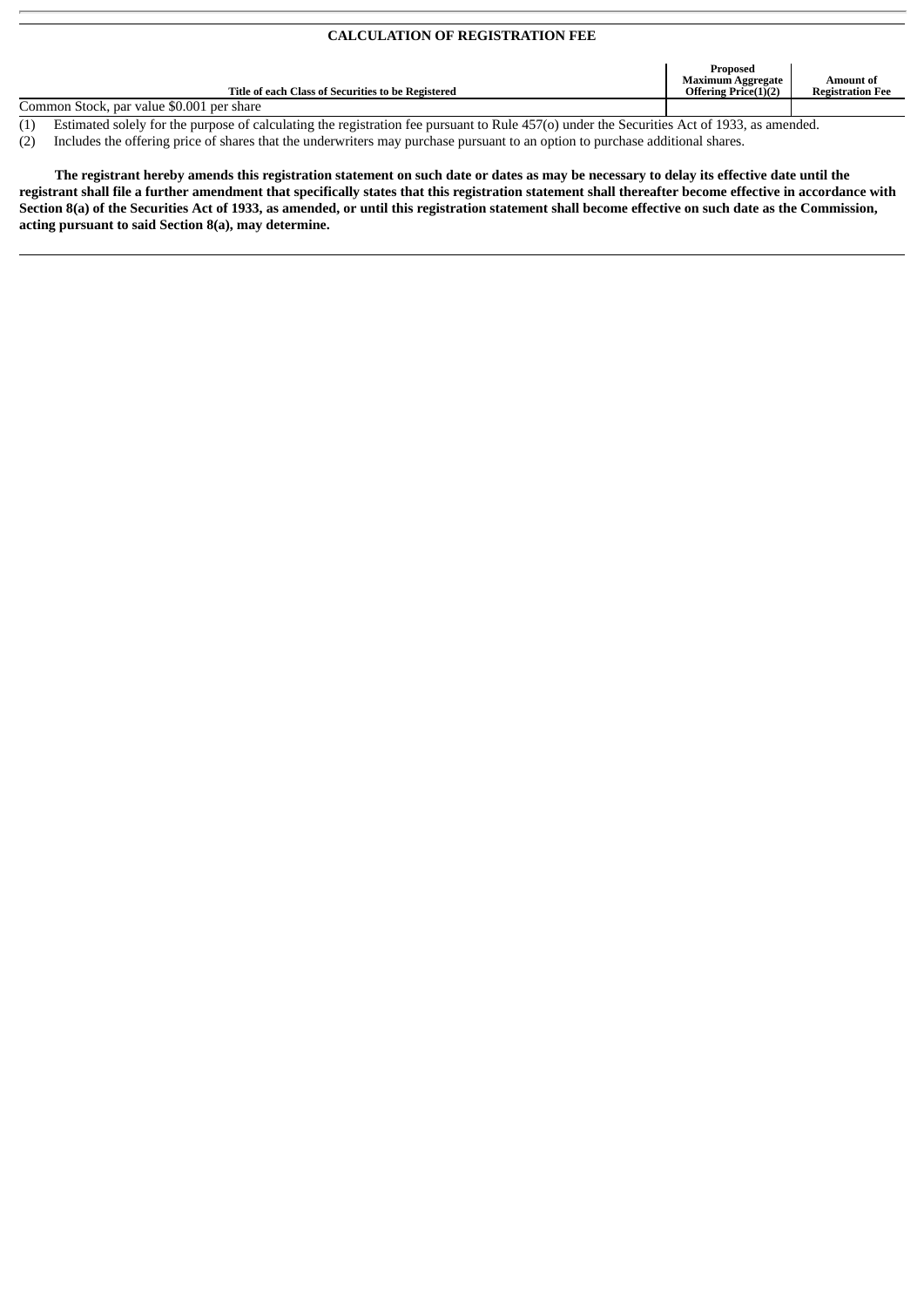## CALCULATION OF REGISTRATION FEE

| Title of each Class of Securities to be Registered | Proposed Maximum Aggregate Offering Price(1)(2) | Amount of Registration Fee |
|---|---|---|
| Common Stock, par value $0.001 per share | | |

(1) Estimated solely for the purpose of calculating the registration fee pursuant to Rule 457(o) under the Securities Act of 1933, as amended.

(2) Includes the offering price of shares that the underwriters may purchase pursuant to an option to purchase additional shares.

**The registrant hereby amends this registration statement on such date or dates as may be necessary to delay its effective date until the registrant shall file a further amendment that specifically states that this registration statement shall thereafter become effective in accordance with Section 8(a) of the Securities Act of 1933, as amended, or until this registration statement shall become effective on such date as the Commission, acting pursuant to said Section 8(a), may determine.**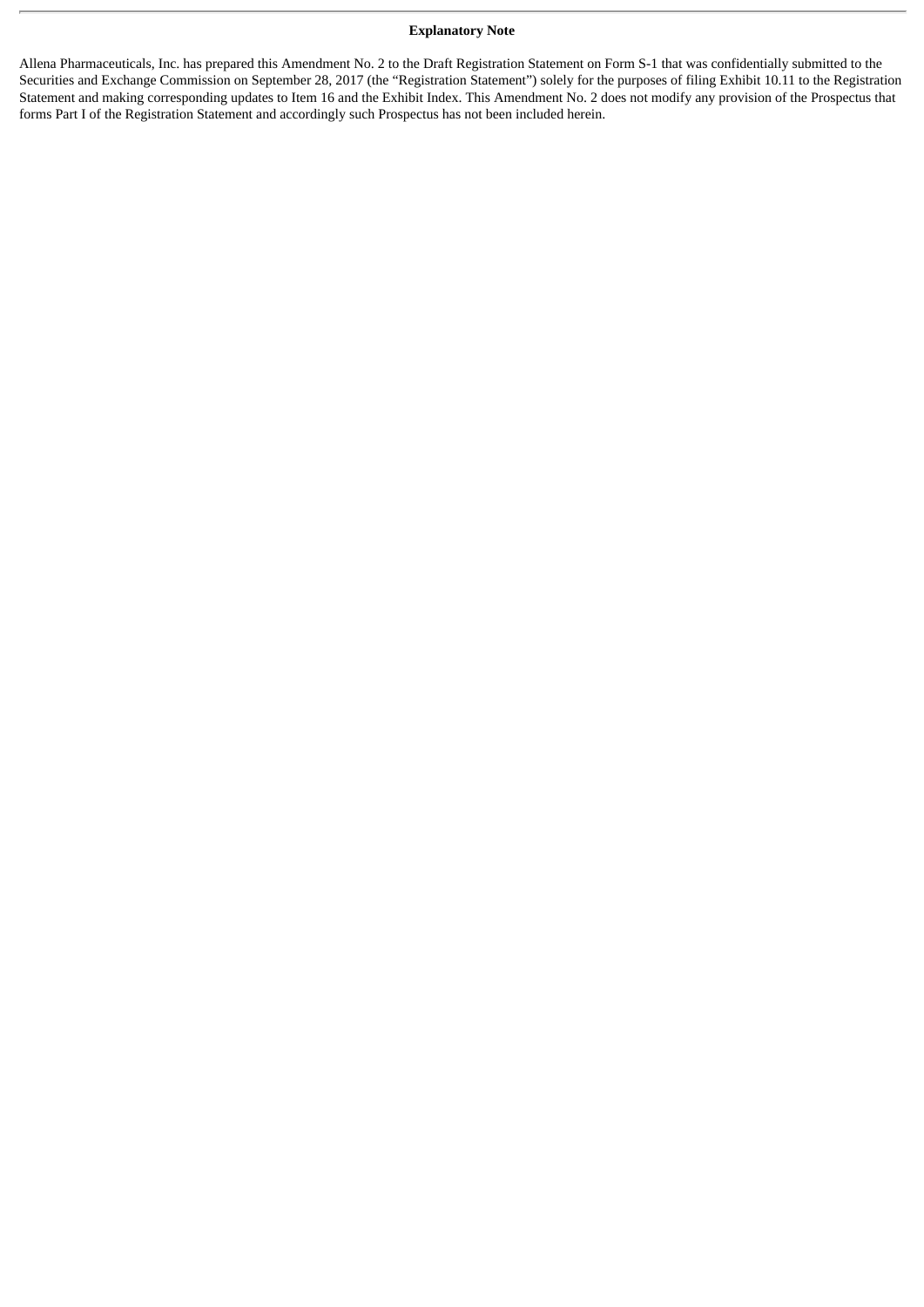## Explanatory Note

Allena Pharmaceuticals, Inc. has prepared this Amendment No. 2 to the Draft Registration Statement on Form S-1 that was confidentially submitted to the Securities and Exchange Commission on September 28, 2017 (the "Registration Statement") solely for the purposes of filing Exhibit 10.11 to the Registration Statement and making corresponding updates to Item 16 and the Exhibit Index. This Amendment No. 2 does not modify any provision of the Prospectus that forms Part I of the Registration Statement and accordingly such Prospectus has not been included herein.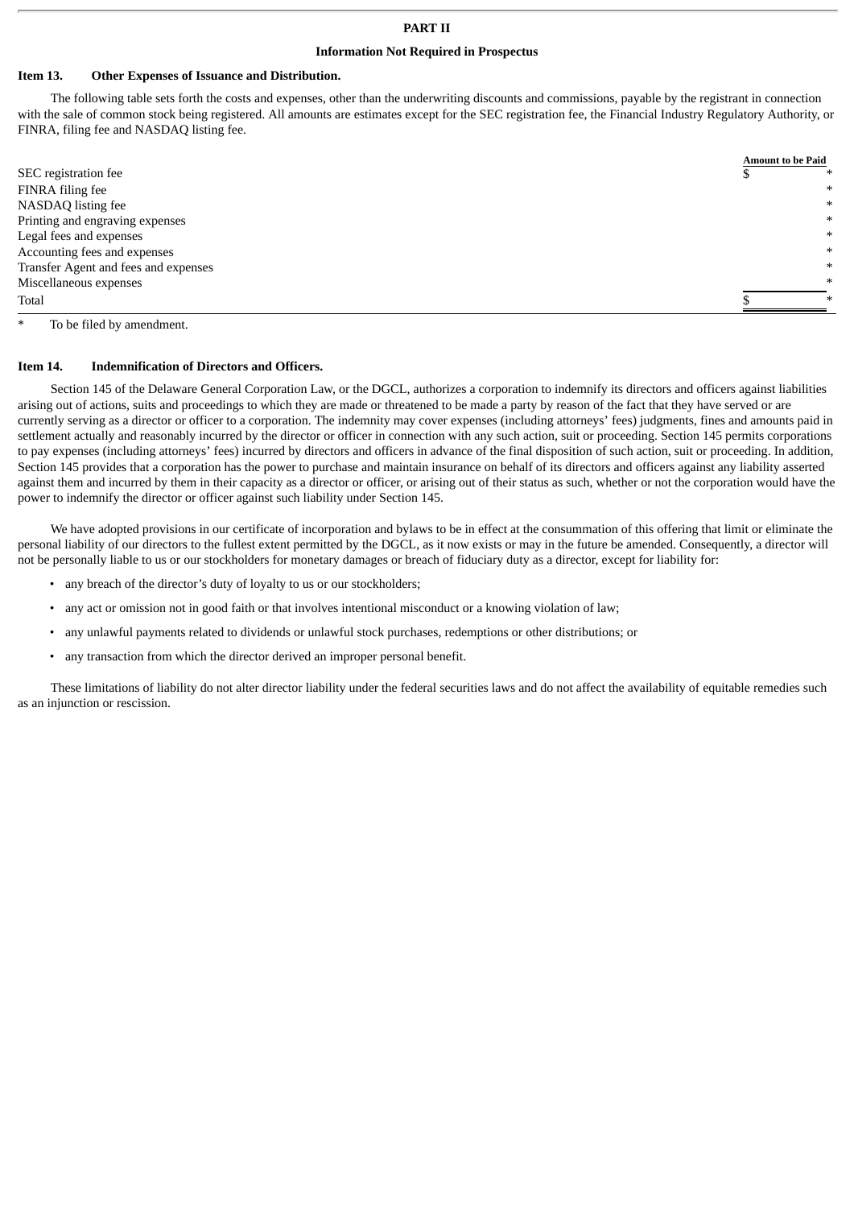# PART II

## Information Not Required in Prospectus

### Item 13. Other Expenses of Issuance and Distribution.

The following table sets forth the costs and expenses, other than the underwriting discounts and commissions, payable by the registrant in connection with the sale of common stock being registered. All amounts are estimates except for the SEC registration fee, the Financial Industry Regulatory Authority, or FINRA, filing fee and NASDAQ listing fee.

| | Amount to be Paid |
|---|---|
| SEC registration fee | $ * |
| FINRA filing fee | * |
| NASDAQ listing fee | * |
| Printing and engraving expenses | * |
| Legal fees and expenses | * |
| Accounting fees and expenses | * |
| Transfer Agent and fees and expenses | * |
| Miscellaneous expenses | * |
| Total | $ * |

\* To be filed by amendment.

### Item 14. Indemnification of Directors and Officers.

Section 145 of the Delaware General Corporation Law, or the DGCL, authorizes a corporation to indemnify its directors and officers against liabilities arising out of actions, suits and proceedings to which they are made or threatened to be made a party by reason of the fact that they have served or are currently serving as a director or officer to a corporation. The indemnity may cover expenses (including attorneys' fees) judgments, fines and amounts paid in settlement actually and reasonably incurred by the director or officer in connection with any such action, suit or proceeding. Section 145 permits corporations to pay expenses (including attorneys' fees) incurred by directors and officers in advance of the final disposition of such action, suit or proceeding. In addition, Section 145 provides that a corporation has the power to purchase and maintain insurance on behalf of its directors and officers against any liability asserted against them and incurred by them in their capacity as a director or officer, or arising out of their status as such, whether or not the corporation would have the power to indemnify the director or officer against such liability under Section 145.

We have adopted provisions in our certificate of incorporation and bylaws to be in effect at the consummation of this offering that limit or eliminate the personal liability of our directors to the fullest extent permitted by the DGCL, as it now exists or may in the future be amended. Consequently, a director will not be personally liable to us or our stockholders for monetary damages or breach of fiduciary duty as a director, except for liability for:

- any breach of the director's duty of loyalty to us or our stockholders;
- any act or omission not in good faith or that involves intentional misconduct or a knowing violation of law;
- any unlawful payments related to dividends or unlawful stock purchases, redemptions or other distributions; or
- any transaction from which the director derived an improper personal benefit.

These limitations of liability do not alter director liability under the federal securities laws and do not affect the availability of equitable remedies such as an injunction or rescission.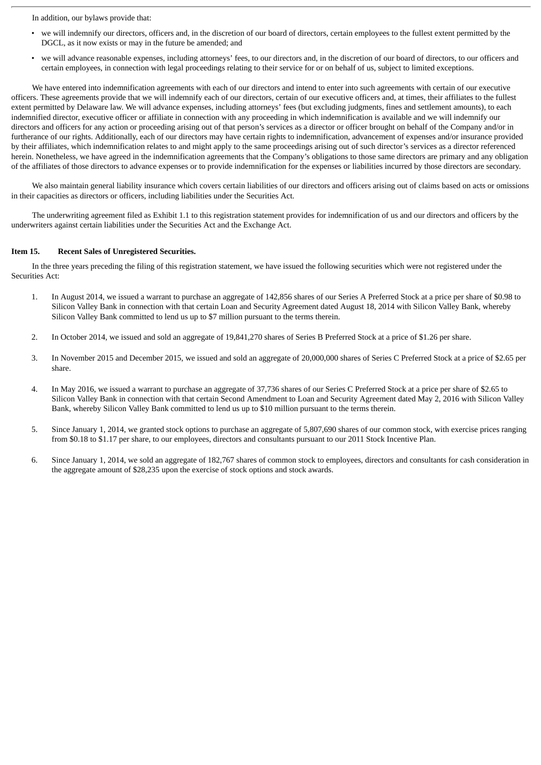In addition, our bylaws provide that:

- we will indemnify our directors, officers and, in the discretion of our board of directors, certain employees to the fullest extent permitted by the DGCL, as it now exists or may in the future be amended; and
- we will advance reasonable expenses, including attorneys' fees, to our directors and, in the discretion of our board of directors, to our officers and certain employees, in connection with legal proceedings relating to their service for or on behalf of us, subject to limited exceptions.

We have entered into indemnification agreements with each of our directors and intend to enter into such agreements with certain of our executive officers. These agreements provide that we will indemnify each of our directors, certain of our executive officers and, at times, their affiliates to the fullest extent permitted by Delaware law. We will advance expenses, including attorneys' fees (but excluding judgments, fines and settlement amounts), to each indemnified director, executive officer or affiliate in connection with any proceeding in which indemnification is available and we will indemnify our directors and officers for any action or proceeding arising out of that person's services as a director or officer brought on behalf of the Company and/or in furtherance of our rights. Additionally, each of our directors may have certain rights to indemnification, advancement of expenses and/or insurance provided by their affiliates, which indemnification relates to and might apply to the same proceedings arising out of such director's services as a director referenced herein. Nonetheless, we have agreed in the indemnification agreements that the Company's obligations to those same directors are primary and any obligation of the affiliates of those directors to advance expenses or to provide indemnification for the expenses or liabilities incurred by those directors are secondary.

We also maintain general liability insurance which covers certain liabilities of our directors and officers arising out of claims based on acts or omissions in their capacities as directors or officers, including liabilities under the Securities Act.

The underwriting agreement filed as Exhibit 1.1 to this registration statement provides for indemnification of us and our directors and officers by the underwriters against certain liabilities under the Securities Act and the Exchange Act.

### Item 15. Recent Sales of Unregistered Securities.

In the three years preceding the filing of this registration statement, we have issued the following securities which were not registered under the Securities Act:

1. In August 2014, we issued a warrant to purchase an aggregate of 142,856 shares of our Series A Preferred Stock at a price per share of $0.98 to Silicon Valley Bank in connection with that certain Loan and Security Agreement dated August 18, 2014 with Silicon Valley Bank, whereby Silicon Valley Bank committed to lend us up to $7 million pursuant to the terms therein.

2. In October 2014, we issued and sold an aggregate of 19,841,270 shares of Series B Preferred Stock at a price of $1.26 per share.

3. In November 2015 and December 2015, we issued and sold an aggregate of 20,000,000 shares of Series C Preferred Stock at a price of $2.65 per share.

4. In May 2016, we issued a warrant to purchase an aggregate of 37,736 shares of our Series C Preferred Stock at a price per share of $2.65 to Silicon Valley Bank in connection with that certain Second Amendment to Loan and Security Agreement dated May 2, 2016 with Silicon Valley Bank, whereby Silicon Valley Bank committed to lend us up to $10 million pursuant to the terms therein.

5. Since January 1, 2014, we granted stock options to purchase an aggregate of 5,807,690 shares of our common stock, with exercise prices ranging from $0.18 to $1.17 per share, to our employees, directors and consultants pursuant to our 2011 Stock Incentive Plan.

6. Since January 1, 2014, we sold an aggregate of 182,767 shares of common stock to employees, directors and consultants for cash consideration in the aggregate amount of $28,235 upon the exercise of stock options and stock awards.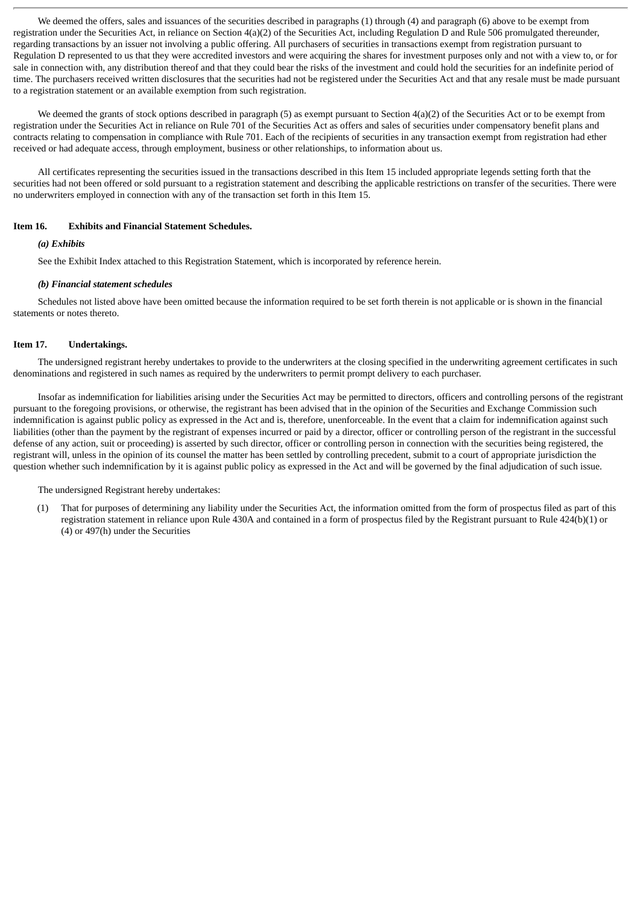We deemed the offers, sales and issuances of the securities described in paragraphs (1) through (4) and paragraph (6) above to be exempt from registration under the Securities Act, in reliance on Section 4(a)(2) of the Securities Act, including Regulation D and Rule 506 promulgated thereunder, regarding transactions by an issuer not involving a public offering. All purchasers of securities in transactions exempt from registration pursuant to Regulation D represented to us that they were accredited investors and were acquiring the shares for investment purposes only and not with a view to, or for sale in connection with, any distribution thereof and that they could bear the risks of the investment and could hold the securities for an indefinite period of time. The purchasers received written disclosures that the securities had not been registered under the Securities Act and that any resale must be made pursuant to a registration statement or an available exemption from such registration.

We deemed the grants of stock options described in paragraph (5) as exempt pursuant to Section 4(a)(2) of the Securities Act or to be exempt from registration under the Securities Act in reliance on Rule 701 of the Securities Act as offers and sales of securities under compensatory benefit plans and contracts relating to compensation in compliance with Rule 701. Each of the recipients of securities in any transaction exempt from registration had ether received or had adequate access, through employment, business or other relationships, to information about us.

All certificates representing the securities issued in the transactions described in this Item 15 included appropriate legends setting forth that the securities had not been offered or sold pursuant to a registration statement and describing the applicable restrictions on transfer of the securities. There were no underwriters employed in connection with any of the transaction set forth in this Item 15.

**Item 16. Exhibits and Financial Statement Schedules.**

***(a) Exhibits***

See the Exhibit Index attached to this Registration Statement, which is incorporated by reference herein.

***(b) Financial statement schedules***

Schedules not listed above have been omitted because the information required to be set forth therein is not applicable or is shown in the financial statements or notes thereto.

**Item 17. Undertakings.**

The undersigned registrant hereby undertakes to provide to the underwriters at the closing specified in the underwriting agreement certificates in such denominations and registered in such names as required by the underwriters to permit prompt delivery to each purchaser.

Insofar as indemnification for liabilities arising under the Securities Act may be permitted to directors, officers and controlling persons of the registrant pursuant to the foregoing provisions, or otherwise, the registrant has been advised that in the opinion of the Securities and Exchange Commission such indemnification is against public policy as expressed in the Act and is, therefore, unenforceable. In the event that a claim for indemnification against such liabilities (other than the payment by the registrant of expenses incurred or paid by a director, officer or controlling person of the registrant in the successful defense of any action, suit or proceeding) is asserted by such director, officer or controlling person in connection with the securities being registered, the registrant will, unless in the opinion of its counsel the matter has been settled by controlling precedent, submit to a court of appropriate jurisdiction the question whether such indemnification by it is against public policy as expressed in the Act and will be governed by the final adjudication of such issue.

The undersigned Registrant hereby undertakes:

(1) That for purposes of determining any liability under the Securities Act, the information omitted from the form of prospectus filed as part of this registration statement in reliance upon Rule 430A and contained in a form of prospectus filed by the Registrant pursuant to Rule 424(b)(1) or (4) or 497(h) under the Securities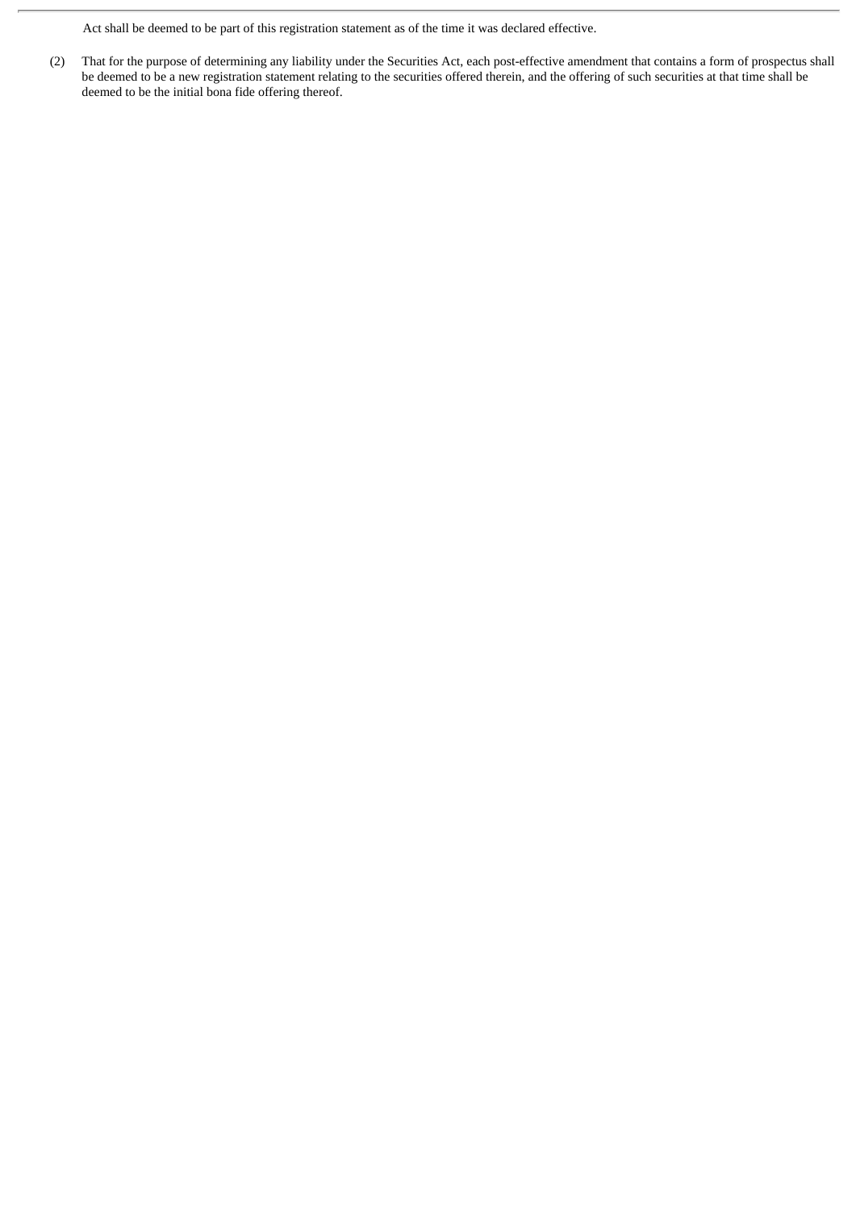Act shall be deemed to be part of this registration statement as of the time it was declared effective.

(2) That for the purpose of determining any liability under the Securities Act, each post-effective amendment that contains a form of prospectus shall be deemed to be a new registration statement relating to the securities offered therein, and the offering of such securities at that time shall be deemed to be the initial bona fide offering thereof.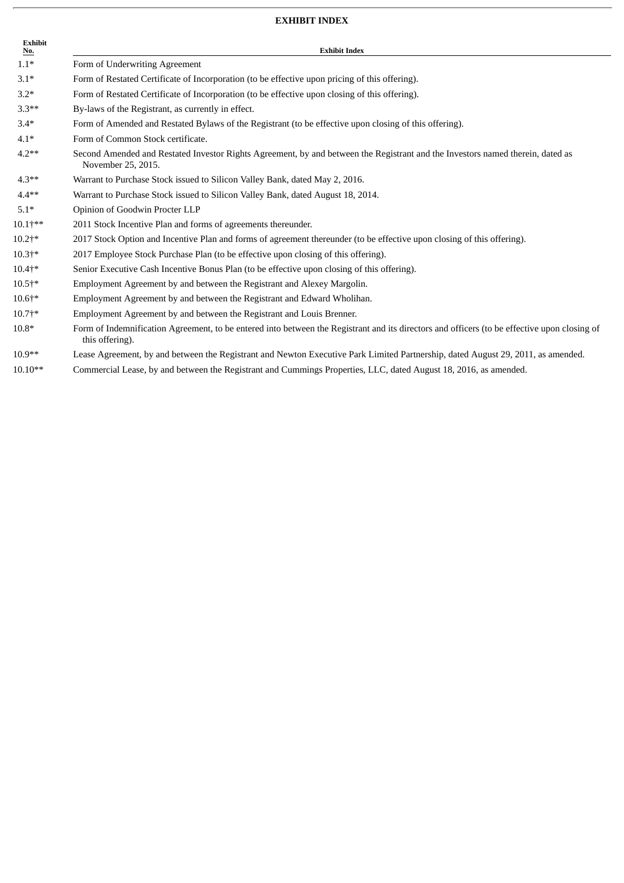## EXHIBIT INDEX

| Exhibit No. | Exhibit Index |
|---|---|
| 1.1* | Form of Underwriting Agreement |
| 3.1* | Form of Restated Certificate of Incorporation (to be effective upon pricing of this offering). |
| 3.2* | Form of Restated Certificate of Incorporation (to be effective upon closing of this offering). |
| 3.3** | By-laws of the Registrant, as currently in effect. |
| 3.4* | Form of Amended and Restated Bylaws of the Registrant (to be effective upon closing of this offering). |
| 4.1* | Form of Common Stock certificate. |
| 4.2** | Second Amended and Restated Investor Rights Agreement, by and between the Registrant and the Investors named therein, dated as November 25, 2015. |
| 4.3** | Warrant to Purchase Stock issued to Silicon Valley Bank, dated May 2, 2016. |
| 4.4** | Warrant to Purchase Stock issued to Silicon Valley Bank, dated August 18, 2014. |
| 5.1* | Opinion of Goodwin Procter LLP |
| 10.1†** | 2011 Stock Incentive Plan and forms of agreements thereunder. |
| 10.2†* | 2017 Stock Option and Incentive Plan and forms of agreement thereunder (to be effective upon closing of this offering). |
| 10.3†* | 2017 Employee Stock Purchase Plan (to be effective upon closing of this offering). |
| 10.4†* | Senior Executive Cash Incentive Bonus Plan (to be effective upon closing of this offering). |
| 10.5†* | Employment Agreement by and between the Registrant and Alexey Margolin. |
| 10.6†* | Employment Agreement by and between the Registrant and Edward Wholihan. |
| 10.7†* | Employment Agreement by and between the Registrant and Louis Brenner. |
| 10.8* | Form of Indemnification Agreement, to be entered into between the Registrant and its directors and officers (to be effective upon closing of this offering). |
| 10.9** | Lease Agreement, by and between the Registrant and Newton Executive Park Limited Partnership, dated August 29, 2011, as amended. |
| 10.10** | Commercial Lease, by and between the Registrant and Cummings Properties, LLC, dated August 18, 2016, as amended. |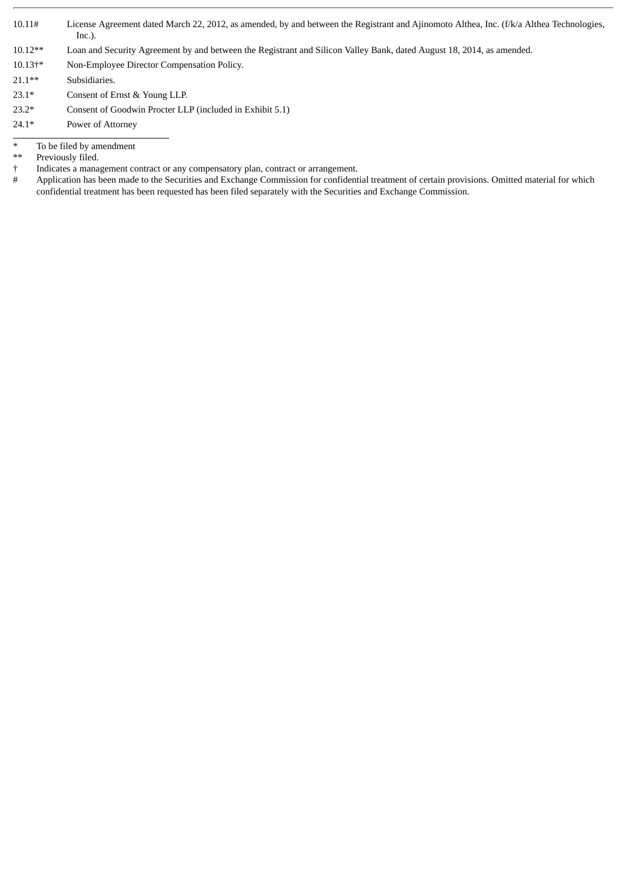| | |
|---|---|
| 10.11# | License Agreement dated March 22, 2012, as amended, by and between the Registrant and Ajinomoto Althea, Inc. (f/k/a Althea Technologies, Inc.). |
| 10.12** | Loan and Security Agreement by and between the Registrant and Silicon Valley Bank, dated August 18, 2014, as amended. |
| 10.13†* | Non-Employee Director Compensation Policy. |
| 21.1** | Subsidiaries. |
| 23.1* | Consent of Ernst & Young LLP. |
| 23.2* | Consent of Goodwin Procter LLP (included in Exhibit 5.1) |
| 24.1* | Power of Attorney |

\* To be filed by amendment

** Previously filed.

† Indicates a management contract or any compensatory plan, contract or arrangement.

\# Application has been made to the Securities and Exchange Commission for confidential treatment of certain provisions. Omitted material for which confidential treatment has been requested has been filed separately with the Securities and Exchange Commission.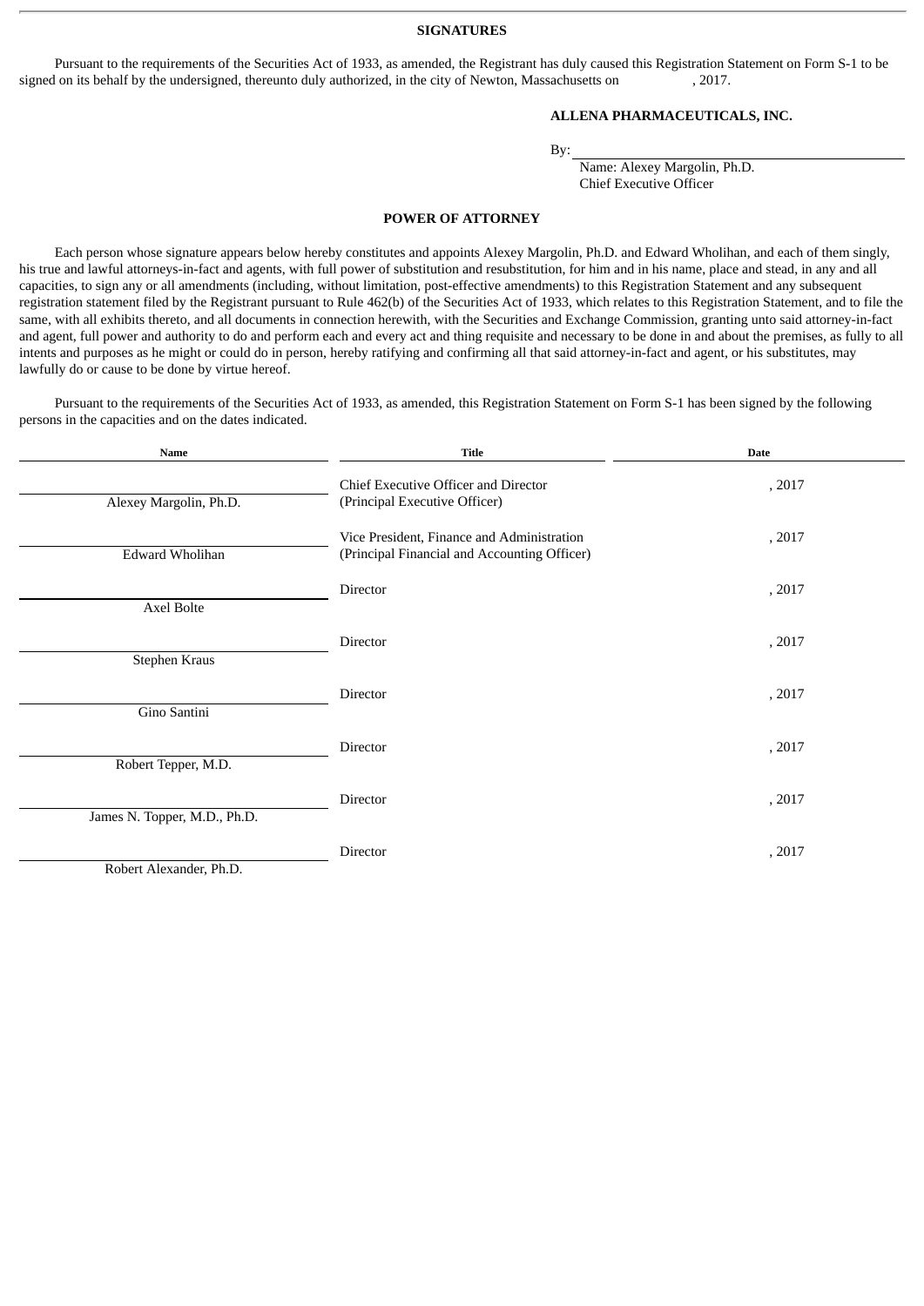## SIGNATURES

Pursuant to the requirements of the Securities Act of 1933, as amended, the Registrant has duly caused this Registration Statement on Form S-1 to be signed on its behalf by the undersigned, thereunto duly authorized, in the city of Newton, Massachusetts on , 2017.

**ALLENA PHARMACEUTICALS, INC.**

By: \_\_\_\_\_\_\_\_\_\_\_\_\_\_\_\_\_\_\_\_\_\_\_\_\_\_\_\_
Name: Alexey Margolin, Ph.D.
Chief Executive Officer

## POWER OF ATTORNEY

Each person whose signature appears below hereby constitutes and appoints Alexey Margolin, Ph.D. and Edward Wholihan, and each of them singly, his true and lawful attorneys-in-fact and agents, with full power of substitution and resubstitution, for him and in his name, place and stead, in any and all capacities, to sign any or all amendments (including, without limitation, post-effective amendments) to this Registration Statement and any subsequent registration statement filed by the Registrant pursuant to Rule 462(b) of the Securities Act of 1933, which relates to this Registration Statement, and to file the same, with all exhibits thereto, and all documents in connection herewith, with the Securities and Exchange Commission, granting unto said attorney-in-fact and agent, full power and authority to do and perform each and every act and thing requisite and necessary to be done in and about the premises, as fully to all intents and purposes as he might or could do in person, hereby ratifying and confirming all that said attorney-in-fact and agent, or his substitutes, may lawfully do or cause to be done by virtue hereof.

Pursuant to the requirements of the Securities Act of 1933, as amended, this Registration Statement on Form S-1 has been signed by the following persons in the capacities and on the dates indicated.

| Name | Title | Date |
|---|---|---|
| Alexey Margolin, Ph.D. | Chief Executive Officer and Director (Principal Executive Officer) | , 2017 |
| Edward Wholihan | Vice President, Finance and Administration (Principal Financial and Accounting Officer) | , 2017 |
| Axel Bolte | Director | , 2017 |
| Stephen Kraus | Director | , 2017 |
| Gino Santini | Director | , 2017 |
| Robert Tepper, M.D. | Director | , 2017 |
| James N. Topper, M.D., Ph.D. | Director | , 2017 |
| Robert Alexander, Ph.D. | Director | , 2017 |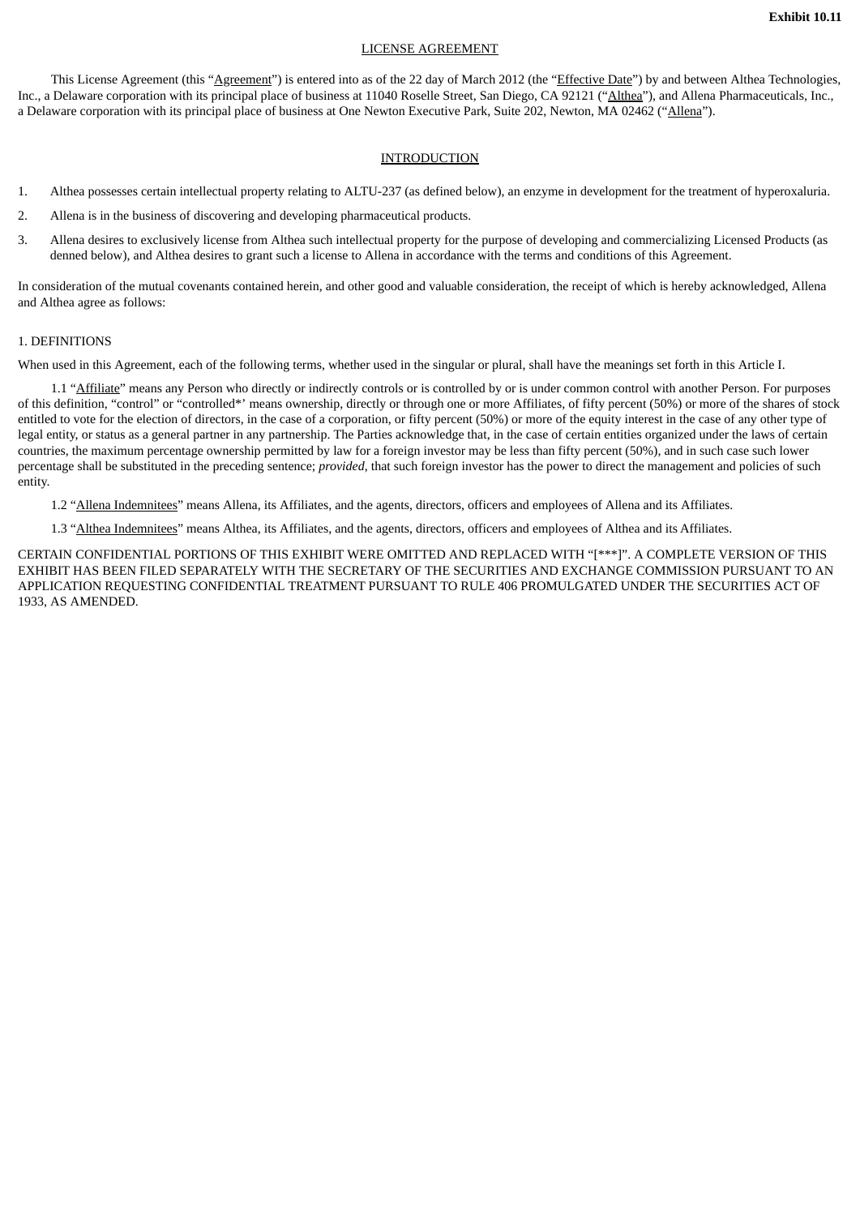**Exhibit 10.11**

LICENSE AGREEMENT

This License Agreement (this "Agreement") is entered into as of the 22 day of March 2012 (the "Effective Date") by and between Althea Technologies, Inc., a Delaware corporation with its principal place of business at 11040 Roselle Street, San Diego, CA 92121 ("Althea"), and Allena Pharmaceuticals, Inc., a Delaware corporation with its principal place of business at One Newton Executive Park, Suite 202, Newton, MA 02462 ("Allena").

INTRODUCTION

1. Althea possesses certain intellectual property relating to ALTU-237 (as defined below), an enzyme in development for the treatment of hyperoxaluria.
2. Allena is in the business of discovering and developing pharmaceutical products.
3. Allena desires to exclusively license from Althea such intellectual property for the purpose of developing and commercializing Licensed Products (as denned below), and Althea desires to grant such a license to Allena in accordance with the terms and conditions of this Agreement.

In consideration of the mutual covenants contained herein, and other good and valuable consideration, the receipt of which is hereby acknowledged, Allena and Althea agree as follows:

1. DEFINITIONS

When used in this Agreement, each of the following terms, whether used in the singular or plural, shall have the meanings set forth in this Article I.

1.1 "Affiliate" means any Person who directly or indirectly controls or is controlled by or is under common control with another Person. For purposes of this definition, "control" or "controlled*' means ownership, directly or through one or more Affiliates, of fifty percent (50%) or more of the shares of stock entitled to vote for the election of directors, in the case of a corporation, or fifty percent (50%) or more of the equity interest in the case of any other type of legal entity, or status as a general partner in any partnership. The Parties acknowledge that, in the case of certain entities organized under the laws of certain countries, the maximum percentage ownership permitted by law for a foreign investor may be less than fifty percent (50%), and in such case such lower percentage shall be substituted in the preceding sentence; *provided*, that such foreign investor has the power to direct the management and policies of such entity.

1.2 "Allena Indemnitees" means Allena, its Affiliates, and the agents, directors, officers and employees of Allena and its Affiliates.

1.3 "Althea Indemnitees" means Althea, its Affiliates, and the agents, directors, officers and employees of Althea and its Affiliates.

CERTAIN CONFIDENTIAL PORTIONS OF THIS EXHIBIT WERE OMITTED AND REPLACED WITH "[***]". A COMPLETE VERSION OF THIS EXHIBIT HAS BEEN FILED SEPARATELY WITH THE SECRETARY OF THE SECURITIES AND EXCHANGE COMMISSION PURSUANT TO AN APPLICATION REQUESTING CONFIDENTIAL TREATMENT PURSUANT TO RULE 406 PROMULGATED UNDER THE SECURITIES ACT OF 1933, AS AMENDED.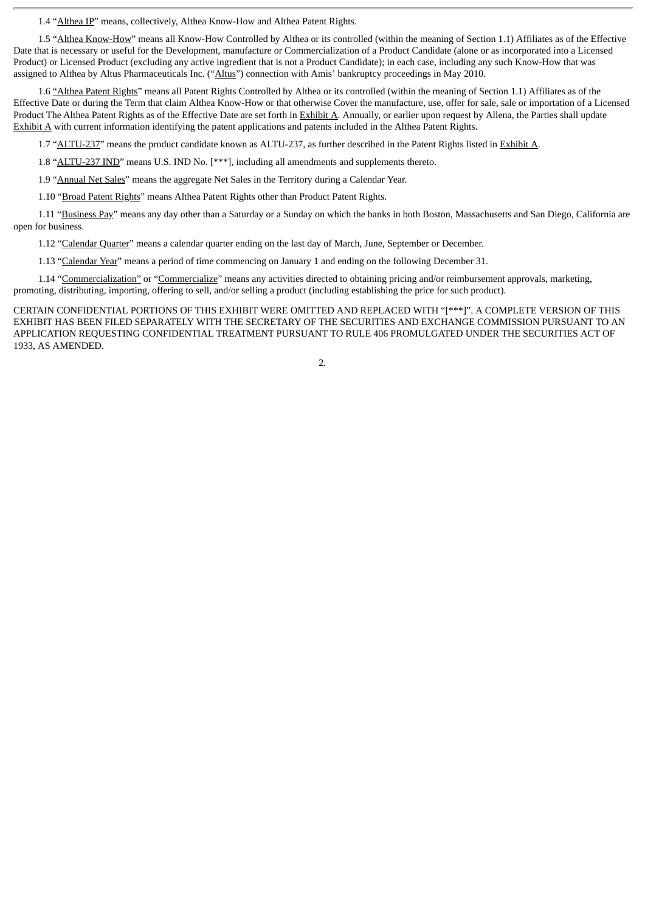1.4 "Althea IP" means, collectively, Althea Know-How and Althea Patent Rights.

1.5 "Althea Know-How" means all Know-How Controlled by Althea or its controlled (within the meaning of Section 1.1) Affiliates as of the Effective Date that is necessary or useful for the Development, manufacture or Commercialization of a Product Candidate (alone or as incorporated into a Licensed Product) or Licensed Product (excluding any active ingredient that is not a Product Candidate); in each case, including any such Know-How that was assigned to Althea by Altus Pharmaceuticals Inc. ("Altus") connection with Amis' bankruptcy proceedings in May 2010.

1.6 "Althea Patent Rights" means all Patent Rights Controlled by Althea or its controlled (within the meaning of Section 1.1) Affiliates as of the Effective Date or during the Term that claim Althea Know-How or that otherwise Cover the manufacture, use, offer for sale, sale or importation of a Licensed Product The Althea Patent Rights as of the Effective Date are set forth in Exhibit A. Annually, or earlier upon request by Allena, the Parties shall update Exhibit A with current information identifying the patent applications and patents included in the Althea Patent Rights.

1.7 "ALTU-237" means the product candidate known as ALTU-237, as further described in the Patent Rights listed in Exhibit A.

1.8 "ALTU-237 IND" means U.S. IND No. [***], including all amendments and supplements thereto.

1.9 "Annual Net Sales" means the aggregate Net Sales in the Territory during a Calendar Year.

1.10 "Broad Patent Rights" means Althea Patent Rights other than Product Patent Rights.

1.11 "Business Pay" means any day other than a Saturday or a Sunday on which the banks in both Boston, Massachusetts and San Diego, California are open for business.

1.12 "Calendar Quarter" means a calendar quarter ending on the last day of March, June, September or December.

1.13 "Calendar Year" means a period of time commencing on January 1 and ending on the following December 31.

1.14 "Commercialization" or "Commercialize" means any activities directed to obtaining pricing and/or reimbursement approvals, marketing, promoting, distributing, importing, offering to sell, and/or selling a product (including establishing the price for such product).

CERTAIN CONFIDENTIAL PORTIONS OF THIS EXHIBIT WERE OMITTED AND REPLACED WITH "[***]". A COMPLETE VERSION OF THIS EXHIBIT HAS BEEN FILED SEPARATELY WITH THE SECRETARY OF THE SECURITIES AND EXCHANGE COMMISSION PURSUANT TO AN APPLICATION REQUESTING CONFIDENTIAL TREATMENT PURSUANT TO RULE 406 PROMULGATED UNDER THE SECURITIES ACT OF 1933, AS AMENDED.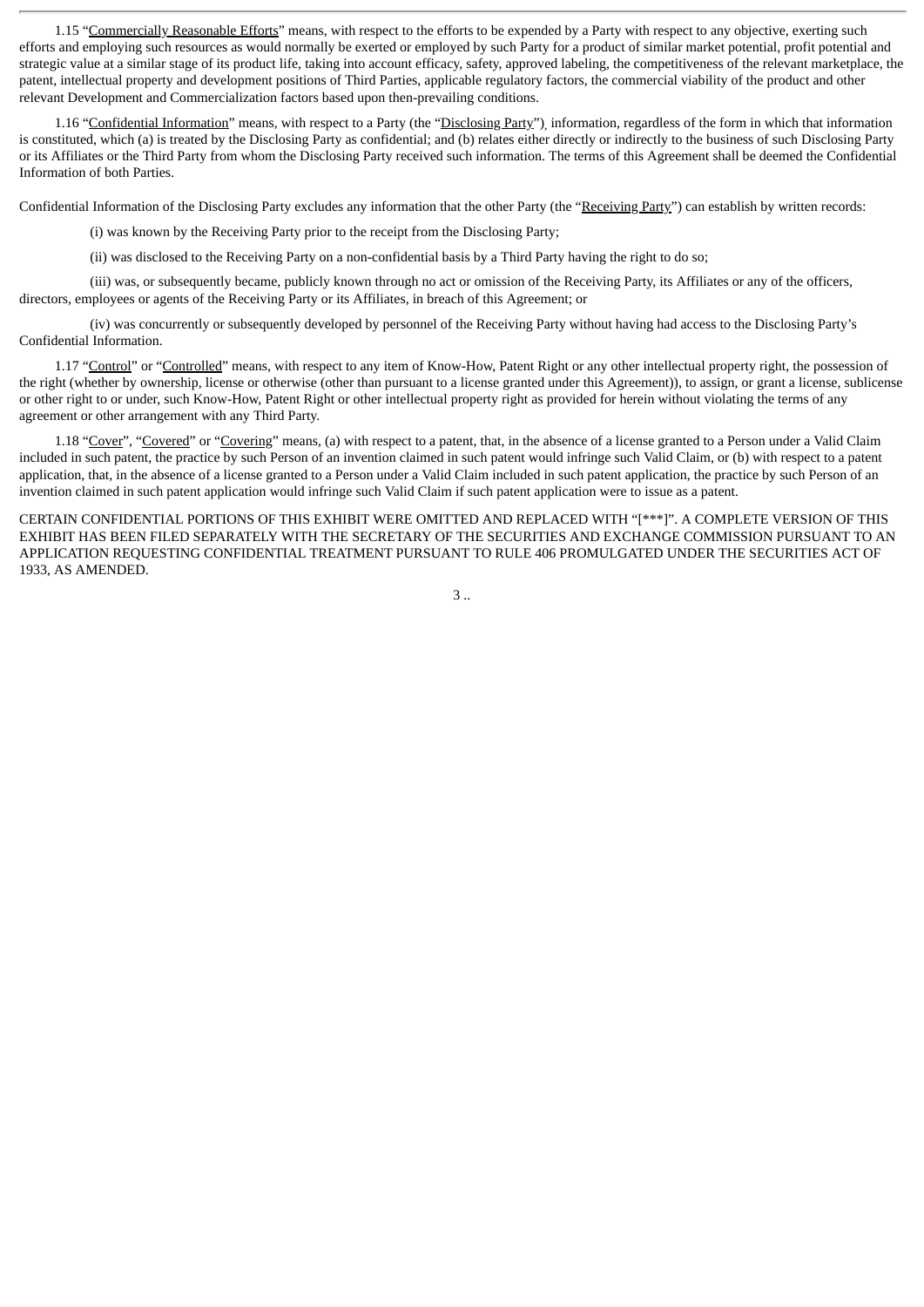1.15 "Commercially Reasonable Efforts" means, with respect to the efforts to be expended by a Party with respect to any objective, exerting such efforts and employing such resources as would normally be exerted or employed by such Party for a product of similar market potential, profit potential and strategic value at a similar stage of its product life, taking into account efficacy, safety, approved labeling, the competitiveness of the relevant marketplace, the patent, intellectual property and development positions of Third Parties, applicable regulatory factors, the commercial viability of the product and other relevant Development and Commercialization factors based upon then-prevailing conditions.

1.16 "Confidential Information" means, with respect to a Party (the "Disclosing Party"), information, regardless of the form in which that information is constituted, which (a) is treated by the Disclosing Party as confidential; and (b) relates either directly or indirectly to the business of such Disclosing Party or its Affiliates or the Third Party from whom the Disclosing Party received such information. The terms of this Agreement shall be deemed the Confidential Information of both Parties.

Confidential Information of the Disclosing Party excludes any information that the other Party (the "Receiving Party") can establish by written records:

(i) was known by the Receiving Party prior to the receipt from the Disclosing Party;

(ii) was disclosed to the Receiving Party on a non-confidential basis by a Third Party having the right to do so;

(iii) was, or subsequently became, publicly known through no act or omission of the Receiving Party, its Affiliates or any of the officers, directors, employees or agents of the Receiving Party or its Affiliates, in breach of this Agreement; or

(iv) was concurrently or subsequently developed by personnel of the Receiving Party without having had access to the Disclosing Party's Confidential Information.

1.17 "Control" or "Controlled" means, with respect to any item of Know-How, Patent Right or any other intellectual property right, the possession of the right (whether by ownership, license or otherwise (other than pursuant to a license granted under this Agreement)), to assign, or grant a license, sublicense or other right to or under, such Know-How, Patent Right or other intellectual property right as provided for herein without violating the terms of any agreement or other arrangement with any Third Party.

1.18 "Cover", "Covered" or "Covering" means, (a) with respect to a patent, that, in the absence of a license granted to a Person under a Valid Claim included in such patent, the practice by such Person of an invention claimed in such patent would infringe such Valid Claim, or (b) with respect to a patent application, that, in the absence of a license granted to a Person under a Valid Claim included in such patent application, the practice by such Person of an invention claimed in such patent application would infringe such Valid Claim if such patent application were to issue as a patent.

CERTAIN CONFIDENTIAL PORTIONS OF THIS EXHIBIT WERE OMITTED AND REPLACED WITH "[***]". A COMPLETE VERSION OF THIS EXHIBIT HAS BEEN FILED SEPARATELY WITH THE SECRETARY OF THE SECURITIES AND EXCHANGE COMMISSION PURSUANT TO AN APPLICATION REQUESTING CONFIDENTIAL TREATMENT PURSUANT TO RULE 406 PROMULGATED UNDER THE SECURITIES ACT OF 1933, AS AMENDED.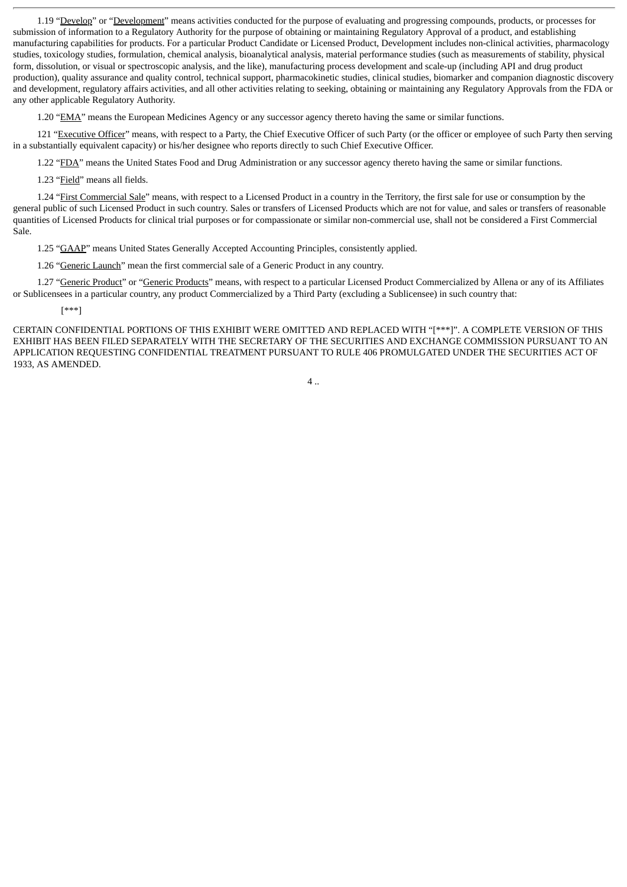1.19 "Develop" or "Development" means activities conducted for the purpose of evaluating and progressing compounds, products, or processes for submission of information to a Regulatory Authority for the purpose of obtaining or maintaining Regulatory Approval of a product, and establishing manufacturing capabilities for products. For a particular Product Candidate or Licensed Product, Development includes non-clinical activities, pharmacology studies, toxicology studies, formulation, chemical analysis, bioanalytical analysis, material performance studies (such as measurements of stability, physical form, dissolution, or visual or spectroscopic analysis, and the like), manufacturing process development and scale-up (including API and drug product production), quality assurance and quality control, technical support, pharmacokinetic studies, clinical studies, biomarker and companion diagnostic discovery and development, regulatory affairs activities, and all other activities relating to seeking, obtaining or maintaining any Regulatory Approvals from the FDA or any other applicable Regulatory Authority.

1.20 "EMA" means the European Medicines Agency or any successor agency thereto having the same or similar functions.

121 "Executive Officer" means, with respect to a Party, the Chief Executive Officer of such Party (or the officer or employee of such Party then serving in a substantially equivalent capacity) or his/her designee who reports directly to such Chief Executive Officer.

1.22 "FDA" means the United States Food and Drug Administration or any successor agency thereto having the same or similar functions.

1.23 "Field" means all fields.

1.24 "First Commercial Sale" means, with respect to a Licensed Product in a country in the Territory, the first sale for use or consumption by the general public of such Licensed Product in such country. Sales or transfers of Licensed Products which are not for value, and sales or transfers of reasonable quantities of Licensed Products for clinical trial purposes or for compassionate or similar non-commercial use, shall not be considered a First Commercial Sale.

1.25 "GAAP" means United States Generally Accepted Accounting Principles, consistently applied.

1.26 "Generic Launch" mean the first commercial sale of a Generic Product in any country.

1.27 "Generic Product" or "Generic Products" means, with respect to a particular Licensed Product Commercialized by Allena or any of its Affiliates or Sublicensees in a particular country, any product Commercialized by a Third Party (excluding a Sublicensee) in such country that:

[***]

CERTAIN CONFIDENTIAL PORTIONS OF THIS EXHIBIT WERE OMITTED AND REPLACED WITH "[***]". A COMPLETE VERSION OF THIS EXHIBIT HAS BEEN FILED SEPARATELY WITH THE SECRETARY OF THE SECURITIES AND EXCHANGE COMMISSION PURSUANT TO AN APPLICATION REQUESTING CONFIDENTIAL TREATMENT PURSUANT TO RULE 406 PROMULGATED UNDER THE SECURITIES ACT OF 1933, AS AMENDED.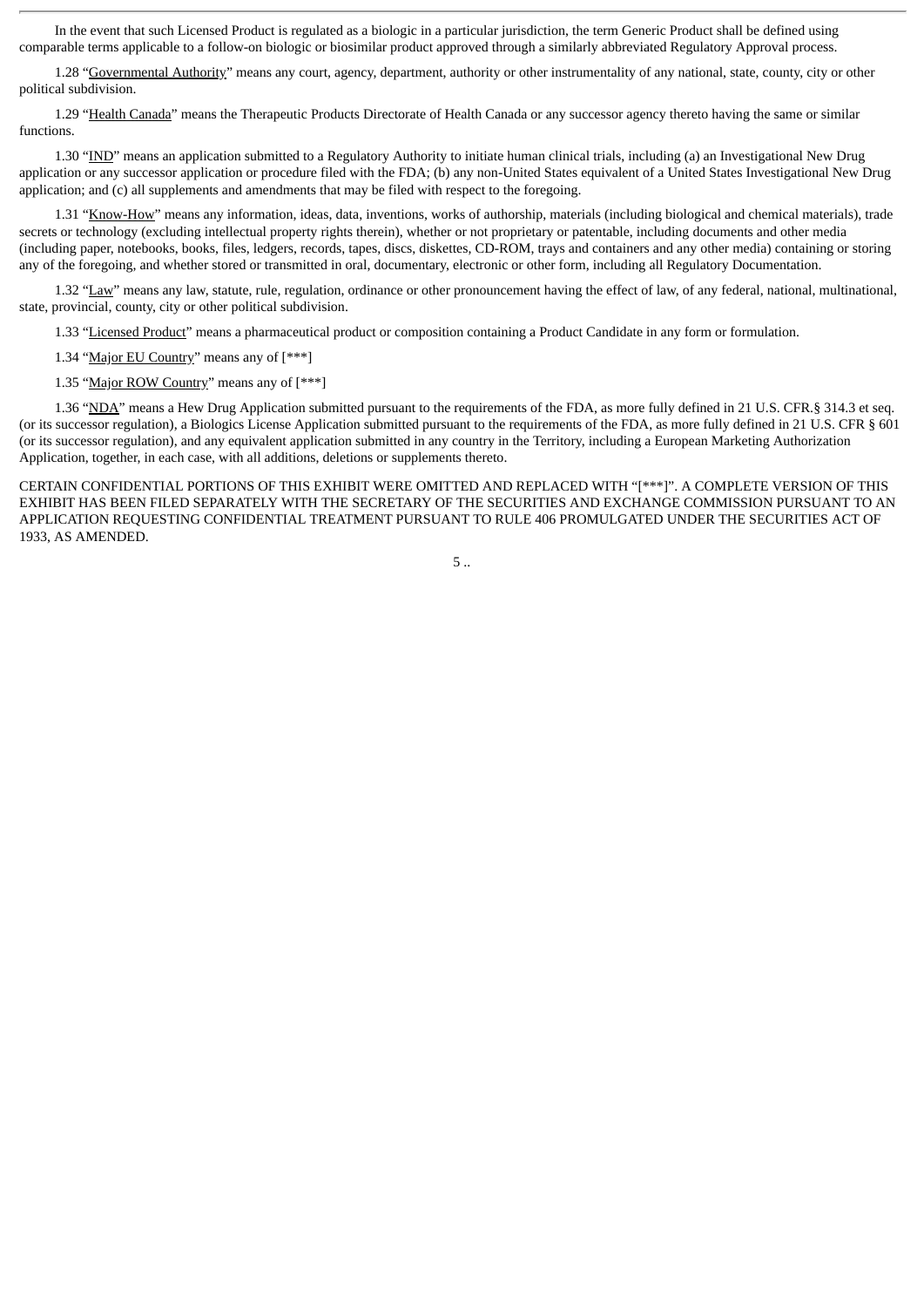In the event that such Licensed Product is regulated as a biologic in a particular jurisdiction, the term Generic Product shall be defined using comparable terms applicable to a follow-on biologic or biosimilar product approved through a similarly abbreviated Regulatory Approval process.

1.28 "Governmental Authority" means any court, agency, department, authority or other instrumentality of any national, state, county, city or other political subdivision.

1.29 "Health Canada" means the Therapeutic Products Directorate of Health Canada or any successor agency thereto having the same or similar functions.

1.30 "IND" means an application submitted to a Regulatory Authority to initiate human clinical trials, including (a) an Investigational New Drug application or any successor application or procedure filed with the FDA; (b) any non-United States equivalent of a United States Investigational New Drug application; and (c) all supplements and amendments that may be filed with respect to the foregoing.

1.31 "Know-How" means any information, ideas, data, inventions, works of authorship, materials (including biological and chemical materials), trade secrets or technology (excluding intellectual property rights therein), whether or not proprietary or patentable, including documents and other media (including paper, notebooks, books, files, ledgers, records, tapes, discs, diskettes, CD-ROM, trays and containers and any other media) containing or storing any of the foregoing, and whether stored or transmitted in oral, documentary, electronic or other form, including all Regulatory Documentation.

1.32 "Law" means any law, statute, rule, regulation, ordinance or other pronouncement having the effect of law, of any federal, national, multinational, state, provincial, county, city or other political subdivision.

1.33 "Licensed Product" means a pharmaceutical product or composition containing a Product Candidate in any form or formulation.

1.34 "Major EU Country" means any of [***]

1.35 "Major ROW Country" means any of [***]

1.36 "NDA" means a Hew Drug Application submitted pursuant to the requirements of the FDA, as more fully defined in 21 U.S. CFR.§ 314.3 et seq. (or its successor regulation), a Biologics License Application submitted pursuant to the requirements of the FDA, as more fully defined in 21 U.S. CFR § 601 (or its successor regulation), and any equivalent application submitted in any country in the Territory, including a European Marketing Authorization Application, together, in each case, with all additions, deletions or supplements thereto.

CERTAIN CONFIDENTIAL PORTIONS OF THIS EXHIBIT WERE OMITTED AND REPLACED WITH "[***]". A COMPLETE VERSION OF THIS EXHIBIT HAS BEEN FILED SEPARATELY WITH THE SECRETARY OF THE SECURITIES AND EXCHANGE COMMISSION PURSUANT TO AN APPLICATION REQUESTING CONFIDENTIAL TREATMENT PURSUANT TO RULE 406 PROMULGATED UNDER THE SECURITIES ACT OF 1933, AS AMENDED.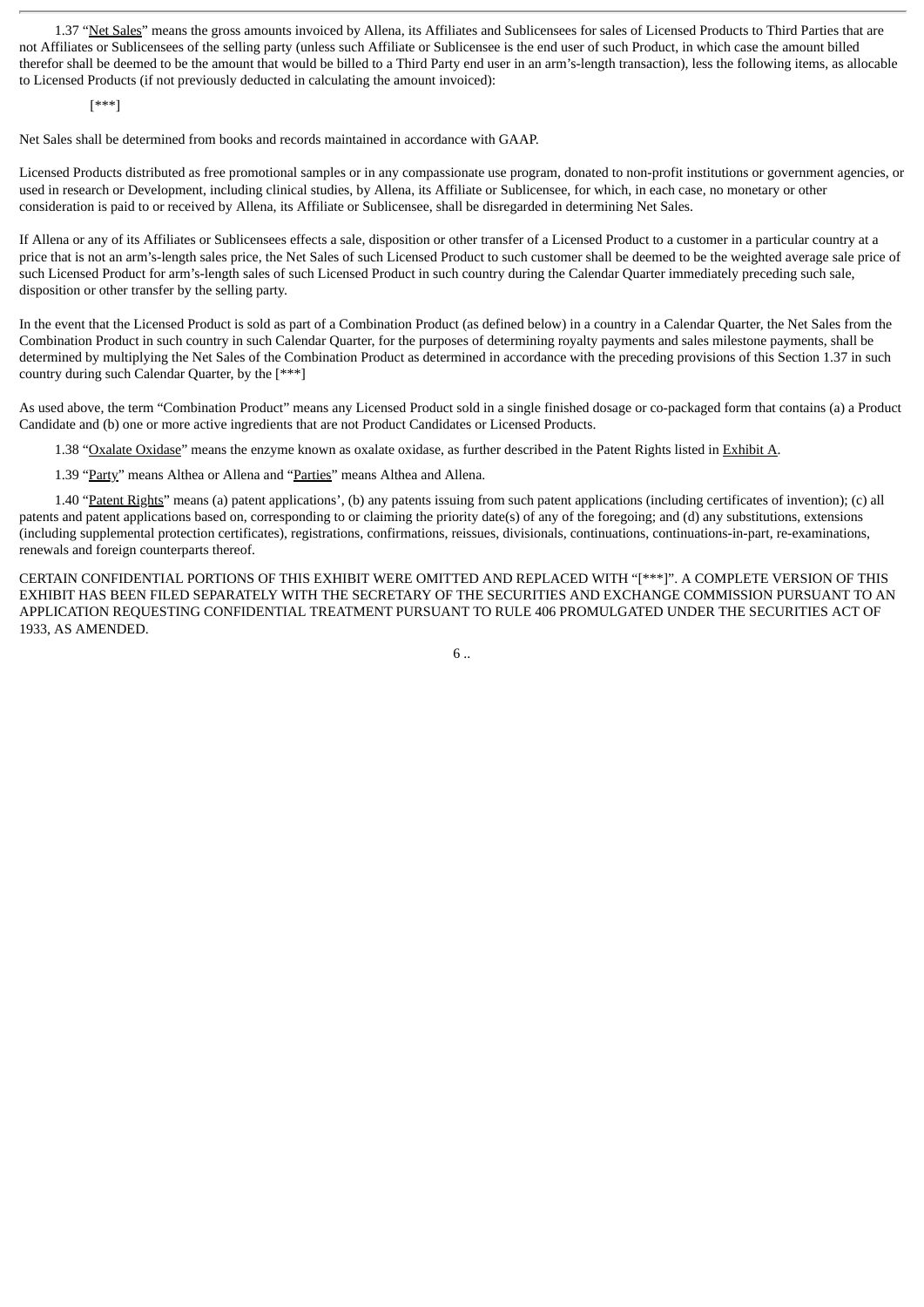1.37 "Net Sales" means the gross amounts invoiced by Allena, its Affiliates and Sublicensees for sales of Licensed Products to Third Parties that are not Affiliates or Sublicensees of the selling party (unless such Affiliate or Sublicensee is the end user of such Product, in which case the amount billed therefor shall be deemed to be the amount that would be billed to a Third Party end user in an arm's-length transaction), less the following items, as allocable to Licensed Products (if not previously deducted in calculating the amount invoiced):

[***]

Net Sales shall be determined from books and records maintained in accordance with GAAP.

Licensed Products distributed as free promotional samples or in any compassionate use program, donated to non-profit institutions or government agencies, or used in research or Development, including clinical studies, by Allena, its Affiliate or Sublicensee, for which, in each case, no monetary or other consideration is paid to or received by Allena, its Affiliate or Sublicensee, shall be disregarded in determining Net Sales.

If Allena or any of its Affiliates or Sublicensees effects a sale, disposition or other transfer of a Licensed Product to a customer in a particular country at a price that is not an arm's-length sales price, the Net Sales of such Licensed Product to such customer shall be deemed to be the weighted average sale price of such Licensed Product for arm's-length sales of such Licensed Product in such country during the Calendar Quarter immediately preceding such sale, disposition or other transfer by the selling party.

In the event that the Licensed Product is sold as part of a Combination Product (as defined below) in a country in a Calendar Quarter, the Net Sales from the Combination Product in such country in such Calendar Quarter, for the purposes of determining royalty payments and sales milestone payments, shall be determined by multiplying the Net Sales of the Combination Product as determined in accordance with the preceding provisions of this Section 1.37 in such country during such Calendar Quarter, by the [***]

As used above, the term "Combination Product" means any Licensed Product sold in a single finished dosage or co-packaged form that contains (a) a Product Candidate and (b) one or more active ingredients that are not Product Candidates or Licensed Products.

1.38 "Oxalate Oxidase" means the enzyme known as oxalate oxidase, as further described in the Patent Rights listed in Exhibit A.

1.39 "Party" means Althea or Allena and "Parties" means Althea and Allena.

1.40 "Patent Rights" means (a) patent applications', (b) any patents issuing from such patent applications (including certificates of invention); (c) all patents and patent applications based on, corresponding to or claiming the priority date(s) of any of the foregoing; and (d) any substitutions, extensions (including supplemental protection certificates), registrations, confirmations, reissues, divisionals, continuations, continuations-in-part, re-examinations, renewals and foreign counterparts thereof.

CERTAIN CONFIDENTIAL PORTIONS OF THIS EXHIBIT WERE OMITTED AND REPLACED WITH "[***]". A COMPLETE VERSION OF THIS EXHIBIT HAS BEEN FILED SEPARATELY WITH THE SECRETARY OF THE SECURITIES AND EXCHANGE COMMISSION PURSUANT TO AN APPLICATION REQUESTING CONFIDENTIAL TREATMENT PURSUANT TO RULE 406 PROMULGATED UNDER THE SECURITIES ACT OF 1933, AS AMENDED.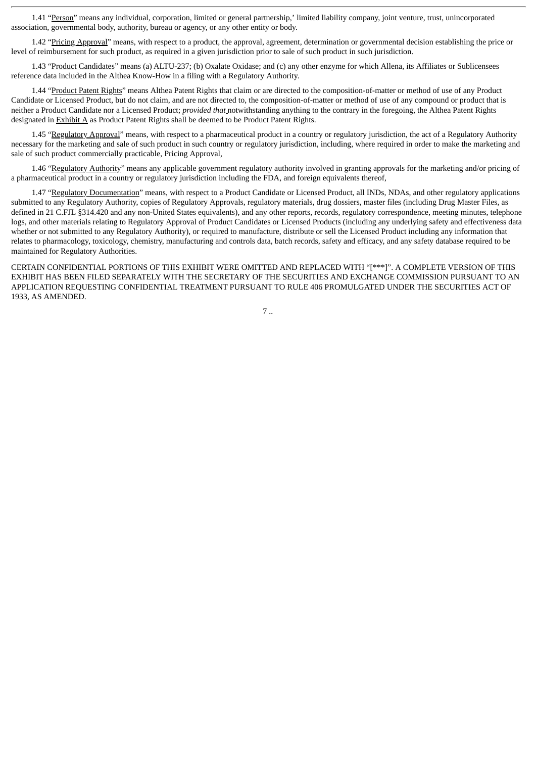1.41 "Person" means any individual, corporation, limited or general partnership,' limited liability company, joint venture, trust, unincorporated association, governmental body, authority, bureau or agency, or any other entity or body.

1.42 "Pricing Approval" means, with respect to a product, the approval, agreement, determination or governmental decision establishing the price or level of reimbursement for such product, as required in a given jurisdiction prior to sale of such product in such jurisdiction.

1.43 "Product Candidates" means (a) ALTU-237; (b) Oxalate Oxidase; and (c) any other enzyme for which Allena, its Affiliates or Sublicensees reference data included in the Althea Know-How in a filing with a Regulatory Authority.

1.44 "Product Patent Rights" means Althea Patent Rights that claim or are directed to the composition-of-matter or method of use of any Product Candidate or Licensed Product, but do not claim, and are not directed to, the composition-of-matter or method of use of any compound or product that is neither a Product Candidate nor a Licensed Product; *provided that* notwithstanding anything to the contrary in the foregoing, the Althea Patent Rights designated in Exhibit A as Product Patent Rights shall be deemed to be Product Patent Rights.

1.45 "Regulatory Approval" means, with respect to a pharmaceutical product in a country or regulatory jurisdiction, the act of a Regulatory Authority necessary for the marketing and sale of such product in such country or regulatory jurisdiction, including, where required in order to make the marketing and sale of such product commercially practicable, Pricing Approval,

1.46 "Regulatory Authority" means any applicable government regulatory authority involved in granting approvals for the marketing and/or pricing of a pharmaceutical product in a country or regulatory jurisdiction including the FDA, and foreign equivalents thereof,

1.47 "Regulatory Documentation" means, with respect to a Product Candidate or Licensed Product, all INDs, NDAs, and other regulatory applications submitted to any Regulatory Authority, copies of Regulatory Approvals, regulatory materials, drug dossiers, master files (including Drug Master Files, as defined in 21 C.FJL §314.420 and any non-United States equivalents), and any other reports, records, regulatory correspondence, meeting minutes, telephone logs, and other materials relating to Regulatory Approval of Product Candidates or Licensed Products (including any underlying safety and effectiveness data whether or not submitted to any Regulatory Authority), or required to manufacture, distribute or sell the Licensed Product including any information that relates to pharmacology, toxicology, chemistry, manufacturing and controls data, batch records, safety and efficacy, and any safety database required to be maintained for Regulatory Authorities.

CERTAIN CONFIDENTIAL PORTIONS OF THIS EXHIBIT WERE OMITTED AND REPLACED WITH "[***]". A COMPLETE VERSION OF THIS EXHIBIT HAS BEEN FILED SEPARATELY WITH THE SECRETARY OF THE SECURITIES AND EXCHANGE COMMISSION PURSUANT TO AN APPLICATION REQUESTING CONFIDENTIAL TREATMENT PURSUANT TO RULE 406 PROMULGATED UNDER THE SECURITIES ACT OF 1933, AS AMENDED.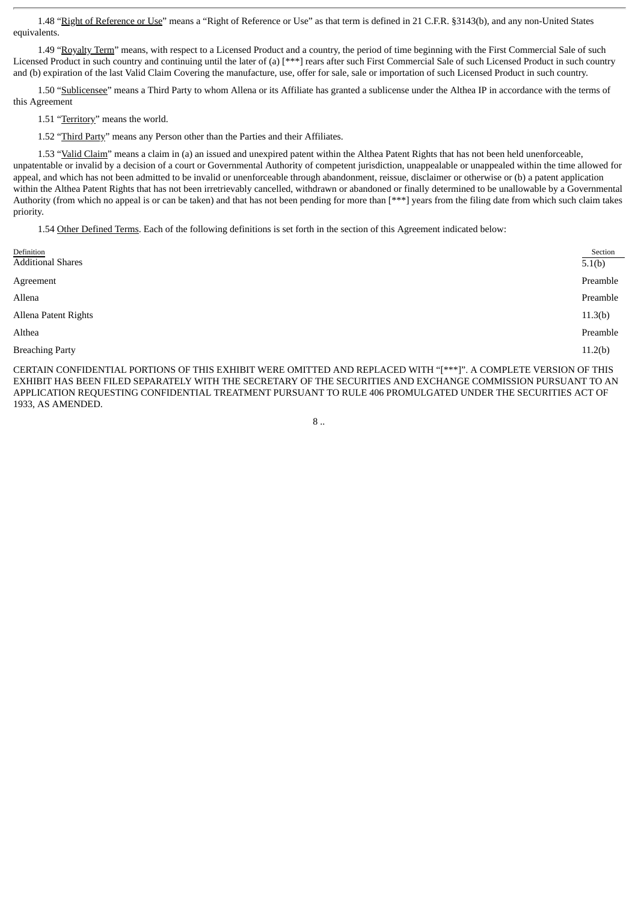1.48 "Right of Reference or Use" means a "Right of Reference or Use" as that term is defined in 21 C.F.R. §3143(b), and any non-United States equivalents.

1.49 "Royalty Term" means, with respect to a Licensed Product and a country, the period of time beginning with the First Commercial Sale of such Licensed Product in such country and continuing until the later of (a) [***] rears after such First Commercial Sale of such Licensed Product in such country and (b) expiration of the last Valid Claim Covering the manufacture, use, offer for sale, sale or importation of such Licensed Product in such country.

1.50 "Sublicensee" means a Third Party to whom Allena or its Affiliate has granted a sublicense under the Althea IP in accordance with the terms of this Agreement

1.51 "Territory" means the world.

1.52 "Third Party" means any Person other than the Parties and their Affiliates.

1.53 "Valid Claim" means a claim in (a) an issued and unexpired patent within the Althea Patent Rights that has not been held unenforceable, unpatentable or invalid by a decision of a court or Governmental Authority of competent jurisdiction, unappealable or unappealed within the time allowed for appeal, and which has not been admitted to be invalid or unenforceable through abandonment, reissue, disclaimer or otherwise or (b) a patent application within the Althea Patent Rights that has not been irretrievably cancelled, withdrawn or abandoned or finally determined to be unallowable by a Governmental Authority (from which no appeal is or can be taken) and that has not been pending for more than [***] years from the filing date from which such claim takes priority.

1.54 Other Defined Terms. Each of the following definitions is set forth in the section of this Agreement indicated below:

| Definition | Section |
| --- | --- |
| Additional Shares | 5.1(b) |
| Agreement | Preamble |
| Allena | Preamble |
| Allena Patent Rights | 11.3(b) |
| Althea | Preamble |
| Breaching Party | 11.2(b) |

CERTAIN CONFIDENTIAL PORTIONS OF THIS EXHIBIT WERE OMITTED AND REPLACED WITH "[***]". A COMPLETE VERSION OF THIS EXHIBIT HAS BEEN FILED SEPARATELY WITH THE SECRETARY OF THE SECURITIES AND EXCHANGE COMMISSION PURSUANT TO AN APPLICATION REQUESTING CONFIDENTIAL TREATMENT PURSUANT TO RULE 406 PROMULGATED UNDER THE SECURITIES ACT OF 1933, AS AMENDED.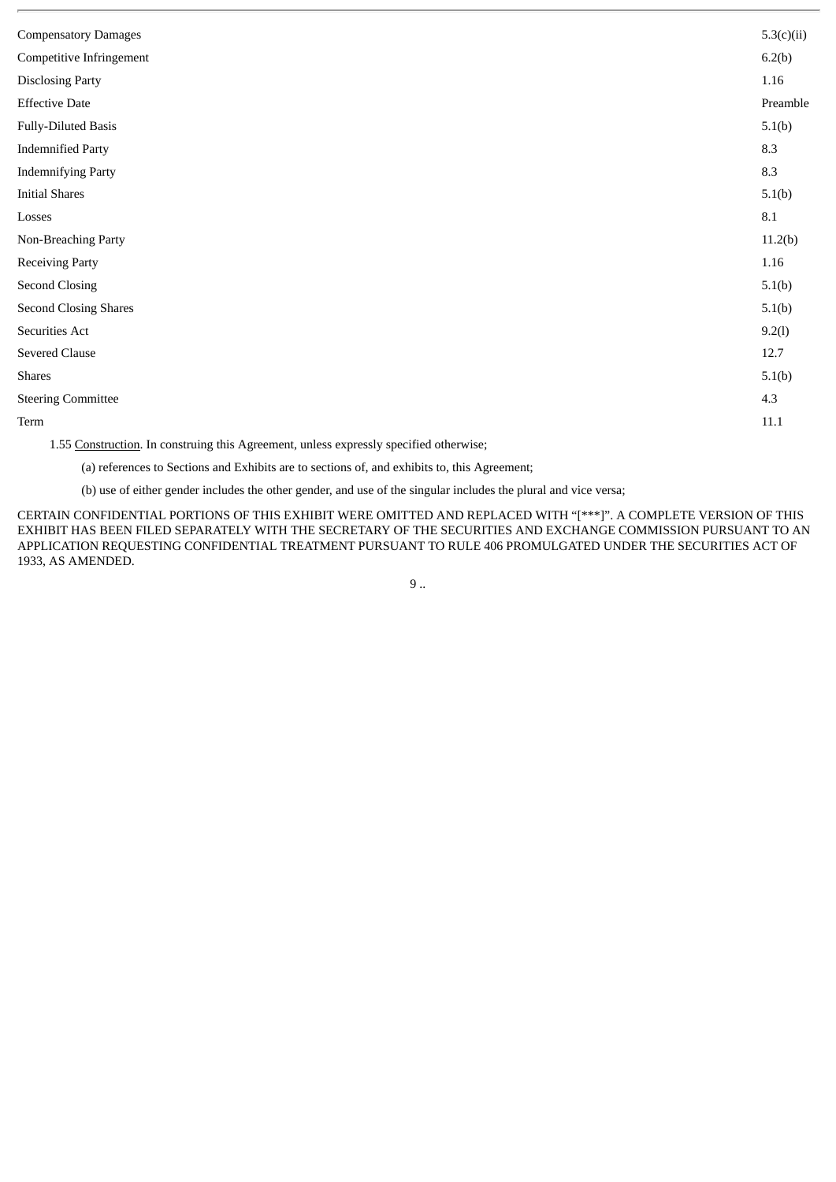| | |
|---|---|
| Compensatory Damages | 5.3(c)(ii) |
| Competitive Infringement | 6.2(b) |
| Disclosing Party | 1.16 |
| Effective Date | Preamble |
| Fully-Diluted Basis | 5.1(b) |
| Indemnified Party | 8.3 |
| Indemnifying Party | 8.3 |
| Initial Shares | 5.1(b) |
| Losses | 8.1 |
| Non-Breaching Party | 11.2(b) |
| Receiving Party | 1.16 |
| Second Closing | 5.1(b) |
| Second Closing Shares | 5.1(b) |
| Securities Act | 9.2(l) |
| Severed Clause | 12.7 |
| Shares | 5.1(b) |
| Steering Committee | 4.3 |
| Term | 11.1 |

1.55 Construction. In construing this Agreement, unless expressly specified otherwise;

(a) references to Sections and Exhibits are to sections of, and exhibits to, this Agreement;

(b) use of either gender includes the other gender, and use of the singular includes the plural and vice versa;

CERTAIN CONFIDENTIAL PORTIONS OF THIS EXHIBIT WERE OMITTED AND REPLACED WITH "[***]". A COMPLETE VERSION OF THIS EXHIBIT HAS BEEN FILED SEPARATELY WITH THE SECRETARY OF THE SECURITIES AND EXCHANGE COMMISSION PURSUANT TO AN APPLICATION REQUESTING CONFIDENTIAL TREATMENT PURSUANT TO RULE 406 PROMULGATED UNDER THE SECURITIES ACT OF 1933, AS AMENDED.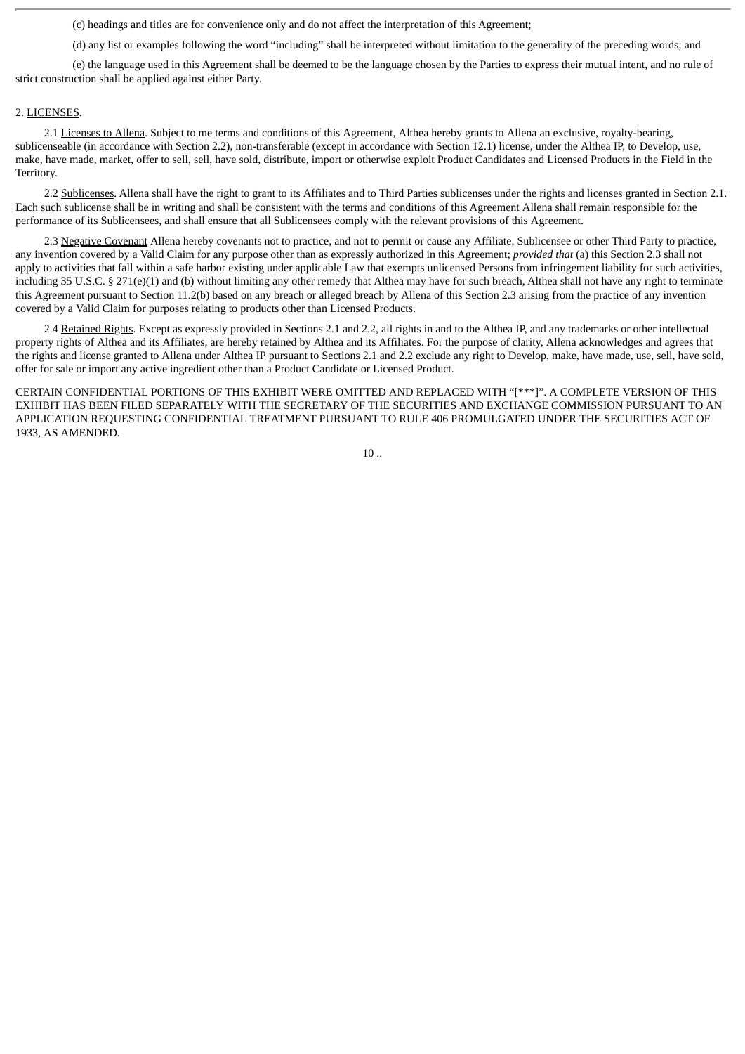(c) headings and titles are for convenience only and do not affect the interpretation of this Agreement;

(d) any list or examples following the word "including" shall be interpreted without limitation to the generality of the preceding words; and

(e) the language used in this Agreement shall be deemed to be the language chosen by the Parties to express their mutual intent, and no rule of strict construction shall be applied against either Party.

2. LICENSES.

2.1 Licenses to Allena. Subject to me terms and conditions of this Agreement, Althea hereby grants to Allena an exclusive, royalty-bearing, sublicenseable (in accordance with Section 2.2), non-transferable (except in accordance with Section 12.1) license, under the Althea IP, to Develop, use, make, have made, market, offer to sell, sell, have sold, distribute, import or otherwise exploit Product Candidates and Licensed Products in the Field in the Territory.

2.2 Sublicenses. Allena shall have the right to grant to its Affiliates and to Third Parties sublicenses under the rights and licenses granted in Section 2.1. Each such sublicense shall be in writing and shall be consistent with the terms and conditions of this Agreement Allena shall remain responsible for the performance of its Sublicensees, and shall ensure that all Sublicensees comply with the relevant provisions of this Agreement.

2.3 Negative Covenant Allena hereby covenants not to practice, and not to permit or cause any Affiliate, Sublicensee or other Third Party to practice, any invention covered by a Valid Claim for any purpose other than as expressly authorized in this Agreement; *provided that* (a) this Section 2.3 shall not apply to activities that fall within a safe harbor existing under applicable Law that exempts unlicensed Persons from infringement liability for such activities, including 35 U.S.C. § 271(e)(1) and (b) without limiting any other remedy that Althea may have for such breach, Althea shall not have any right to terminate this Agreement pursuant to Section 11.2(b) based on any breach or alleged breach by Allena of this Section 2.3 arising from the practice of any invention covered by a Valid Claim for purposes relating to products other than Licensed Products.

2.4 Retained Rights. Except as expressly provided in Sections 2.1 and 2.2, all rights in and to the Althea IP, and any trademarks or other intellectual property rights of Althea and its Affiliates, are hereby retained by Althea and its Affiliates. For the purpose of clarity, Allena acknowledges and agrees that the rights and license granted to Allena under Althea IP pursuant to Sections 2.1 and 2.2 exclude any right to Develop, make, have made, use, sell, have sold, offer for sale or import any active ingredient other than a Product Candidate or Licensed Product.

CERTAIN CONFIDENTIAL PORTIONS OF THIS EXHIBIT WERE OMITTED AND REPLACED WITH "[***]". A COMPLETE VERSION OF THIS EXHIBIT HAS BEEN FILED SEPARATELY WITH THE SECRETARY OF THE SECURITIES AND EXCHANGE COMMISSION PURSUANT TO AN APPLICATION REQUESTING CONFIDENTIAL TREATMENT PURSUANT TO RULE 406 PROMULGATED UNDER THE SECURITIES ACT OF 1933, AS AMENDED.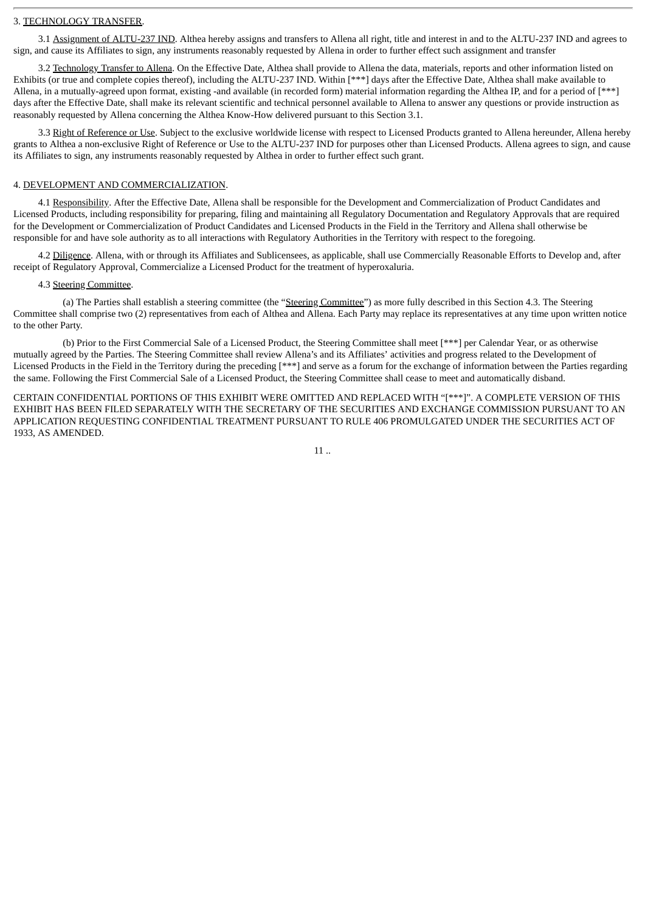3. <u>TECHNOLOGY TRANSFER</u>.

3.1 <u>Assignment of ALTU-237 IND</u>. Althea hereby assigns and transfers to Allena all right, title and interest in and to the ALTU-237 IND and agrees to sign, and cause its Affiliates to sign, any instruments reasonably requested by Allena in order to further effect such assignment and transfer

3.2 <u>Technology Transfer to Allena</u>. On the Effective Date, Althea shall provide to Allena the data, materials, reports and other information listed on Exhibits (or true and complete copies thereof), including the ALTU-237 IND. Within [***] days after the Effective Date, Althea shall make available to Allena, in a mutually-agreed upon format, existing -and available (in recorded form) material information regarding the Althea IP, and for a period of [***] days after the Effective Date, shall make its relevant scientific and technical personnel available to Allena to answer any questions or provide instruction as reasonably requested by Allena concerning the Althea Know-How delivered pursuant to this Section 3.1.

3.3 <u>Right of Reference or Use</u>. Subject to the exclusive worldwide license with respect to Licensed Products granted to Allena hereunder, Allena hereby grants to Althea a non-exclusive Right of Reference or Use to the ALTU-237 IND for purposes other than Licensed Products. Allena agrees to sign, and cause its Affiliates to sign, any instruments reasonably requested by Althea in order to further effect such grant.

4. <u>DEVELOPMENT AND COMMERCIALIZATION</u>.

4.1 <u>Responsibility</u>. After the Effective Date, Allena shall be responsible for the Development and Commercialization of Product Candidates and Licensed Products, including responsibility for preparing, filing and maintaining all Regulatory Documentation and Regulatory Approvals that are required for the Development or Commercialization of Product Candidates and Licensed Products in the Field in the Territory and Allena shall otherwise be responsible for and have sole authority as to all interactions with Regulatory Authorities in the Territory with respect to the foregoing.

4.2 <u>Diligence</u>. Allena, with or through its Affiliates and Sublicensees, as applicable, shall use Commercially Reasonable Efforts to Develop and, after receipt of Regulatory Approval, Commercialize a Licensed Product for the treatment of hyperoxaluria.

4.3 <u>Steering Committee</u>.

(a) The Parties shall establish a steering committee (the "<u>Steering Committee</u>") as more fully described in this Section 4.3. The Steering Committee shall comprise two (2) representatives from each of Althea and Allena. Each Party may replace its representatives at any time upon written notice to the other Party.

(b) Prior to the First Commercial Sale of a Licensed Product, the Steering Committee shall meet [***] per Calendar Year, or as otherwise mutually agreed by the Parties. The Steering Committee shall review Allena's and its Affiliates' activities and progress related to the Development of Licensed Products in the Field in the Territory during the preceding [***] and serve as a forum for the exchange of information between the Parties regarding the same. Following the First Commercial Sale of a Licensed Product, the Steering Committee shall cease to meet and automatically disband.

CERTAIN CONFIDENTIAL PORTIONS OF THIS EXHIBIT WERE OMITTED AND REPLACED WITH "[***]". A COMPLETE VERSION OF THIS EXHIBIT HAS BEEN FILED SEPARATELY WITH THE SECRETARY OF THE SECURITIES AND EXCHANGE COMMISSION PURSUANT TO AN APPLICATION REQUESTING CONFIDENTIAL TREATMENT PURSUANT TO RULE 406 PROMULGATED UNDER THE SECURITIES ACT OF 1933, AS AMENDED.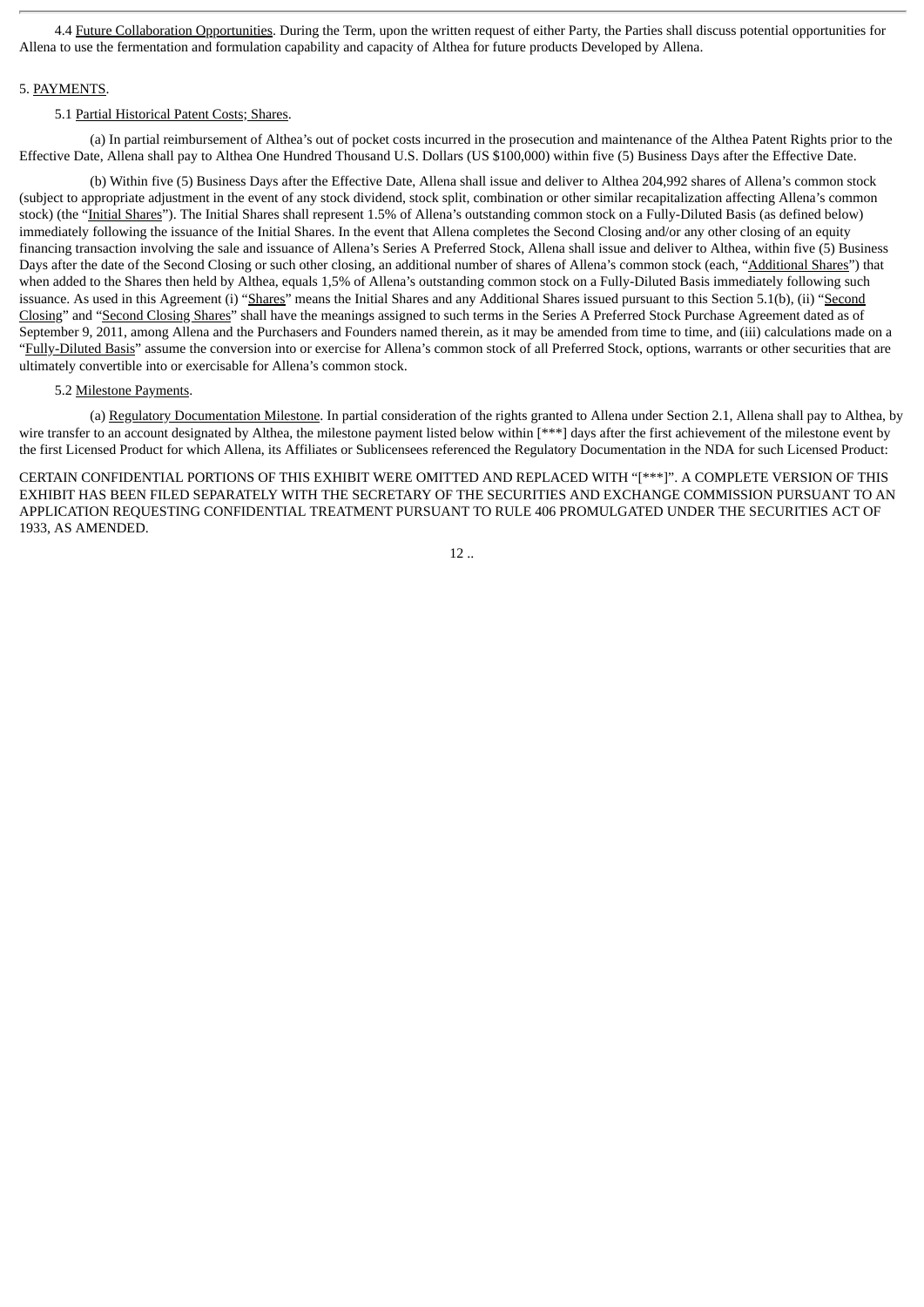4.4 Future Collaboration Opportunities. During the Term, upon the written request of either Party, the Parties shall discuss potential opportunities for Allena to use the fermentation and formulation capability and capacity of Althea for future products Developed by Allena.

5. PAYMENTS.

5.1 Partial Historical Patent Costs; Shares.

(a) In partial reimbursement of Althea's out of pocket costs incurred in the prosecution and maintenance of the Althea Patent Rights prior to the Effective Date, Allena shall pay to Althea One Hundred Thousand U.S. Dollars (US $100,000) within five (5) Business Days after the Effective Date.

(b) Within five (5) Business Days after the Effective Date, Allena shall issue and deliver to Althea 204,992 shares of Allena's common stock (subject to appropriate adjustment in the event of any stock dividend, stock split, combination or other similar recapitalization affecting Allena's common stock) (the "Initial Shares"). The Initial Shares shall represent 1.5% of Allena's outstanding common stock on a Fully-Diluted Basis (as defined below) immediately following the issuance of the Initial Shares. In the event that Allena completes the Second Closing and/or any other closing of an equity financing transaction involving the sale and issuance of Allena's Series A Preferred Stock, Allena shall issue and deliver to Althea, within five (5) Business Days after the date of the Second Closing or such other closing, an additional number of shares of Allena's common stock (each, "Additional Shares") that when added to the Shares then held by Althea, equals 1,5% of Allena's outstanding common stock on a Fully-Diluted Basis immediately following such issuance. As used in this Agreement (i) "Shares" means the Initial Shares and any Additional Shares issued pursuant to this Section 5.1(b), (ii) "Second Closing" and "Second Closing Shares" shall have the meanings assigned to such terms in the Series A Preferred Stock Purchase Agreement dated as of September 9, 2011, among Allena and the Purchasers and Founders named therein, as it may be amended from time to time, and (iii) calculations made on a "Fully-Diluted Basis" assume the conversion into or exercise for Allena's common stock of all Preferred Stock, options, warrants or other securities that are ultimately convertible into or exercisable for Allena's common stock.

5.2 Milestone Payments.

(a) Regulatory Documentation Milestone. In partial consideration of the rights granted to Allena under Section 2.1, Allena shall pay to Althea, by wire transfer to an account designated by Althea, the milestone payment listed below within [***] days after the first achievement of the milestone event by the first Licensed Product for which Allena, its Affiliates or Sublicensees referenced the Regulatory Documentation in the NDA for such Licensed Product:

CERTAIN CONFIDENTIAL PORTIONS OF THIS EXHIBIT WERE OMITTED AND REPLACED WITH "[***]". A COMPLETE VERSION OF THIS EXHIBIT HAS BEEN FILED SEPARATELY WITH THE SECRETARY OF THE SECURITIES AND EXCHANGE COMMISSION PURSUANT TO AN APPLICATION REQUESTING CONFIDENTIAL TREATMENT PURSUANT TO RULE 406 PROMULGATED UNDER THE SECURITIES ACT OF 1933, AS AMENDED.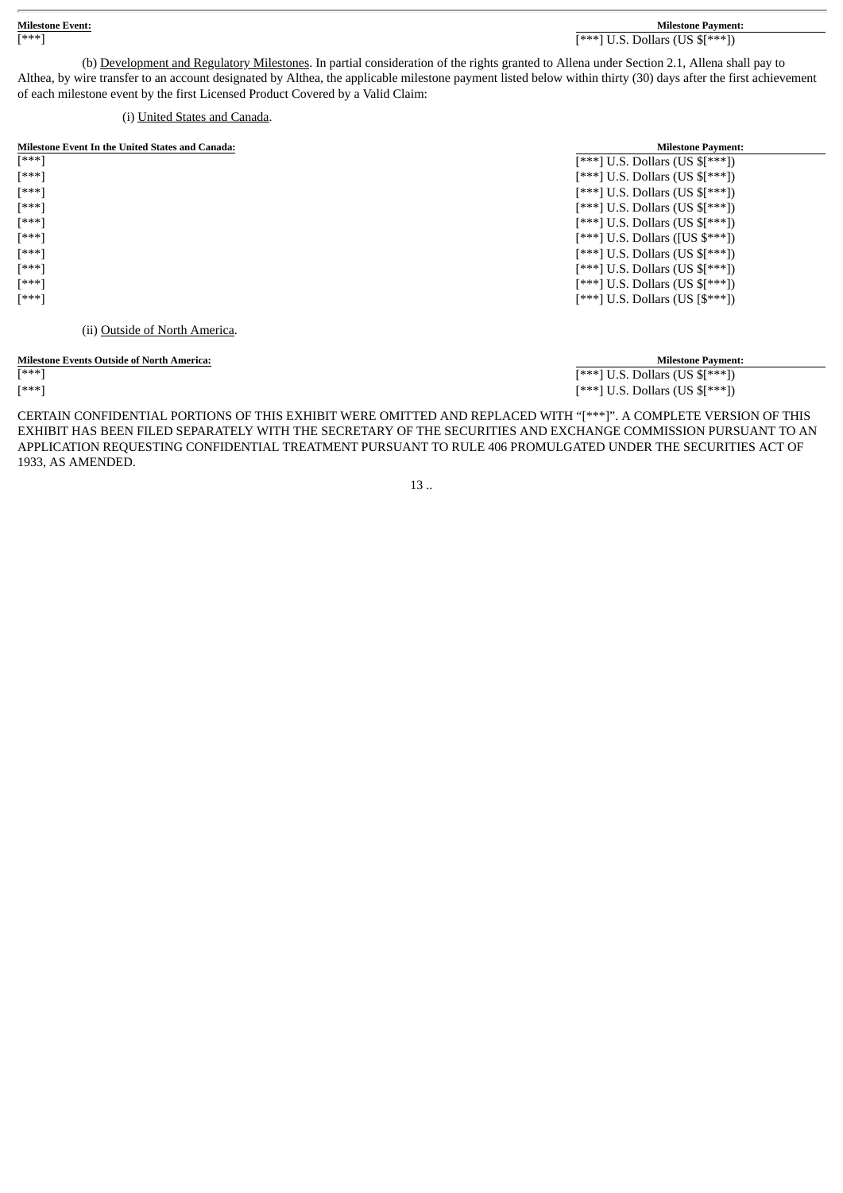| Milestone Event: | Milestone Payment: |
| --- | --- |
| [***] | [***] U.S. Dollars (US $[***]) |

(b) Development and Regulatory Milestones. In partial consideration of the rights granted to Allena under Section 2.1, Allena shall pay to Althea, by wire transfer to an account designated by Althea, the applicable milestone payment listed below within thirty (30) days after the first achievement of each milestone event by the first Licensed Product Covered by a Valid Claim:

(i) United States and Canada.

| Milestone Event In the United States and Canada: | Milestone Payment: |
| --- | --- |
| [***] | [***] U.S. Dollars (US $[***]) |
| [***] | [***] U.S. Dollars (US $[***]) |
| [***] | [***] U.S. Dollars (US $[***]) |
| [***] | [***] U.S. Dollars (US $[***]) |
| [***] | [***] U.S. Dollars (US $[***]) |
| [***] | [***] U.S. Dollars ([US $***]) |
| [***] | [***] U.S. Dollars (US $[***]) |
| [***] | [***] U.S. Dollars (US $[***]) |
| [***] | [***] U.S. Dollars (US $[***]) |
| [***] | [***] U.S. Dollars (US [$***]) |

(ii) Outside of North America.

| Milestone Events Outside of North America: | Milestone Payment: |
| --- | --- |
| [***] | [***] U.S. Dollars (US $[***]) |
| [***] | [***] U.S. Dollars (US $[***]) |

CERTAIN CONFIDENTIAL PORTIONS OF THIS EXHIBIT WERE OMITTED AND REPLACED WITH "[***]". A COMPLETE VERSION OF THIS EXHIBIT HAS BEEN FILED SEPARATELY WITH THE SECRETARY OF THE SECURITIES AND EXCHANGE COMMISSION PURSUANT TO AN APPLICATION REQUESTING CONFIDENTIAL TREATMENT PURSUANT TO RULE 406 PROMULGATED UNDER THE SECURITIES ACT OF 1933, AS AMENDED.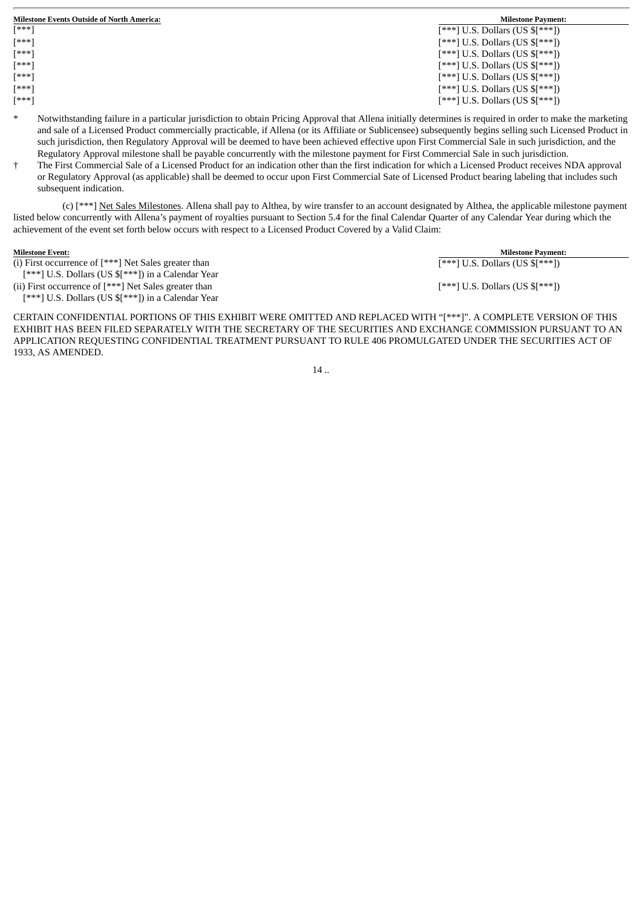| Milestone Events Outside of North America: | Milestone Payment: |
|---|---|
| [***] | [***] U.S. Dollars (US $[***]) |
| [***] | [***] U.S. Dollars (US $[***]) |
| [***] | [***] U.S. Dollars (US $[***]) |
| [***] | [***] U.S. Dollars (US $[***]) |
| [***] | [***] U.S. Dollars (US $[***]) |
| [***] | [***] U.S. Dollars (US $[***]) |
| [***] | [***] U.S. Dollars (US $[***]) |

\* Notwithstanding failure in a particular jurisdiction to obtain Pricing Approval that Allena initially determines is required in order to make the marketing and sale of a Licensed Product commercially practicable, if Allena (or its Affiliate or Sublicensee) subsequently begins selling such Licensed Product in such jurisdiction, then Regulatory Approval will be deemed to have been achieved effective upon First Commercial Sale in such jurisdiction, and the Regulatory Approval milestone shall be payable concurrently with the milestone payment for First Commercial Sale in such jurisdiction.

† The First Commercial Sale of a Licensed Product for an indication other than the first indication for which a Licensed Product receives NDA approval or Regulatory Approval (as applicable) shall be deemed to occur upon First Commercial Sate of Licensed Product bearing labeling that includes such subsequent indication.

(c) [***] Net Sales Milestones. Allena shall pay to Althea, by wire transfer to an account designated by Althea, the applicable milestone payment listed below concurrently with Allena's payment of royalties pursuant to Section 5.4 for the final Calendar Quarter of any Calendar Year during which the achievement of the event set forth below occurs with respect to a Licensed Product Covered by a Valid Claim:

| Milestone Event: | Milestone Payment: |
|---|---|
| (i) First occurrence of [***] Net Sales greater than [***] U.S. Dollars (US $[***]) in a Calendar Year | [***] U.S. Dollars (US $[***]) |
| (ii) First occurrence of [***] Net Sales greater than [***] U.S. Dollars (US $[***]) in a Calendar Year | [***] U.S. Dollars (US $[***]) |

CERTAIN CONFIDENTIAL PORTIONS OF THIS EXHIBIT WERE OMITTED AND REPLACED WITH "[***]". A COMPLETE VERSION OF THIS EXHIBIT HAS BEEN FILED SEPARATELY WITH THE SECRETARY OF THE SECURITIES AND EXCHANGE COMMISSION PURSUANT TO AN APPLICATION REQUESTING CONFIDENTIAL TREATMENT PURSUANT TO RULE 406 PROMULGATED UNDER THE SECURITIES ACT OF 1933, AS AMENDED.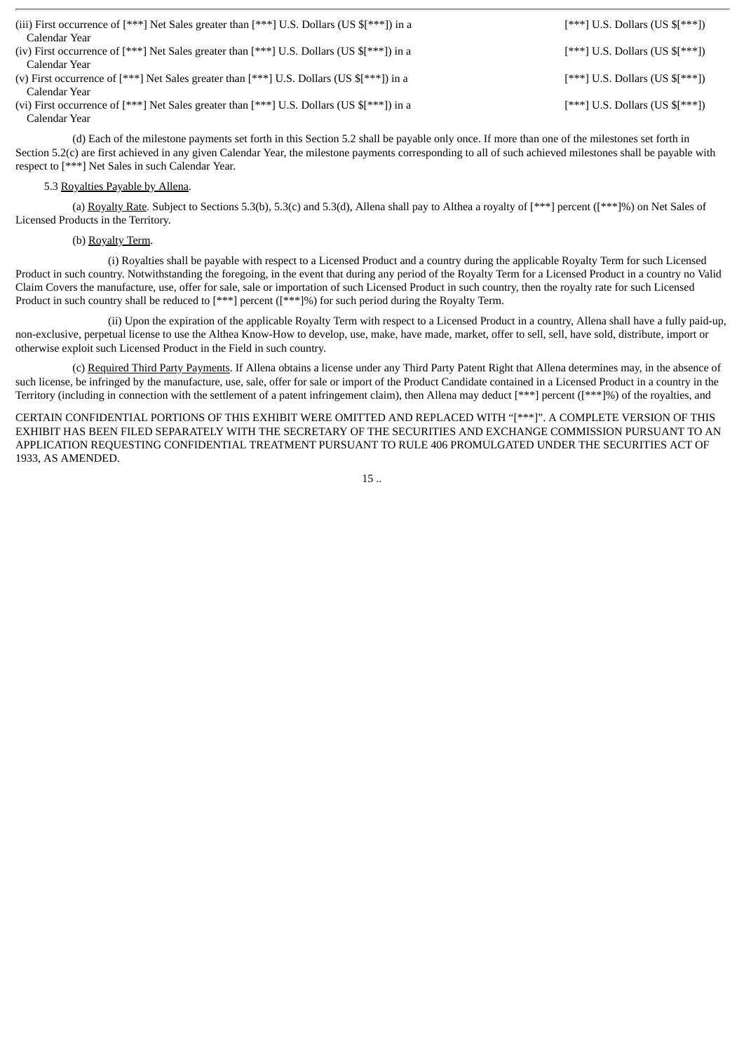| | |
|---|---|
| (iii) First occurrence of [***] Net Sales greater than [***] U.S. Dollars (US $[***]) in a Calendar Year | [***] U.S. Dollars (US $[***]) |
| (iv) First occurrence of [***] Net Sales greater than [***] U.S. Dollars (US $[***]) in a Calendar Year | [***] U.S. Dollars (US $[***]) |
| (v) First occurrence of [***] Net Sales greater than [***] U.S. Dollars (US $[***]) in a Calendar Year | [***] U.S. Dollars (US $[***]) |
| (vi) First occurrence of [***] Net Sales greater than [***] U.S. Dollars (US $[***]) in a Calendar Year | [***] U.S. Dollars (US $[***]) |

(d) Each of the milestone payments set forth in this Section 5.2 shall be payable only once. If more than one of the milestones set forth in Section 5.2(c) are first achieved in any given Calendar Year, the milestone payments corresponding to all of such achieved milestones shall be payable with respect to [***] Net Sales in such Calendar Year.

5.3 Royalties Payable by Allena.

(a) Royalty Rate. Subject to Sections 5.3(b), 5.3(c) and 5.3(d), Allena shall pay to Althea a royalty of [***] percent ([***]%) on Net Sales of Licensed Products in the Territory.

(b) Royalty Term.

(i) Royalties shall be payable with respect to a Licensed Product and a country during the applicable Royalty Term for such Licensed Product in such country. Notwithstanding the foregoing, in the event that during any period of the Royalty Term for a Licensed Product in a country no Valid Claim Covers the manufacture, use, offer for sale, sale or importation of such Licensed Product in such country, then the royalty rate for such Licensed Product in such country shall be reduced to [***] percent ([***]%) for such period during the Royalty Term.

(ii) Upon the expiration of the applicable Royalty Term with respect to a Licensed Product in a country, Allena shall have a fully paid-up, non-exclusive, perpetual license to use the Althea Know-How to develop, use, make, have made, market, offer to sell, sell, have sold, distribute, import or otherwise exploit such Licensed Product in the Field in such country.

(c) Required Third Party Payments. If Allena obtains a license under any Third Party Patent Right that Allena determines may, in the absence of such license, be infringed by the manufacture, use, sale, offer for sale or import of the Product Candidate contained in a Licensed Product in a country in the Territory (including in connection with the settlement of a patent infringement claim), then Allena may deduct [***] percent ([***]%) of the royalties, and

CERTAIN CONFIDENTIAL PORTIONS OF THIS EXHIBIT WERE OMITTED AND REPLACED WITH "[***]". A COMPLETE VERSION OF THIS EXHIBIT HAS BEEN FILED SEPARATELY WITH THE SECRETARY OF THE SECURITIES AND EXCHANGE COMMISSION PURSUANT TO AN APPLICATION REQUESTING CONFIDENTIAL TREATMENT PURSUANT TO RULE 406 PROMULGATED UNDER THE SECURITIES ACT OF 1933, AS AMENDED.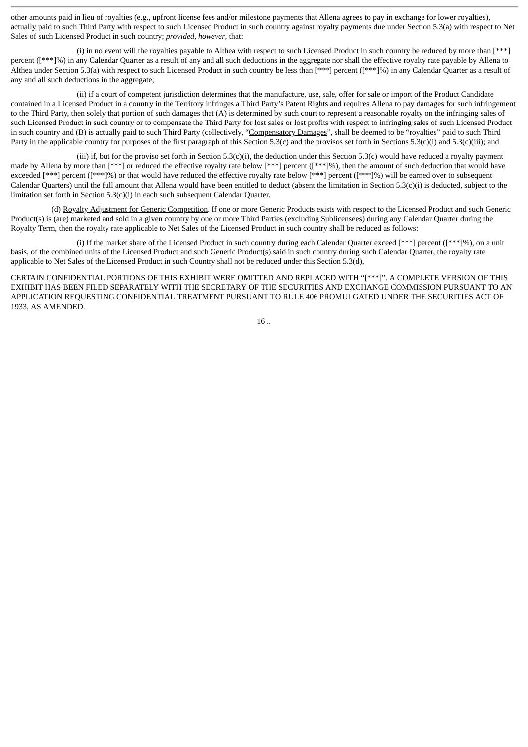other amounts paid in lieu of royalties (e.g., upfront license fees and/or milestone payments that Allena agrees to pay in exchange for lower royalties), actually paid to such Third Party with respect to such Licensed Product in such country against royalty payments due under Section 5.3(a) with respect to Net Sales of such Licensed Product in such country; *provided*, *however*, that:

(i) in no event will the royalties payable to Althea with respect to such Licensed Product in such country be reduced by more than [***] percent ([***]%) in any Calendar Quarter as a result of any and all such deductions in the aggregate nor shall the effective royalty rate payable by Allena to Althea under Section 5.3(a) with respect to such Licensed Product in such country be less than [***] percent ([***]%) in any Calendar Quarter as a result of any and all such deductions in the aggregate;

(ii) if a court of competent jurisdiction determines that the manufacture, use, sale, offer for sale or import of the Product Candidate contained in a Licensed Product in a country in the Territory infringes a Third Party's Patent Rights and requires Allena to pay damages for such infringement to the Third Party, then solely that portion of such damages that (A) is determined by such court to represent a reasonable royalty on the infringing sales of such Licensed Product in such country or to compensate the Third Party for lost sales or lost profits with respect to infringing sales of such Licensed Product in such country and (B) is actually paid to such Third Party (collectively, "Compensatory Damages", shall be deemed to be "royalties" paid to such Third Party in the applicable country for purposes of the first paragraph of this Section 5.3(c) and the provisos set forth in Sections 5.3(c)(i) and 5.3(c)(iii); and

(iii) if, but for the proviso set forth in Section 5.3(c)(i), the deduction under this Section 5.3(c) would have reduced a royalty payment made by Allena by more than [***] or reduced the effective royalty rate below [***] percent ([***]%), then the amount of such deduction that would have exceeded [***] percent ([***]%) or that would have reduced the effective royalty rate below [***] percent ([***]%) will be earned over to subsequent Calendar Quarters) until the full amount that Allena would have been entitled to deduct (absent the limitation in Section 5.3(c)(i) is deducted, subject to the limitation set forth in Section 5.3(c)(i) in each such subsequent Calendar Quarter.

(d) Royalty Adjustment for Generic Competition. If one or more Generic Products exists with respect to the Licensed Product and such Generic Product(s) is (are) marketed and sold in a given country by one or more Third Parties (excluding Sublicensees) during any Calendar Quarter during the Royalty Term, then the royalty rate applicable to Net Sales of the Licensed Product in such country shall be reduced as follows:

(i) If the market share of the Licensed Product in such country during each Calendar Quarter exceed [***] percent ([***]%), on a unit basis, of the combined units of the Licensed Product and such Generic Product(s) said in such country during such Calendar Quarter, the royalty rate applicable to Net Sales of the Licensed Product in such Country shall not be reduced under this Section 5.3(d),

CERTAIN CONFIDENTIAL PORTIONS OF THIS EXHIBIT WERE OMITTED AND REPLACED WITH "[***]". A COMPLETE VERSION OF THIS EXHIBIT HAS BEEN FILED SEPARATELY WITH THE SECRETARY OF THE SECURITIES AND EXCHANGE COMMISSION PURSUANT TO AN APPLICATION REQUESTING CONFIDENTIAL TREATMENT PURSUANT TO RULE 406 PROMULGATED UNDER THE SECURITIES ACT OF 1933, AS AMENDED.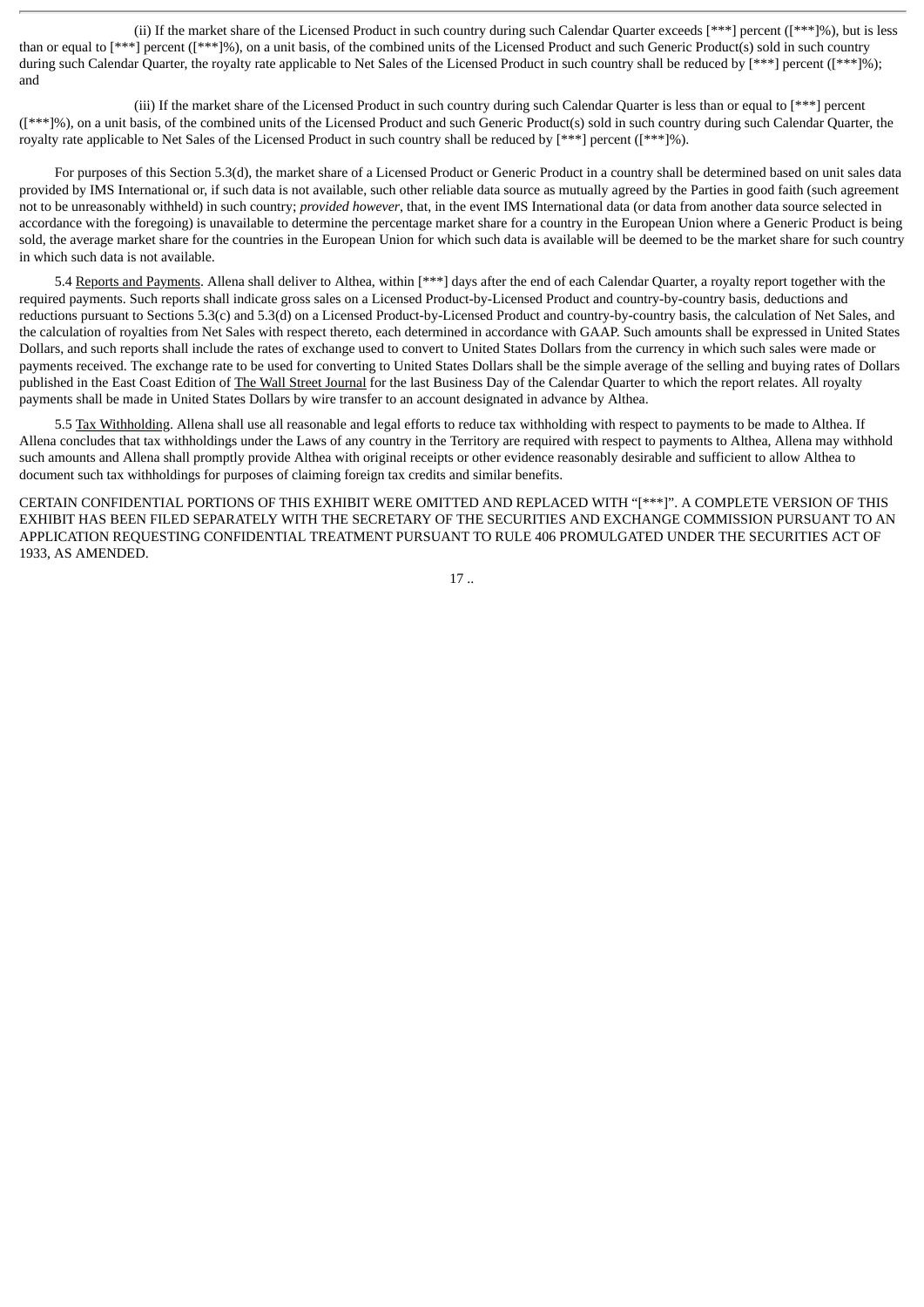(ii) If the market share of the Licensed Product in such country during such Calendar Quarter exceeds [***] percent ([***]%), but is less than or equal to [***] percent ([***]%), on a unit basis, of the combined units of the Licensed Product and such Generic Product(s) sold in such country during such Calendar Quarter, the royalty rate applicable to Net Sales of the Licensed Product in such country shall be reduced by [***] percent ([***]%); and

(iii) If the market share of the Licensed Product in such country during such Calendar Quarter is less than or equal to [***] percent ([***]%), on a unit basis, of the combined units of the Licensed Product and such Generic Product(s) sold in such country during such Calendar Quarter, the royalty rate applicable to Net Sales of the Licensed Product in such country shall be reduced by [***] percent ([***]%).

For purposes of this Section 5.3(d), the market share of a Licensed Product or Generic Product in a country shall be determined based on unit sales data provided by IMS International or, if such data is not available, such other reliable data source as mutually agreed by the Parties in good faith (such agreement not to be unreasonably withheld) in such country; *provided however*, that, in the event IMS International data (or data from another data source selected in accordance with the foregoing) is unavailable to determine the percentage market share for a country in the European Union where a Generic Product is being sold, the average market share for the countries in the European Union for which such data is available will be deemed to be the market share for such country in which such data is not available.

5.4 Reports and Payments. Allena shall deliver to Althea, within [***] days after the end of each Calendar Quarter, a royalty report together with the required payments. Such reports shall indicate gross sales on a Licensed Product-by-Licensed Product and country-by-country basis, deductions and reductions pursuant to Sections 5.3(c) and 5.3(d) on a Licensed Product-by-Licensed Product and country-by-country basis, the calculation of Net Sales, and the calculation of royalties from Net Sales with respect thereto, each determined in accordance with GAAP. Such amounts shall be expressed in United States Dollars, and such reports shall include the rates of exchange used to convert to United States Dollars from the currency in which such sales were made or payments received. The exchange rate to be used for converting to United States Dollars shall be the simple average of the selling and buying rates of Dollars published in the East Coast Edition of The Wall Street Journal for the last Business Day of the Calendar Quarter to which the report relates. All royalty payments shall be made in United States Dollars by wire transfer to an account designated in advance by Althea.

5.5 Tax Withholding. Allena shall use all reasonable and legal efforts to reduce tax withholding with respect to payments to be made to Althea. If Allena concludes that tax withholdings under the Laws of any country in the Territory are required with respect to payments to Althea, Allena may withhold such amounts and Allena shall promptly provide Althea with original receipts or other evidence reasonably desirable and sufficient to allow Althea to document such tax withholdings for purposes of claiming foreign tax credits and similar benefits.

CERTAIN CONFIDENTIAL PORTIONS OF THIS EXHIBIT WERE OMITTED AND REPLACED WITH "[***]". A COMPLETE VERSION OF THIS EXHIBIT HAS BEEN FILED SEPARATELY WITH THE SECRETARY OF THE SECURITIES AND EXCHANGE COMMISSION PURSUANT TO AN APPLICATION REQUESTING CONFIDENTIAL TREATMENT PURSUANT TO RULE 406 PROMULGATED UNDER THE SECURITIES ACT OF 1933, AS AMENDED.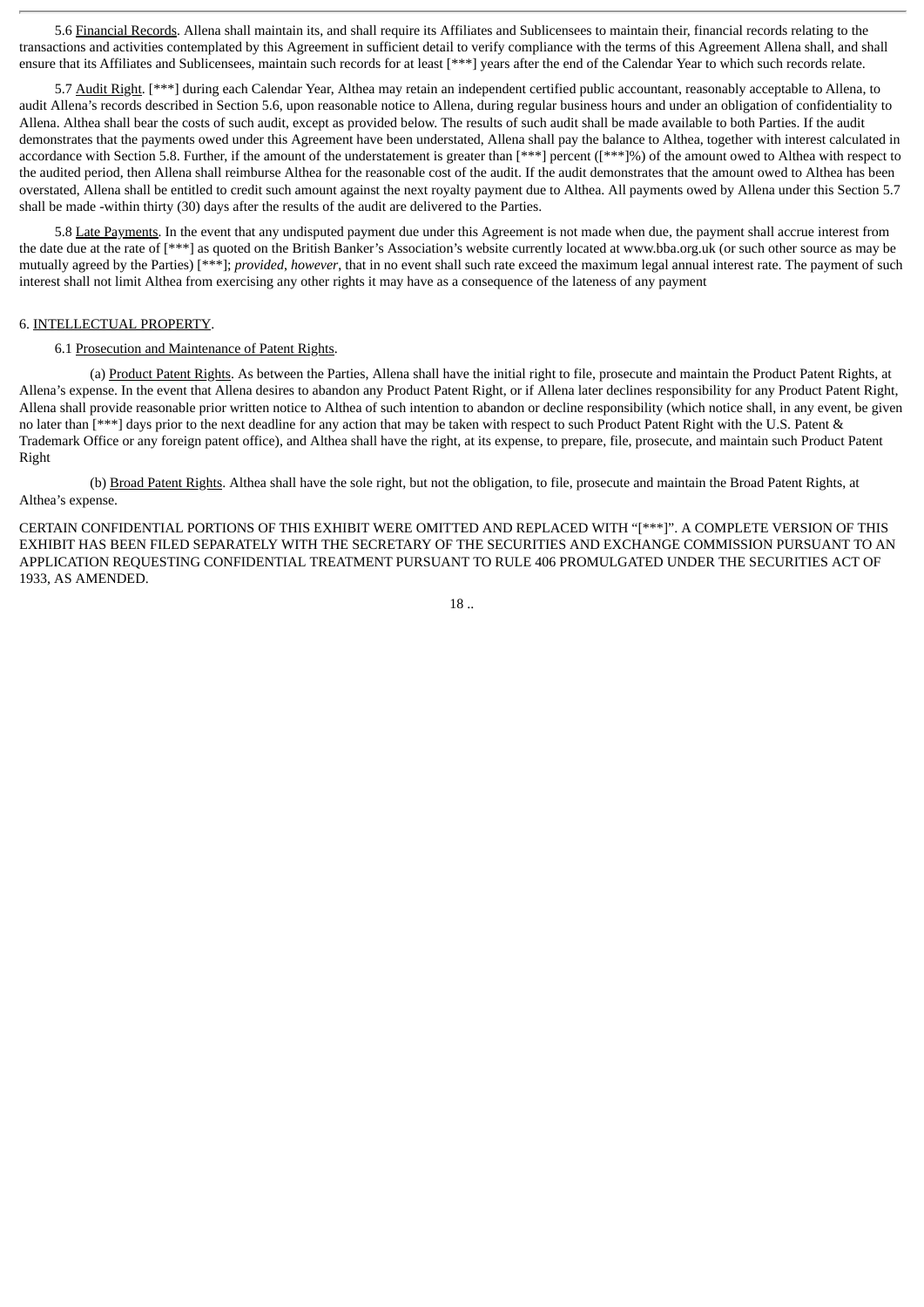5.6 Financial Records. Allena shall maintain its, and shall require its Affiliates and Sublicensees to maintain their, financial records relating to the transactions and activities contemplated by this Agreement in sufficient detail to verify compliance with the terms of this Agreement Allena shall, and shall ensure that its Affiliates and Sublicensees, maintain such records for at least [***] years after the end of the Calendar Year to which such records relate.

5.7 Audit Right. [***] during each Calendar Year, Althea may retain an independent certified public accountant, reasonably acceptable to Allena, to audit Allena's records described in Section 5.6, upon reasonable notice to Allena, during regular business hours and under an obligation of confidentiality to Allena. Althea shall bear the costs of such audit, except as provided below. The results of such audit shall be made available to both Parties. If the audit demonstrates that the payments owed under this Agreement have been understated, Allena shall pay the balance to Althea, together with interest calculated in accordance with Section 5.8. Further, if the amount of the understatement is greater than [***] percent ([***]%) of the amount owed to Althea with respect to the audited period, then Allena shall reimburse Althea for the reasonable cost of the audit. If the audit demonstrates that the amount owed to Althea has been overstated, Allena shall be entitled to credit such amount against the next royalty payment due to Althea. All payments owed by Allena under this Section 5.7 shall be made -within thirty (30) days after the results of the audit are delivered to the Parties.

5.8 Late Payments. In the event that any undisputed payment due under this Agreement is not made when due, the payment shall accrue interest from the date due at the rate of [***] as quoted on the British Banker's Association's website currently located at www.bba.org.uk (or such other source as may be mutually agreed by the Parties) [***]; *provided*, *however*, that in no event shall such rate exceed the maximum legal annual interest rate. The payment of such interest shall not limit Althea from exercising any other rights it may have as a consequence of the lateness of any payment

6. INTELLECTUAL PROPERTY.

6.1 Prosecution and Maintenance of Patent Rights.

(a) Product Patent Rights. As between the Parties, Allena shall have the initial right to file, prosecute and maintain the Product Patent Rights, at Allena's expense. In the event that Allena desires to abandon any Product Patent Right, or if Allena later declines responsibility for any Product Patent Right, Allena shall provide reasonable prior written notice to Althea of such intention to abandon or decline responsibility (which notice shall, in any event, be given no later than [***] days prior to the next deadline for any action that may be taken with respect to such Product Patent Right with the U.S. Patent & Trademark Office or any foreign patent office), and Althea shall have the right, at its expense, to prepare, file, prosecute, and maintain such Product Patent Right

(b) Broad Patent Rights. Althea shall have the sole right, but not the obligation, to file, prosecute and maintain the Broad Patent Rights, at Althea's expense.

CERTAIN CONFIDENTIAL PORTIONS OF THIS EXHIBIT WERE OMITTED AND REPLACED WITH "[***]". A COMPLETE VERSION OF THIS EXHIBIT HAS BEEN FILED SEPARATELY WITH THE SECRETARY OF THE SECURITIES AND EXCHANGE COMMISSION PURSUANT TO AN APPLICATION REQUESTING CONFIDENTIAL TREATMENT PURSUANT TO RULE 406 PROMULGATED UNDER THE SECURITIES ACT OF 1933, AS AMENDED.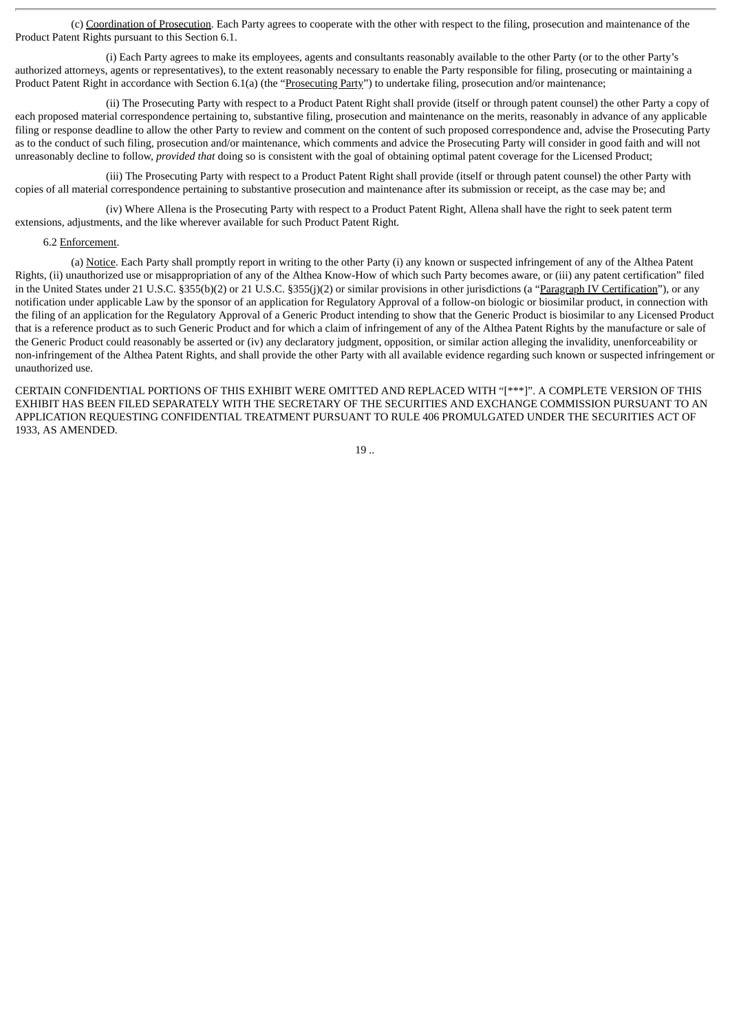(c) Coordination of Prosecution. Each Party agrees to cooperate with the other with respect to the filing, prosecution and maintenance of the Product Patent Rights pursuant to this Section 6.1.

(i) Each Party agrees to make its employees, agents and consultants reasonably available to the other Party (or to the other Party's authorized attorneys, agents or representatives), to the extent reasonably necessary to enable the Party responsible for filing, prosecuting or maintaining a Product Patent Right in accordance with Section 6.1(a) (the "Prosecuting Party") to undertake filing, prosecution and/or maintenance;

(ii) The Prosecuting Party with respect to a Product Patent Right shall provide (itself or through patent counsel) the other Party a copy of each proposed material correspondence pertaining to, substantive filing, prosecution and maintenance on the merits, reasonably in advance of any applicable filing or response deadline to allow the other Party to review and comment on the content of such proposed correspondence and, advise the Prosecuting Party as to the conduct of such filing, prosecution and/or maintenance, which comments and advice the Prosecuting Party will consider in good faith and will not unreasonably decline to follow, *provided that* doing so is consistent with the goal of obtaining optimal patent coverage for the Licensed Product;

(iii) The Prosecuting Party with respect to a Product Patent Right shall provide (itself or through patent counsel) the other Party with copies of all material correspondence pertaining to substantive prosecution and maintenance after its submission or receipt, as the case may be; and

(iv) Where Allena is the Prosecuting Party with respect to a Product Patent Right, Allena shall have the right to seek patent term extensions, adjustments, and the like wherever available for such Product Patent Right.

6.2 Enforcement.

(a) Notice. Each Party shall promptly report in writing to the other Party (i) any known or suspected infringement of any of the Althea Patent Rights, (ii) unauthorized use or misappropriation of any of the Althea Know-How of which such Party becomes aware, or (iii) any patent certification" filed in the United States under 21 U.S.C. §355(b)(2) or 21 U.S.C. §355(j)(2) or similar provisions in other jurisdictions (a "Paragraph IV Certification"), or any notification under applicable Law by the sponsor of an application for Regulatory Approval of a follow-on biologic or biosimilar product, in connection with the filing of an application for the Regulatory Approval of a Generic Product intending to show that the Generic Product is biosimilar to any Licensed Product that is a reference product as to such Generic Product and for which a claim of infringement of any of the Althea Patent Rights by the manufacture or sale of the Generic Product could reasonably be asserted or (iv) any declaratory judgment, opposition, or similar action alleging the invalidity, unenforceability or non-infringement of the Althea Patent Rights, and shall provide the other Party with all available evidence regarding such known or suspected infringement or unauthorized use.

CERTAIN CONFIDENTIAL PORTIONS OF THIS EXHIBIT WERE OMITTED AND REPLACED WITH "[***]". A COMPLETE VERSION OF THIS EXHIBIT HAS BEEN FILED SEPARATELY WITH THE SECRETARY OF THE SECURITIES AND EXCHANGE COMMISSION PURSUANT TO AN APPLICATION REQUESTING CONFIDENTIAL TREATMENT PURSUANT TO RULE 406 PROMULGATED UNDER THE SECURITIES ACT OF 1933, AS AMENDED.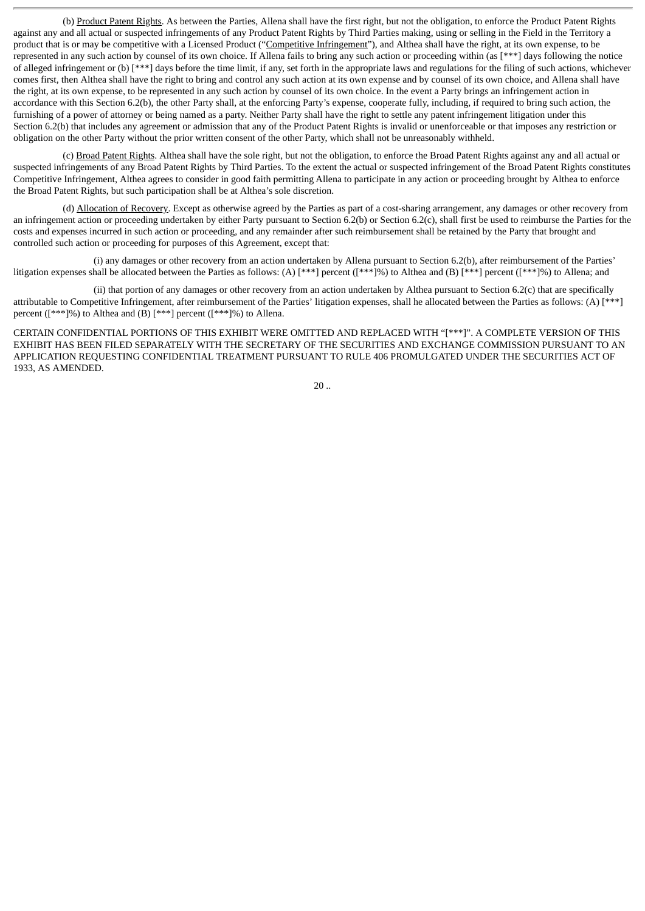(b) Product Patent Rights. As between the Parties, Allena shall have the first right, but not the obligation, to enforce the Product Patent Rights against any and all actual or suspected infringements of any Product Patent Rights by Third Parties making, using or selling in the Field in the Territory a product that is or may be competitive with a Licensed Product ("Competitive Infringement"), and Althea shall have the right, at its own expense, to be represented in any such action by counsel of its own choice. If Allena fails to bring any such action or proceeding within (as [***] days following the notice of alleged infringement or (b) [***] days before the time limit, if any, set forth in the appropriate laws and regulations for the filing of such actions, whichever comes first, then Althea shall have the right to bring and control any such action at its own expense and by counsel of its own choice, and Allena shall have the right, at its own expense, to be represented in any such action by counsel of its own choice. In the event a Party brings an infringement action in accordance with this Section 6.2(b), the other Party shall, at the enforcing Party's expense, cooperate fully, including, if required to bring such action, the furnishing of a power of attorney or being named as a party. Neither Party shall have the right to settle any patent infringement litigation under this Section 6.2(b) that includes any agreement or admission that any of the Product Patent Rights is invalid or unenforceable or that imposes any restriction or obligation on the other Party without the prior written consent of the other Party, which shall not be unreasonably withheld.

(c) Broad Patent Rights. Althea shall have the sole right, but not the obligation, to enforce the Broad Patent Rights against any and all actual or suspected infringements of any Broad Patent Rights by Third Parties. To the extent the actual or suspected infringement of the Broad Patent Rights constitutes Competitive Infringement, Althea agrees to consider in good faith permitting Allena to participate in any action or proceeding brought by Althea to enforce the Broad Patent Rights, but such participation shall be at Althea's sole discretion.

(d) Allocation of Recovery. Except as otherwise agreed by the Parties as part of a cost-sharing arrangement, any damages or other recovery from an infringement action or proceeding undertaken by either Party pursuant to Section 6.2(b) or Section 6.2(c), shall first be used to reimburse the Parties for the costs and expenses incurred in such action or proceeding, and any remainder after such reimbursement shall be retained by the Party that brought and controlled such action or proceeding for purposes of this Agreement, except that:

(i) any damages or other recovery from an action undertaken by Allena pursuant to Section 6.2(b), after reimbursement of the Parties' litigation expenses shall be allocated between the Parties as follows: (A) [***] percent ([***]%) to Althea and (B) [***] percent ([***]%) to Allena; and

(ii) that portion of any damages or other recovery from an action undertaken by Althea pursuant to Section 6.2(c) that are specifically attributable to Competitive Infringement, after reimbursement of the Parties' litigation expenses, shall he allocated between the Parties as follows: (A) [***] percent ([***]%) to Althea and (B) [***] percent ([***]%) to Allena.

CERTAIN CONFIDENTIAL PORTIONS OF THIS EXHIBIT WERE OMITTED AND REPLACED WITH "[***]". A COMPLETE VERSION OF THIS EXHIBIT HAS BEEN FILED SEPARATELY WITH THE SECRETARY OF THE SECURITIES AND EXCHANGE COMMISSION PURSUANT TO AN APPLICATION REQUESTING CONFIDENTIAL TREATMENT PURSUANT TO RULE 406 PROMULGATED UNDER THE SECURITIES ACT OF 1933, AS AMENDED.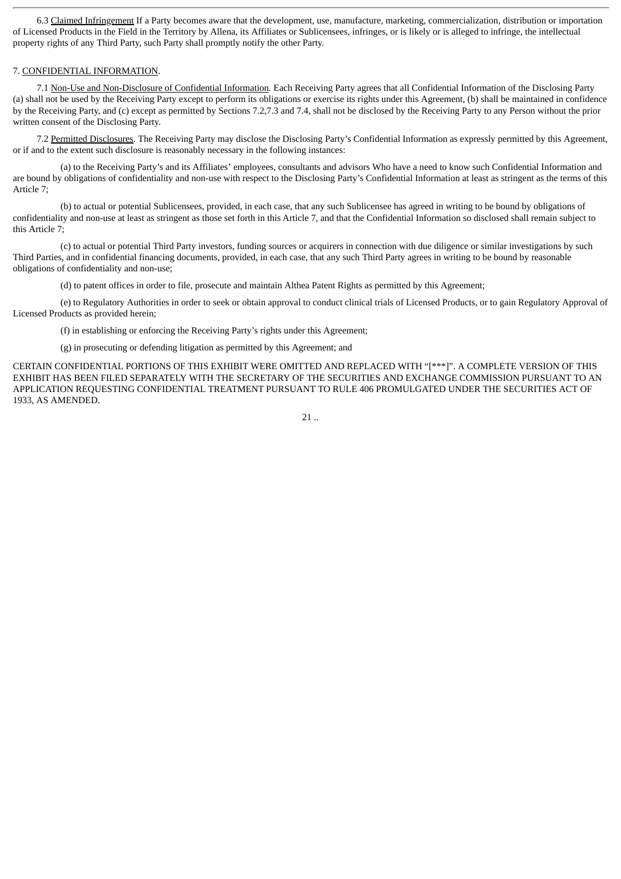6.3 Claimed Infringement If a Party becomes aware that the development, use, manufacture, marketing, commercialization, distribution or importation of Licensed Products in the Field in the Territory by Allena, its Affiliates or Sublicensees, infringes, or is likely or is alleged to infringe, the intellectual property rights of any Third Party, such Party shall promptly notify the other Party.

7. CONFIDENTIAL INFORMATION.

7.1 Non-Use and Non-Disclosure of Confidential Information. Each Receiving Party agrees that all Confidential Information of the Disclosing Party (a) shall not be used by the Receiving Party except to perform its obligations or exercise its rights under this Agreement, (b) shall be maintained in confidence by the Receiving Party, and (c) except as permitted by Sections 7.2,7.3 and 7.4, shall not be disclosed by the Receiving Party to any Person without the prior written consent of the Disclosing Party.

7.2 Permitted Disclosures. The Receiving Party may disclose the Disclosing Party's Confidential Information as expressly permitted by this Agreement, or if and to the extent such disclosure is reasonably necessary in the following instances:

(a) to the Receiving Party's and its Affiliates' employees, consultants and advisors Who have a need to know such Confidential Information and are bound by obligations of confidentiality and non-use with respect to the Disclosing Party's Confidential Information at least as stringent as the terms of this Article 7;

(b) to actual or potential Sublicensees, provided, in each case, that any such Sublicensee has agreed in writing to be bound by obligations of confidentiality and non-use at least as stringent as those set forth in this Article 7, and that the Confidential Information so disclosed shall remain subject to this Article 7;

(c) to actual or potential Third Party investors, funding sources or acquirers in connection with due diligence or similar investigations by such Third Parties, and in confidential financing documents, provided, in each case, that any such Third Party agrees in writing to be bound by reasonable obligations of confidentiality and non-use;

(d) to patent offices in order to file, prosecute and maintain Althea Patent Rights as permitted by this Agreement;

(e) to Regulatory Authorities in order to seek or obtain approval to conduct clinical trials of Licensed Products, or to gain Regulatory Approval of Licensed Products as provided herein;

(f) in establishing or enforcing the Receiving Party's rights under this Agreement;

(g) in prosecuting or defending litigation as permitted by this Agreement; and

CERTAIN CONFIDENTIAL PORTIONS OF THIS EXHIBIT WERE OMITTED AND REPLACED WITH "[***]". A COMPLETE VERSION OF THIS EXHIBIT HAS BEEN FILED SEPARATELY WITH THE SECRETARY OF THE SECURITIES AND EXCHANGE COMMISSION PURSUANT TO AN APPLICATION REQUESTING CONFIDENTIAL TREATMENT PURSUANT TO RULE 406 PROMULGATED UNDER THE SECURITIES ACT OF 1933, AS AMENDED.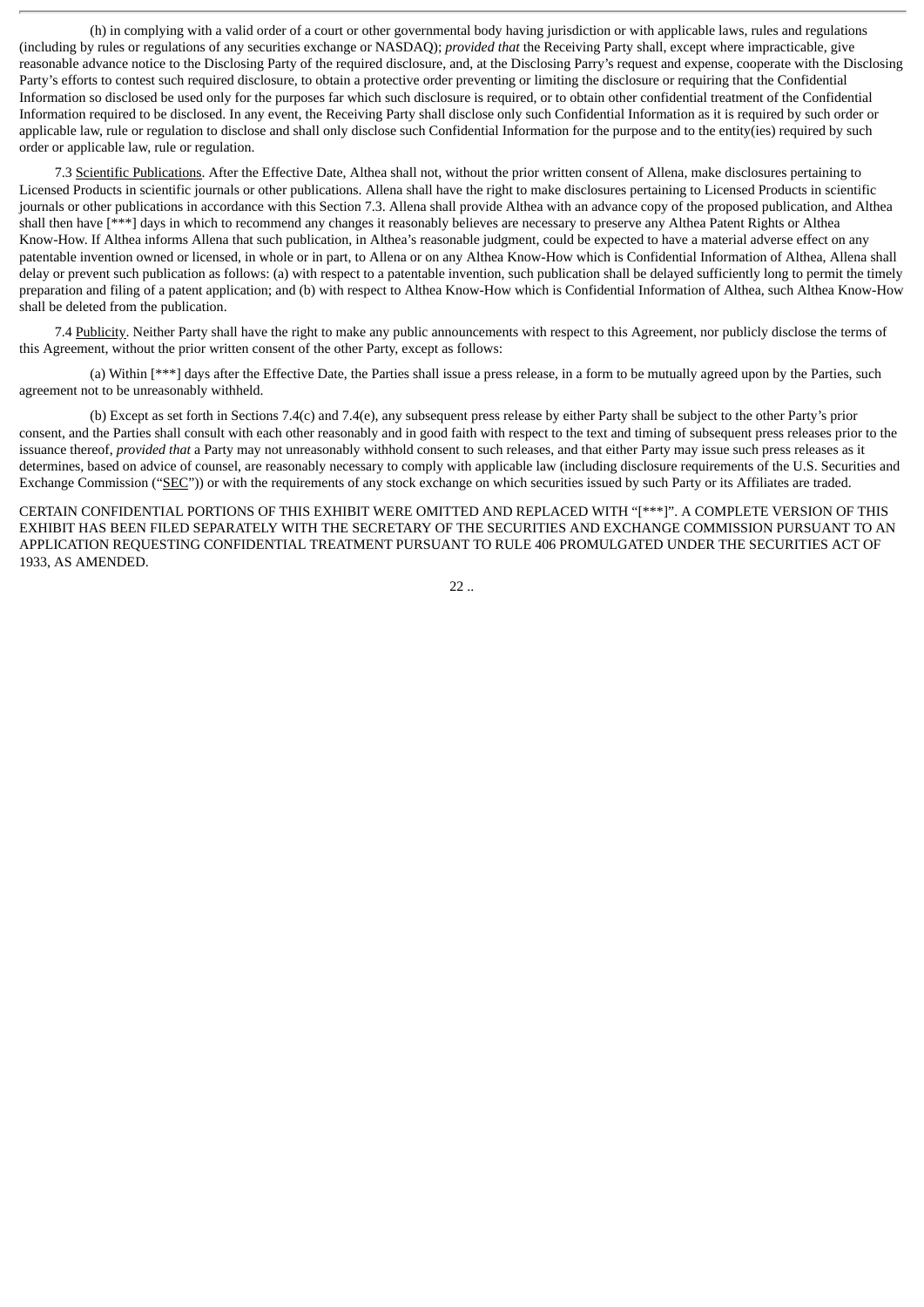(h) in complying with a valid order of a court or other governmental body having jurisdiction or with applicable laws, rules and regulations (including by rules or regulations of any securities exchange or NASDAQ); *provided that* the Receiving Party shall, except where impracticable, give reasonable advance notice to the Disclosing Party of the required disclosure, and, at the Disclosing Parry's request and expense, cooperate with the Disclosing Party's efforts to contest such required disclosure, to obtain a protective order preventing or limiting the disclosure or requiring that the Confidential Information so disclosed be used only for the purposes far which such disclosure is required, or to obtain other confidential treatment of the Confidential Information required to be disclosed. In any event, the Receiving Party shall disclose only such Confidential Information as it is required by such order or applicable law, rule or regulation to disclose and shall only disclose such Confidential Information for the purpose and to the entity(ies) required by such order or applicable law, rule or regulation.

7.3 Scientific Publications. After the Effective Date, Althea shall not, without the prior written consent of Allena, make disclosures pertaining to Licensed Products in scientific journals or other publications. Allena shall have the right to make disclosures pertaining to Licensed Products in scientific journals or other publications in accordance with this Section 7.3. Allena shall provide Althea with an advance copy of the proposed publication, and Althea shall then have [***] days in which to recommend any changes it reasonably believes are necessary to preserve any Althea Patent Rights or Althea Know-How. If Althea informs Allena that such publication, in Althea's reasonable judgment, could be expected to have a material adverse effect on any patentable invention owned or licensed, in whole or in part, to Allena or on any Althea Know-How which is Confidential Information of Althea, Allena shall delay or prevent such publication as follows: (a) with respect to a patentable invention, such publication shall be delayed sufficiently long to permit the timely preparation and filing of a patent application; and (b) with respect to Althea Know-How which is Confidential Information of Althea, such Althea Know-How shall be deleted from the publication.

7.4 Publicity. Neither Party shall have the right to make any public announcements with respect to this Agreement, nor publicly disclose the terms of this Agreement, without the prior written consent of the other Party, except as follows:

(a) Within [***] days after the Effective Date, the Parties shall issue a press release, in a form to be mutually agreed upon by the Parties, such agreement not to be unreasonably withheld.

(b) Except as set forth in Sections 7.4(c) and 7.4(e), any subsequent press release by either Party shall be subject to the other Party's prior consent, and the Parties shall consult with each other reasonably and in good faith with respect to the text and timing of subsequent press releases prior to the issuance thereof, *provided that* a Party may not unreasonably withhold consent to such releases, and that either Party may issue such press releases as it determines, based on advice of counsel, are reasonably necessary to comply with applicable law (including disclosure requirements of the U.S. Securities and Exchange Commission ("SEC")) or with the requirements of any stock exchange on which securities issued by such Party or its Affiliates are traded.

CERTAIN CONFIDENTIAL PORTIONS OF THIS EXHIBIT WERE OMITTED AND REPLACED WITH "[***]". A COMPLETE VERSION OF THIS EXHIBIT HAS BEEN FILED SEPARATELY WITH THE SECRETARY OF THE SECURITIES AND EXCHANGE COMMISSION PURSUANT TO AN APPLICATION REQUESTING CONFIDENTIAL TREATMENT PURSUANT TO RULE 406 PROMULGATED UNDER THE SECURITIES ACT OF 1933, AS AMENDED.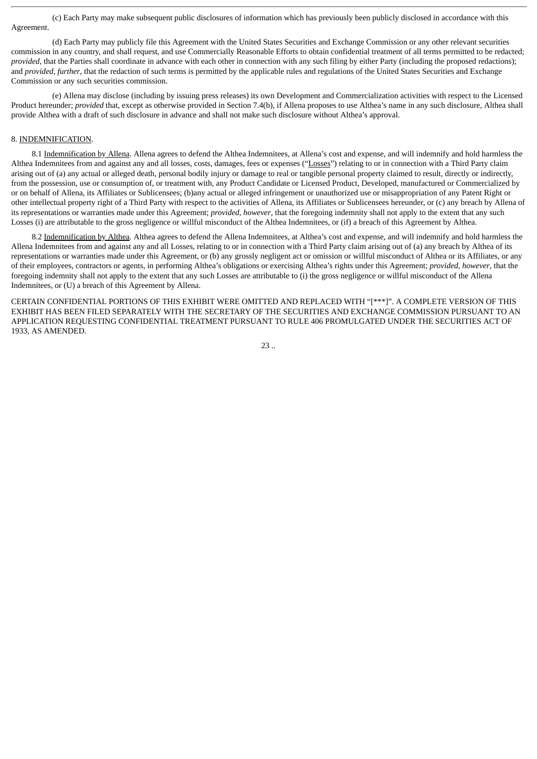(c) Each Party may make subsequent public disclosures of information which has previously been publicly disclosed in accordance with this Agreement.

(d) Each Party may publicly file this Agreement with the United States Securities and Exchange Commission or any other relevant securities commission in any country, and shall request, and use Commercially Reasonable Efforts to obtain confidential treatment of all terms permitted to be redacted; *provided*, that the Parties shall coordinate in advance with each other in connection with any such filing by either Party (including the proposed redactions); and *provided*, *further*, that the redaction of such terms is permitted by the applicable rules and regulations of the United States Securities and Exchange Commission or any such securities commission.

(e) Allena may disclose (including by issuing press releases) its own Development and Commercialization activities with respect to the Licensed Product hereunder; *provided* that, except as otherwise provided in Section 7.4(b), if Allena proposes to use Althea's name in any such disclosure, Althea shall provide Althea with a draft of such disclosure in advance and shall not make such disclosure without Althea's approval.

8. INDEMNIFICATION.

8.1 Indemnification by Allena. Allena agrees to defend the Althea Indemnitees, at Allena's cost and expense, and will indemnify and hold harmless the Althea Indemnitees from and against any and all losses, costs, damages, fees or expenses ("Losses") relating to or in connection with a Third Party claim arising out of (a) any actual or alleged death, personal bodily injury or damage to real or tangible personal property claimed to result, directly or indirectly, from the possession, use or consumption of, or treatment with, any Product Candidate or Licensed Product, Developed, manufactured or Commercialized by or on behalf of Allena, its Affiliates or Sublicensees; (b)any actual or alleged infringement or unauthorized use or misappropriation of any Patent Right or other intellectual property right of a Third Party with respect to the activities of Allena, its Affiliates or Sublicensees hereunder, or (c) any breach by Allena of its representations or warranties made under this Agreement; *provided*, *however*, that the foregoing indemnity shall not apply to the extent that any such Losses (i) are attributable to the gross negligence or willful misconduct of the Althea Indemnitees, or (if) a breach of this Agreement by Althea.

8.2 Indemnification by Althea. Althea agrees to defend the Allena Indemnitees, at Althea's cost and expense, and will indemnify and hold harmless the Allena Indemnitees from and against any and all Losses, relating to or in connection with a Third Party claim arising out of (a) any breach by Althea of its representations or warranties made under this Agreement, or (b) any grossly negligent act or omission or willful misconduct of Althea or its Affiliates, or any of their employees, contractors or agents, in performing Althea's obligations or exercising Althea's rights under this Agreement; *provided*, *however*, that the foregoing indemnity shall not apply to the extent that any such Losses are attributable to (i) the gross negligence or willful misconduct of the Allena Indemnitees, or (U) a breach of this Agreement by Allena.

CERTAIN CONFIDENTIAL PORTIONS OF THIS EXHIBIT WERE OMITTED AND REPLACED WITH "[***]". A COMPLETE VERSION OF THIS EXHIBIT HAS BEEN FILED SEPARATELY WITH THE SECRETARY OF THE SECURITIES AND EXCHANGE COMMISSION PURSUANT TO AN APPLICATION REQUESTING CONFIDENTIAL TREATMENT PURSUANT TO RULE 406 PROMULGATED UNDER THE SECURITIES ACT OF 1933, AS AMENDED.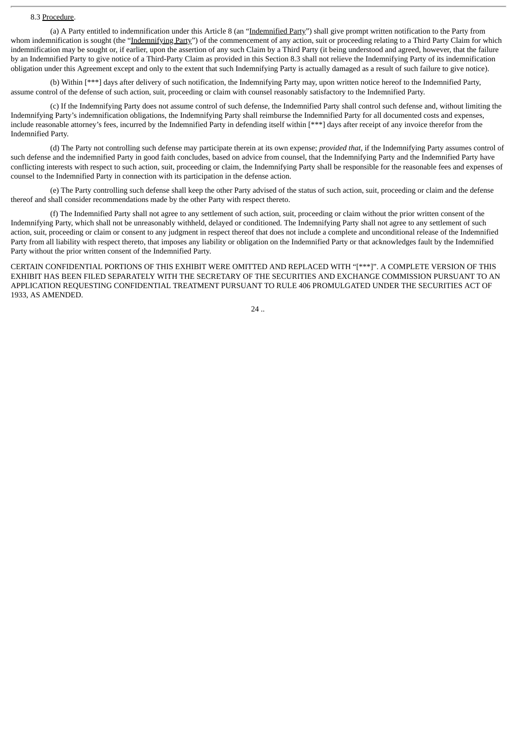8.3 Procedure.

(a) A Party entitled to indemnification under this Article 8 (an "Indemnified Party") shall give prompt written notification to the Party from whom indemnification is sought (the "Indemnifying Party") of the commencement of any action, suit or proceeding relating to a Third Party Claim for which indemnification may be sought or, if earlier, upon the assertion of any such Claim by a Third Party (it being understood and agreed, however, that the failure by an Indemnified Party to give notice of a Third-Party Claim as provided in this Section 8.3 shall not relieve the Indemnifying Party of its indemnification obligation under this Agreement except and only to the extent that such Indemnifying Party is actually damaged as a result of such failure to give notice).

(b) Within [***] days after delivery of such notification, the Indemnifying Party may, upon written notice hereof to the Indemnified Party, assume control of the defense of such action, suit, proceeding or claim with counsel reasonably satisfactory to the Indemnified Party.

(c) If the Indemnifying Party does not assume control of such defense, the Indemnified Party shall control such defense and, without limiting the Indemnifying Party's indemnification obligations, the Indemnifying Party shall reimburse the Indemnified Party for all documented costs and expenses, include reasonable attorney's fees, incurred by the Indemnified Party in defending itself within [***] days after receipt of any invoice therefor from the Indemnified Party.

(d) The Party not controlling such defense may participate therein at its own expense; *provided that*, if the Indemnifying Party assumes control of such defense and the indemnified Party in good faith concludes, based on advice from counsel, that the Indemnifying Party and the Indemnified Party have conflicting interests with respect to such action, suit, proceeding or claim, the Indemnifying Party shall be responsible for the reasonable fees and expenses of counsel to the Indemnified Party in connection with its participation in the defense action.

(e) The Party controlling such defense shall keep the other Party advised of the status of such action, suit, proceeding or claim and the defense thereof and shall consider recommendations made by the other Party with respect thereto.

(f) The Indemnified Party shall not agree to any settlement of such action, suit, proceeding or claim without the prior written consent of the Indemnifying Party, which shall not be unreasonably withheld, delayed or conditioned. The Indemnifying Party shall not agree to any settlement of such action, suit, proceeding or claim or consent to any judgment in respect thereof that does not include a complete and unconditional release of the Indemnified Party from all liability with respect thereto, that imposes any liability or obligation on the Indemnified Party or that acknowledges fault by the Indemnified Party without the prior written consent of the Indemnified Party.

CERTAIN CONFIDENTIAL PORTIONS OF THIS EXHIBIT WERE OMITTED AND REPLACED WITH "[***]". A COMPLETE VERSION OF THIS EXHIBIT HAS BEEN FILED SEPARATELY WITH THE SECRETARY OF THE SECURITIES AND EXCHANGE COMMISSION PURSUANT TO AN APPLICATION REQUESTING CONFIDENTIAL TREATMENT PURSUANT TO RULE 406 PROMULGATED UNDER THE SECURITIES ACT OF 1933, AS AMENDED.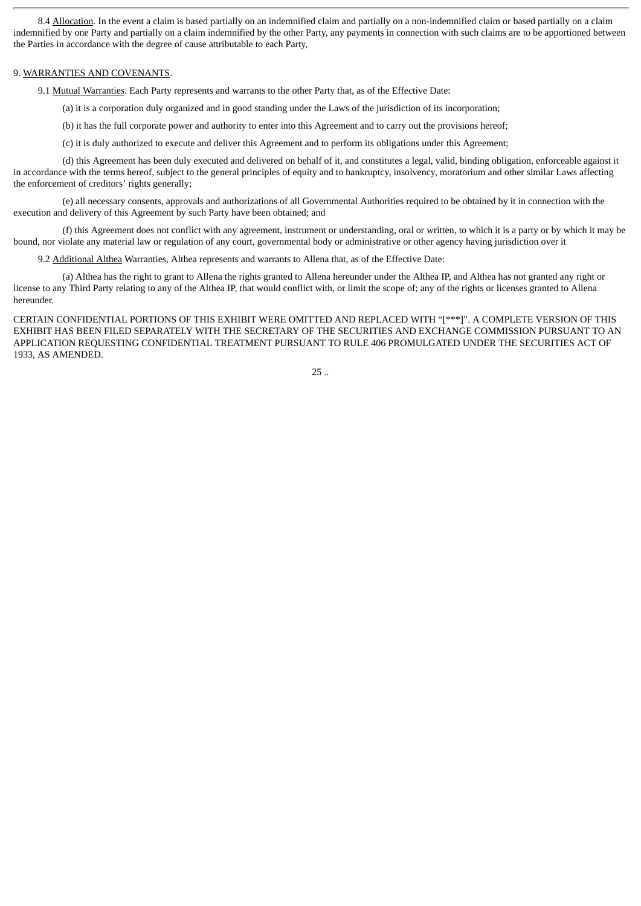8.4 Allocation. In the event a claim is based partially on an indemnified claim and partially on a non-indemnified claim or based partially on a claim indemnified by one Party and partially on a claim indemnified by the other Party, any payments in connection with such claims are to be apportioned between the Parties in accordance with the degree of cause attributable to each Party,

9. WARRANTIES AND COVENANTS.

9.1 Mutual Warranties. Each Party represents and warrants to the other Party that, as of the Effective Date:

(a) it is a corporation duly organized and in good standing under the Laws of the jurisdiction of its incorporation;

(b) it has the full corporate power and authority to enter into this Agreement and to carry out the provisions hereof;

(c) it is duly authorized to execute and deliver this Agreement and to perform its obligations under this Agreement;

(d) this Agreement has been duly executed and delivered on behalf of it, and constitutes a legal, valid, binding obligation, enforceable against it in accordance with the terms hereof, subject to the general principles of equity and to bankruptcy, insolvency, moratorium and other similar Laws affecting the enforcement of creditors' rights generally;

(e) all necessary consents, approvals and authorizations of all Governmental Authorities required to be obtained by it in connection with the execution and delivery of this Agreement by such Party have been obtained; and

(f) this Agreement does not conflict with any agreement, instrument or understanding, oral or written, to which it is a party or by which it may be bound, nor violate any material law or regulation of any court, governmental body or administrative or other agency having jurisdiction over it

9.2 Additional Althea Warranties, Althea represents and warrants to Allena that, as of the Effective Date:

(a) Althea has the right to grant to Allena the rights granted to Allena hereunder under the Althea IP, and Althea has not granted any right or license to any Third Party relating to any of the Althea IP, that would conflict with, or limit the scope of; any of the rights or licenses granted to Allena hereunder.

CERTAIN CONFIDENTIAL PORTIONS OF THIS EXHIBIT WERE OMITTED AND REPLACED WITH "[***]". A COMPLETE VERSION OF THIS EXHIBIT HAS BEEN FILED SEPARATELY WITH THE SECRETARY OF THE SECURITIES AND EXCHANGE COMMISSION PURSUANT TO AN APPLICATION REQUESTING CONFIDENTIAL TREATMENT PURSUANT TO RULE 406 PROMULGATED UNDER THE SECURITIES ACT OF 1933, AS AMENDED.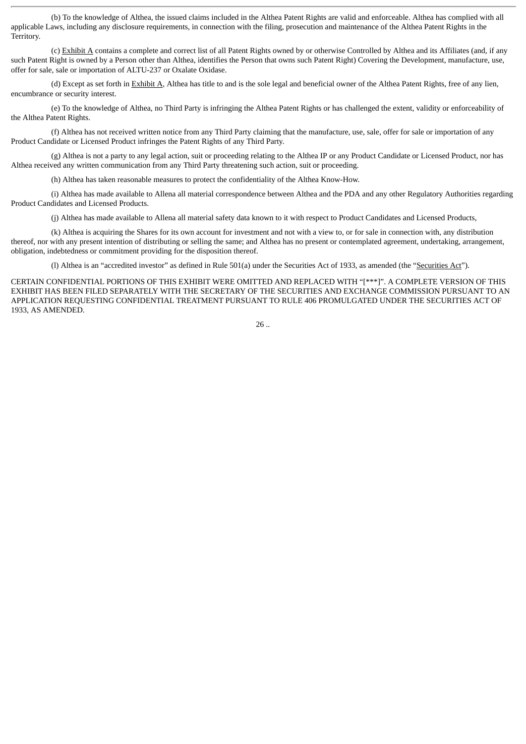(b) To the knowledge of Althea, the issued claims included in the Althea Patent Rights are valid and enforceable. Althea has complied with all applicable Laws, including any disclosure requirements, in connection with the filing, prosecution and maintenance of the Althea Patent Rights in the Territory.

(c) Exhibit A contains a complete and correct list of all Patent Rights owned by or otherwise Controlled by Althea and its Affiliates (and, if any such Patent Right is owned by a Person other than Althea, identifies the Person that owns such Patent Right) Covering the Development, manufacture, use, offer for sale, sale or importation of ALTU-237 or Oxalate Oxidase.

(d) Except as set forth in Exhibit A, Althea has title to and is the sole legal and beneficial owner of the Althea Patent Rights, free of any lien, encumbrance or security interest.

(e) To the knowledge of Althea, no Third Party is infringing the Althea Patent Rights or has challenged the extent, validity or enforceability of the Althea Patent Rights.

(f) Althea has not received written notice from any Third Party claiming that the manufacture, use, sale, offer for sale or importation of any Product Candidate or Licensed Product infringes the Patent Rights of any Third Party.

(g) Althea is not a party to any legal action, suit or proceeding relating to the Althea IP or any Product Candidate or Licensed Product, nor has Althea received any written communication from any Third Party threatening such action, suit or proceeding.

(h) Althea has taken reasonable measures to protect the confidentiality of the Althea Know-How.

(i) Althea has made available to Allena all material correspondence between Althea and the PDA and any other Regulatory Authorities regarding Product Candidates and Licensed Products.

(j) Althea has made available to Allena all material safety data known to it with respect to Product Candidates and Licensed Products,

(k) Althea is acquiring the Shares for its own account for investment and not with a view to, or for sale in connection with, any distribution thereof, nor with any present intention of distributing or selling the same; and Althea has no present or contemplated agreement, undertaking, arrangement, obligation, indebtedness or commitment providing for the disposition thereof.

(l) Althea is an "accredited investor" as defined in Rule 501(a) under the Securities Act of 1933, as amended (the "Securities Act").

CERTAIN CONFIDENTIAL PORTIONS OF THIS EXHIBIT WERE OMITTED AND REPLACED WITH "[***]". A COMPLETE VERSION OF THIS EXHIBIT HAS BEEN FILED SEPARATELY WITH THE SECRETARY OF THE SECURITIES AND EXCHANGE COMMISSION PURSUANT TO AN APPLICATION REQUESTING CONFIDENTIAL TREATMENT PURSUANT TO RULE 406 PROMULGATED UNDER THE SECURITIES ACT OF 1933, AS AMENDED.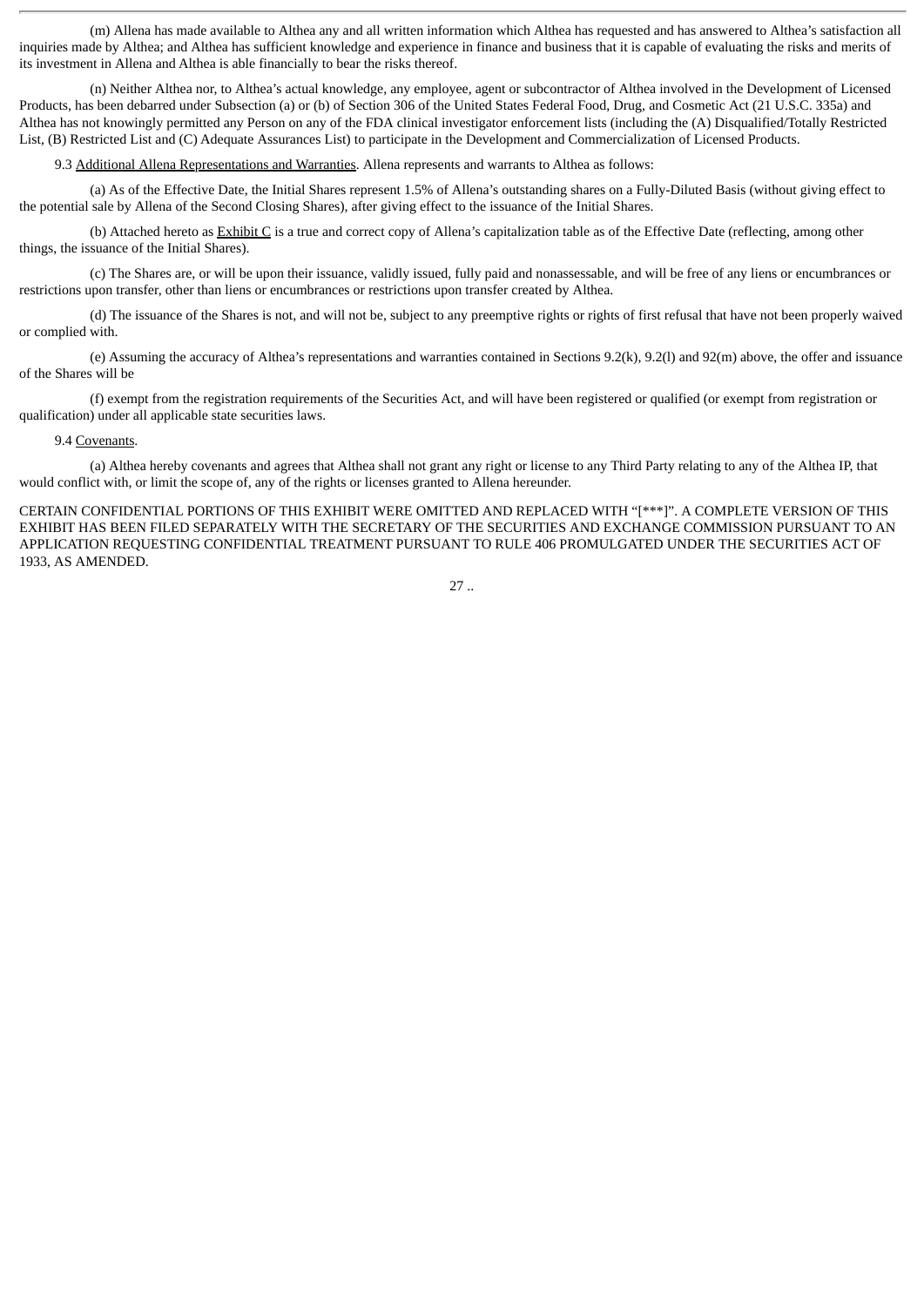(m) Allena has made available to Althea any and all written information which Althea has requested and has answered to Althea's satisfaction all inquiries made by Althea; and Althea has sufficient knowledge and experience in finance and business that it is capable of evaluating the risks and merits of its investment in Allena and Althea is able financially to bear the risks thereof.

(n) Neither Althea nor, to Althea's actual knowledge, any employee, agent or subcontractor of Althea involved in the Development of Licensed Products, has been debarred under Subsection (a) or (b) of Section 306 of the United States Federal Food, Drug, and Cosmetic Act (21 U.S.C. 335a) and Althea has not knowingly permitted any Person on any of the FDA clinical investigator enforcement lists (including the (A) Disqualified/Totally Restricted List, (B) Restricted List and (C) Adequate Assurances List) to participate in the Development and Commercialization of Licensed Products.

9.3 Additional Allena Representations and Warranties. Allena represents and warrants to Althea as follows:

(a) As of the Effective Date, the Initial Shares represent 1.5% of Allena's outstanding shares on a Fully-Diluted Basis (without giving effect to the potential sale by Allena of the Second Closing Shares), after giving effect to the issuance of the Initial Shares.

(b) Attached hereto as Exhibit C is a true and correct copy of Allena's capitalization table as of the Effective Date (reflecting, among other things, the issuance of the Initial Shares).

(c) The Shares are, or will be upon their issuance, validly issued, fully paid and nonassessable, and will be free of any liens or encumbrances or restrictions upon transfer, other than liens or encumbrances or restrictions upon transfer created by Althea.

(d) The issuance of the Shares is not, and will not be, subject to any preemptive rights or rights of first refusal that have not been properly waived or complied with.

(e) Assuming the accuracy of Althea's representations and warranties contained in Sections 9.2(k), 9.2(l) and 92(m) above, the offer and issuance of the Shares will be

(f) exempt from the registration requirements of the Securities Act, and will have been registered or qualified (or exempt from registration or qualification) under all applicable state securities laws.

9.4 Covenants.

(a) Althea hereby covenants and agrees that Althea shall not grant any right or license to any Third Party relating to any of the Althea IP, that would conflict with, or limit the scope of, any of the rights or licenses granted to Allena hereunder.

CERTAIN CONFIDENTIAL PORTIONS OF THIS EXHIBIT WERE OMITTED AND REPLACED WITH "[***]". A COMPLETE VERSION OF THIS EXHIBIT HAS BEEN FILED SEPARATELY WITH THE SECRETARY OF THE SECURITIES AND EXCHANGE COMMISSION PURSUANT TO AN APPLICATION REQUESTING CONFIDENTIAL TREATMENT PURSUANT TO RULE 406 PROMULGATED UNDER THE SECURITIES ACT OF 1933, AS AMENDED.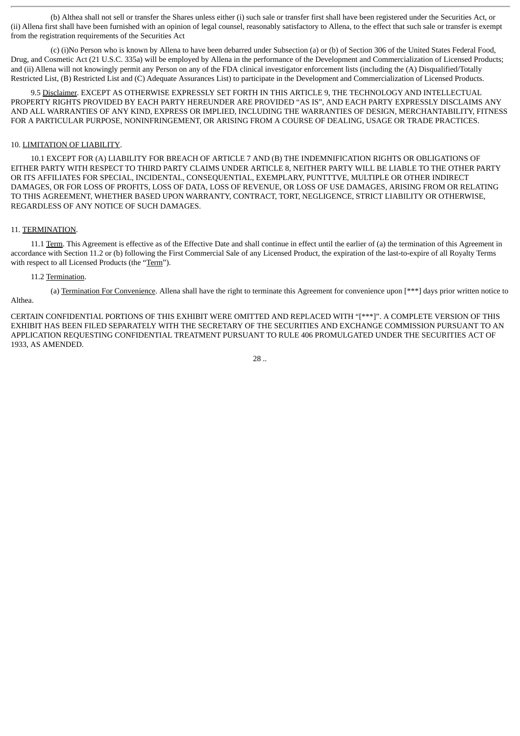(b) Althea shall not sell or transfer the Shares unless either (i) such sale or transfer first shall have been registered under the Securities Act, or (ii) Allena first shall have been furnished with an opinion of legal counsel, reasonably satisfactory to Allena, to the effect that such sale or transfer is exempt from the registration requirements of the Securities Act

(c) (i)No Person who is known by Allena to have been debarred under Subsection (a) or (b) of Section 306 of the United States Federal Food, Drug, and Cosmetic Act (21 U.S.C. 335a) will be employed by Allena in the performance of the Development and Commercialization of Licensed Products; and (ii) Allena will not knowingly permit any Person on any of the FDA clinical investigator enforcement lists (including the (A) Disqualified/Totally Restricted List, (B) Restricted List and (C) Adequate Assurances List) to participate in the Development and Commercialization of Licensed Products.

9.5 Disclaimer. EXCEPT AS OTHERWISE EXPRESSLY SET FORTH IN THIS ARTICLE 9, THE TECHNOLOGY AND INTELLECTUAL PROPERTY RIGHTS PROVIDED BY EACH PARTY HEREUNDER ARE PROVIDED "AS IS", AND EACH PARTY EXPRESSLY DISCLAIMS ANY AND ALL WARRANTIES OF ANY KIND, EXPRESS OR IMPLIED, INCLUDING THE WARRANTIES OF DESIGN, MERCHANTABILITY, FITNESS FOR A PARTICULAR PURPOSE, NONINFRINGEMENT, OR ARISING FROM A COURSE OF DEALING, USAGE OR TRADE PRACTICES.

## 10. LIMITATION OF LIABILITY.

10.1 EXCEPT FOR (A) LIABILITY FOR BREACH OF ARTICLE 7 AND (B) THE INDEMNIFICATION RIGHTS OR OBLIGATIONS OF EITHER PARTY WITH RESPECT TO THIRD PARTY CLAIMS UNDER ARTICLE 8, NEITHER PARTY WILL BE LIABLE TO THE OTHER PARTY OR ITS AFFILIATES FOR SPECIAL, INCIDENTAL, CONSEQUENTIAL, EXEMPLARY, PUNTTTVE, MULTIPLE OR OTHER INDIRECT DAMAGES, OR FOR LOSS OF PROFITS, LOSS OF DATA, LOSS OF REVENUE, OR LOSS OF USE DAMAGES, ARISING FROM OR RELATING TO THIS AGREEMENT, WHETHER BASED UPON WARRANTY, CONTRACT, TORT, NEGLIGENCE, STRICT LIABILITY OR OTHERWISE, REGARDLESS OF ANY NOTICE OF SUCH DAMAGES.

## 11. TERMINATION.

11.1 Term. This Agreement is effective as of the Effective Date and shall continue in effect until the earlier of (a) the termination of this Agreement in accordance with Section 11.2 or (b) following the First Commercial Sale of any Licensed Product, the expiration of the last-to-expire of all Royalty Terms with respect to all Licensed Products (the "Term").

11.2 Termination.

(a) Termination For Convenience. Allena shall have the right to terminate this Agreement for convenience upon [***] days prior written notice to Althea.

CERTAIN CONFIDENTIAL PORTIONS OF THIS EXHIBIT WERE OMITTED AND REPLACED WITH "[***]". A COMPLETE VERSION OF THIS EXHIBIT HAS BEEN FILED SEPARATELY WITH THE SECRETARY OF THE SECURITIES AND EXCHANGE COMMISSION PURSUANT TO AN APPLICATION REQUESTING CONFIDENTIAL TREATMENT PURSUANT TO RULE 406 PROMULGATED UNDER THE SECURITIES ACT OF 1933, AS AMENDED.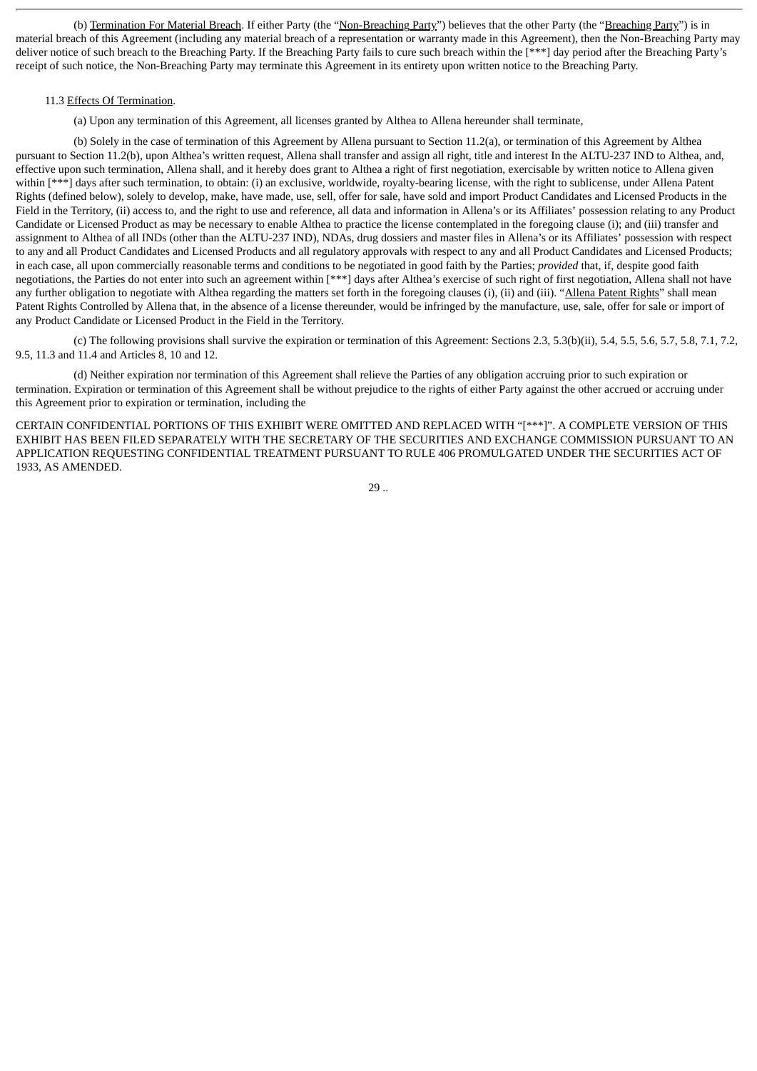(b) Termination For Material Breach. If either Party (the "Non-Breaching Party") believes that the other Party (the "Breaching Party") is in material breach of this Agreement (including any material breach of a representation or warranty made in this Agreement), then the Non-Breaching Party may deliver notice of such breach to the Breaching Party. If the Breaching Party fails to cure such breach within the [***] day period after the Breaching Party's receipt of such notice, the Non-Breaching Party may terminate this Agreement in its entirety upon written notice to the Breaching Party.

11.3 Effects Of Termination.

(a) Upon any termination of this Agreement, all licenses granted by Althea to Allena hereunder shall terminate,

(b) Solely in the case of termination of this Agreement by Allena pursuant to Section 11.2(a), or termination of this Agreement by Althea pursuant to Section 11.2(b), upon Althea's written request, Allena shall transfer and assign all right, title and interest In the ALTU-237 IND to Althea, and, effective upon such termination, Allena shall, and it hereby does grant to Althea a right of first negotiation, exercisable by written notice to Allena given within [***] days after such termination, to obtain: (i) an exclusive, worldwide, royalty-bearing license, with the right to sublicense, under Allena Patent Rights (defined below), solely to develop, make, have made, use, sell, offer for sale, have sold and import Product Candidates and Licensed Products in the Field in the Territory, (ii) access to, and the right to use and reference, all data and information in Allena's or its Affiliates' possession relating to any Product Candidate or Licensed Product as may be necessary to enable Althea to practice the license contemplated in the foregoing clause (i); and (iii) transfer and assignment to Althea of all INDs (other than the ALTU-237 IND), NDAs, drug dossiers and master files in Allena's or its Affiliates' possession with respect to any and all Product Candidates and Licensed Products and all regulatory approvals with respect to any and all Product Candidates and Licensed Products; in each case, all upon commercially reasonable terms and conditions to be negotiated in good faith by the Parties; *provided* that, if, despite good faith negotiations, the Parties do not enter into such an agreement within [***] days after Althea's exercise of such right of first negotiation, Allena shall not have any further obligation to negotiate with Althea regarding the matters set forth in the foregoing clauses (i), (ii) and (iii). "Allena Patent Rights" shall mean Patent Rights Controlled by Allena that, in the absence of a license thereunder, would be infringed by the manufacture, use, sale, offer for sale or import of any Product Candidate or Licensed Product in the Field in the Territory.

(c) The following provisions shall survive the expiration or termination of this Agreement: Sections 2.3, 5.3(b)(ii), 5.4, 5.5, 5.6, 5.7, 5.8, 7.1, 7.2, 9.5, 11.3 and 11.4 and Articles 8, 10 and 12.

(d) Neither expiration nor termination of this Agreement shall relieve the Parties of any obligation accruing prior to such expiration or termination. Expiration or termination of this Agreement shall be without prejudice to the rights of either Party against the other accrued or accruing under this Agreement prior to expiration or termination, including the

CERTAIN CONFIDENTIAL PORTIONS OF THIS EXHIBIT WERE OMITTED AND REPLACED WITH "[***]". A COMPLETE VERSION OF THIS EXHIBIT HAS BEEN FILED SEPARATELY WITH THE SECRETARY OF THE SECURITIES AND EXCHANGE COMMISSION PURSUANT TO AN APPLICATION REQUESTING CONFIDENTIAL TREATMENT PURSUANT TO RULE 406 PROMULGATED UNDER THE SECURITIES ACT OF 1933, AS AMENDED.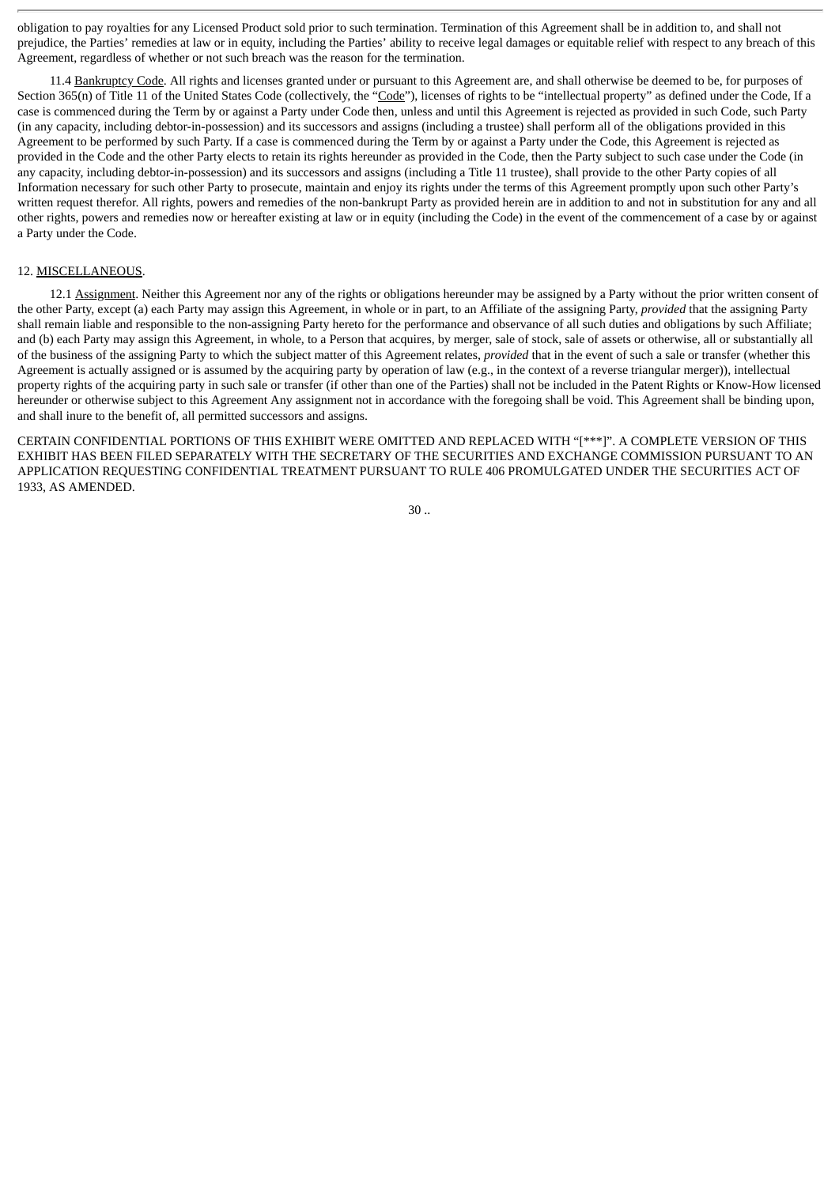obligation to pay royalties for any Licensed Product sold prior to such termination. Termination of this Agreement shall be in addition to, and shall not prejudice, the Parties' remedies at law or in equity, including the Parties' ability to receive legal damages or equitable relief with respect to any breach of this Agreement, regardless of whether or not such breach was the reason for the termination.

11.4 Bankruptcy Code. All rights and licenses granted under or pursuant to this Agreement are, and shall otherwise be deemed to be, for purposes of Section 365(n) of Title 11 of the United States Code (collectively, the "Code"), licenses of rights to be "intellectual property" as defined under the Code, If a case is commenced during the Term by or against a Party under Code then, unless and until this Agreement is rejected as provided in such Code, such Party (in any capacity, including debtor-in-possession) and its successors and assigns (including a trustee) shall perform all of the obligations provided in this Agreement to be performed by such Party. If a case is commenced during the Term by or against a Party under the Code, this Agreement is rejected as provided in the Code and the other Party elects to retain its rights hereunder as provided in the Code, then the Party subject to such case under the Code (in any capacity, including debtor-in-possession) and its successors and assigns (including a Title 11 trustee), shall provide to the other Party copies of all Information necessary for such other Party to prosecute, maintain and enjoy its rights under the terms of this Agreement promptly upon such other Party's written request therefor. All rights, powers and remedies of the non-bankrupt Party as provided herein are in addition to and not in substitution for any and all other rights, powers and remedies now or hereafter existing at law or in equity (including the Code) in the event of the commencement of a case by or against a Party under the Code.

12. MISCELLANEOUS.

12.1 Assignment. Neither this Agreement nor any of the rights or obligations hereunder may be assigned by a Party without the prior written consent of the other Party, except (a) each Party may assign this Agreement, in whole or in part, to an Affiliate of the assigning Party, *provided* that the assigning Party shall remain liable and responsible to the non-assigning Party hereto for the performance and observance of all such duties and obligations by such Affiliate; and (b) each Party may assign this Agreement, in whole, to a Person that acquires, by merger, sale of stock, sale of assets or otherwise, all or substantially all of the business of the assigning Party to which the subject matter of this Agreement relates, *provided* that in the event of such a sale or transfer (whether this Agreement is actually assigned or is assumed by the acquiring party by operation of law (e.g., in the context of a reverse triangular merger)), intellectual property rights of the acquiring party in such sale or transfer (if other than one of the Parties) shall not be included in the Patent Rights or Know-How licensed hereunder or otherwise subject to this Agreement Any assignment not in accordance with the foregoing shall be void. This Agreement shall be binding upon, and shall inure to the benefit of, all permitted successors and assigns.

CERTAIN CONFIDENTIAL PORTIONS OF THIS EXHIBIT WERE OMITTED AND REPLACED WITH "[***]". A COMPLETE VERSION OF THIS EXHIBIT HAS BEEN FILED SEPARATELY WITH THE SECRETARY OF THE SECURITIES AND EXCHANGE COMMISSION PURSUANT TO AN APPLICATION REQUESTING CONFIDENTIAL TREATMENT PURSUANT TO RULE 406 PROMULGATED UNDER THE SECURITIES ACT OF 1933, AS AMENDED.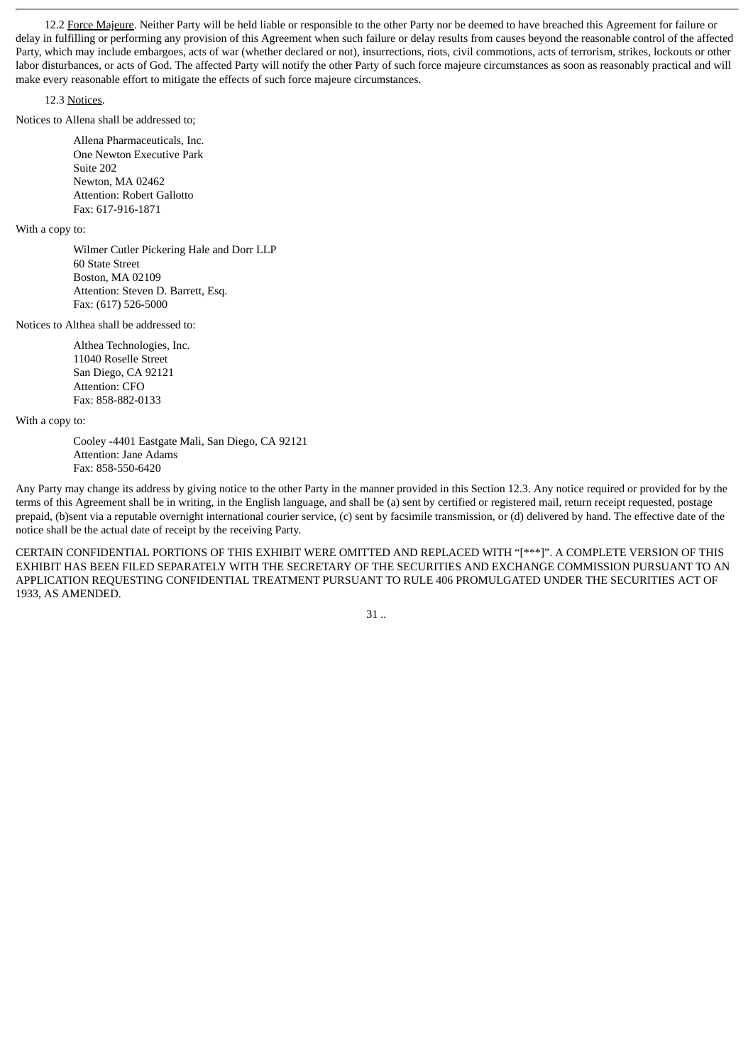12.2 Force Majeure. Neither Party will be held liable or responsible to the other Party nor be deemed to have breached this Agreement for failure or delay in fulfilling or performing any provision of this Agreement when such failure or delay results from causes beyond the reasonable control of the affected Party, which may include embargoes, acts of war (whether declared or not), insurrections, riots, civil commotions, acts of terrorism, strikes, lockouts or other labor disturbances, or acts of God. The affected Party will notify the other Party of such force majeure circumstances as soon as reasonably practical and will make every reasonable effort to mitigate the effects of such force majeure circumstances.

12.3 Notices.

Notices to Allena shall be addressed to;

Allena Pharmaceuticals, Inc.  
One Newton Executive Park  
Suite 202  
Newton, MA 02462  
Attention: Robert Gallotto  
Fax: 617-916-1871

With a copy to:

Wilmer Cutler Pickering Hale and Dorr LLP  
60 State Street  
Boston, MA 02109  
Attention: Steven D. Barrett, Esq.  
Fax: (617) 526-5000

Notices to Althea shall be addressed to:

Althea Technologies, Inc.  
11040 Roselle Street  
San Diego, CA 92121  
Attention: CFO  
Fax: 858-882-0133

With a copy to:

Cooley -4401 Eastgate Mali, San Diego, CA 92121  
Attention: Jane Adams  
Fax: 858-550-6420

Any Party may change its address by giving notice to the other Party in the manner provided in this Section 12.3. Any notice required or provided for by the terms of this Agreement shall be in writing, in the English language, and shall be (a) sent by certified or registered mail, return receipt requested, postage prepaid, (b)sent via a reputable overnight international courier service, (c) sent by facsimile transmission, or (d) delivered by hand. The effective date of the notice shall be the actual date of receipt by the receiving Party.

CERTAIN CONFIDENTIAL PORTIONS OF THIS EXHIBIT WERE OMITTED AND REPLACED WITH "[***]". A COMPLETE VERSION OF THIS EXHIBIT HAS BEEN FILED SEPARATELY WITH THE SECRETARY OF THE SECURITIES AND EXCHANGE COMMISSION PURSUANT TO AN APPLICATION REQUESTING CONFIDENTIAL TREATMENT PURSUANT TO RULE 406 PROMULGATED UNDER THE SECURITIES ACT OF 1933, AS AMENDED.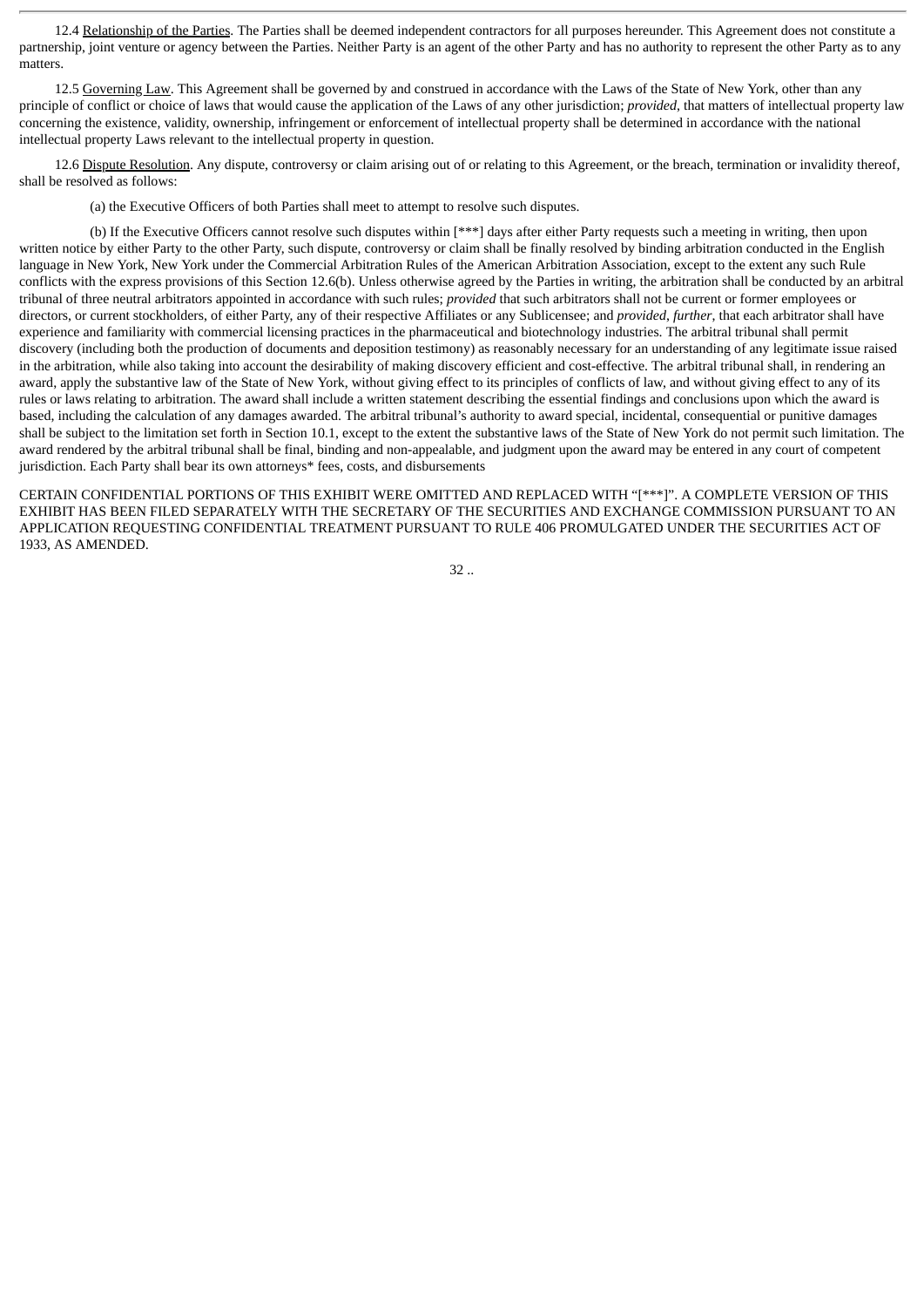12.4 Relationship of the Parties. The Parties shall be deemed independent contractors for all purposes hereunder. This Agreement does not constitute a partnership, joint venture or agency between the Parties. Neither Party is an agent of the other Party and has no authority to represent the other Party as to any matters.

12.5 Governing Law. This Agreement shall be governed by and construed in accordance with the Laws of the State of New York, other than any principle of conflict or choice of laws that would cause the application of the Laws of any other jurisdiction; *provided*, that matters of intellectual property law concerning the existence, validity, ownership, infringement or enforcement of intellectual property shall be determined in accordance with the national intellectual property Laws relevant to the intellectual property in question.

12.6 Dispute Resolution. Any dispute, controversy or claim arising out of or relating to this Agreement, or the breach, termination or invalidity thereof, shall be resolved as follows:

(a) the Executive Officers of both Parties shall meet to attempt to resolve such disputes.

(b) If the Executive Officers cannot resolve such disputes within [***] days after either Party requests such a meeting in writing, then upon written notice by either Party to the other Party, such dispute, controversy or claim shall be finally resolved by binding arbitration conducted in the English language in New York, New York under the Commercial Arbitration Rules of the American Arbitration Association, except to the extent any such Rule conflicts with the express provisions of this Section 12.6(b). Unless otherwise agreed by the Parties in writing, the arbitration shall be conducted by an arbitral tribunal of three neutral arbitrators appointed in accordance with such rules; *provided* that such arbitrators shall not be current or former employees or directors, or current stockholders, of either Party, any of their respective Affiliates or any Sublicensee; and *provided*, *further*, that each arbitrator shall have experience and familiarity with commercial licensing practices in the pharmaceutical and biotechnology industries. The arbitral tribunal shall permit discovery (including both the production of documents and deposition testimony) as reasonably necessary for an understanding of any legitimate issue raised in the arbitration, while also taking into account the desirability of making discovery efficient and cost-effective. The arbitral tribunal shall, in rendering an award, apply the substantive law of the State of New York, without giving effect to its principles of conflicts of law, and without giving effect to any of its rules or laws relating to arbitration. The award shall include a written statement describing the essential findings and conclusions upon which the award is based, including the calculation of any damages awarded. The arbitral tribunal's authority to award special, incidental, consequential or punitive damages shall be subject to the limitation set forth in Section 10.1, except to the extent the substantive laws of the State of New York do not permit such limitation. The award rendered by the arbitral tribunal shall be final, binding and non-appealable, and judgment upon the award may be entered in any court of competent jurisdiction. Each Party shall bear its own attorneys* fees, costs, and disbursements

CERTAIN CONFIDENTIAL PORTIONS OF THIS EXHIBIT WERE OMITTED AND REPLACED WITH "[***]". A COMPLETE VERSION OF THIS EXHIBIT HAS BEEN FILED SEPARATELY WITH THE SECRETARY OF THE SECURITIES AND EXCHANGE COMMISSION PURSUANT TO AN APPLICATION REQUESTING CONFIDENTIAL TREATMENT PURSUANT TO RULE 406 PROMULGATED UNDER THE SECURITIES ACT OF 1933, AS AMENDED.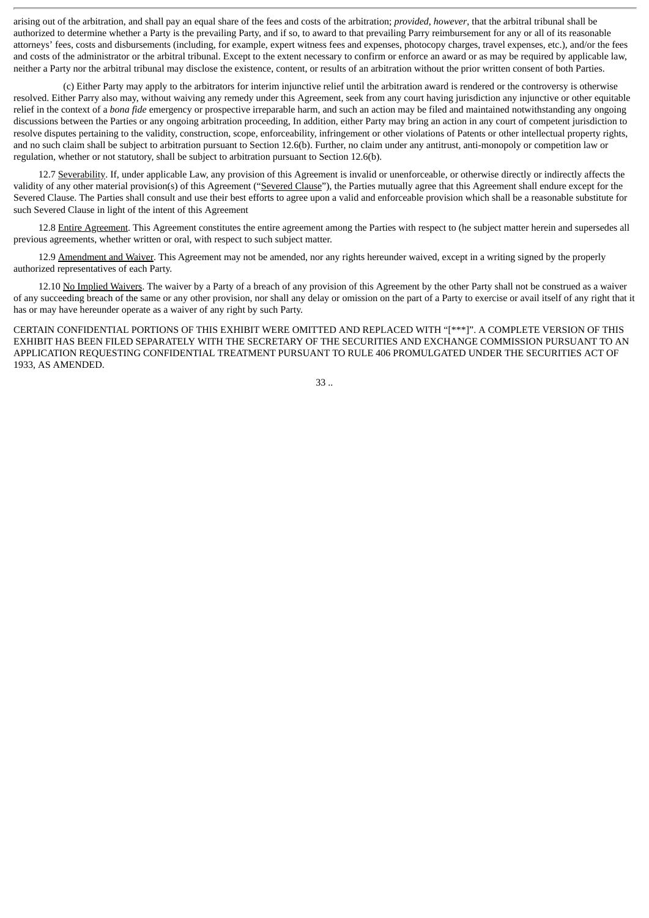arising out of the arbitration, and shall pay an equal share of the fees and costs of the arbitration; *provided*, *however*, that the arbitral tribunal shall be authorized to determine whether a Party is the prevailing Party, and if so, to award to that prevailing Parry reimbursement for any or all of its reasonable attorneys' fees, costs and disbursements (including, for example, expert witness fees and expenses, photocopy charges, travel expenses, etc.), and/or the fees and costs of the administrator or the arbitral tribunal. Except to the extent necessary to confirm or enforce an award or as may be required by applicable law, neither a Party nor the arbitral tribunal may disclose the existence, content, or results of an arbitration without the prior written consent of both Parties.

(c) Either Party may apply to the arbitrators for interim injunctive relief until the arbitration award is rendered or the controversy is otherwise resolved. Either Parry also may, without waiving any remedy under this Agreement, seek from any court having jurisdiction any injunctive or other equitable relief in the context of a *bona fide* emergency or prospective irreparable harm, and such an action may be filed and maintained notwithstanding any ongoing discussions between the Parties or any ongoing arbitration proceeding, In addition, either Party may bring an action in any court of competent jurisdiction to resolve disputes pertaining to the validity, construction, scope, enforceability, infringement or other violations of Patents or other intellectual property rights, and no such claim shall be subject to arbitration pursuant to Section 12.6(b). Further, no claim under any antitrust, anti-monopoly or competition law or regulation, whether or not statutory, shall be subject to arbitration pursuant to Section 12.6(b).

12.7 Severability. If, under applicable Law, any provision of this Agreement is invalid or unenforceable, or otherwise directly or indirectly affects the validity of any other material provision(s) of this Agreement ("Severed Clause"), the Parties mutually agree that this Agreement shall endure except for the Severed Clause. The Parties shall consult and use their best efforts to agree upon a valid and enforceable provision which shall be a reasonable substitute for such Severed Clause in light of the intent of this Agreement

12.8 Entire Agreement. This Agreement constitutes the entire agreement among the Parties with respect to (he subject matter herein and supersedes all previous agreements, whether written or oral, with respect to such subject matter.

12.9 Amendment and Waiver. This Agreement may not be amended, nor any rights hereunder waived, except in a writing signed by the properly authorized representatives of each Party.

12.10 No Implied Waivers. The waiver by a Party of a breach of any provision of this Agreement by the other Party shall not be construed as a waiver of any succeeding breach of the same or any other provision, nor shall any delay or omission on the part of a Party to exercise or avail itself of any right that it has or may have hereunder operate as a waiver of any right by such Party.

CERTAIN CONFIDENTIAL PORTIONS OF THIS EXHIBIT WERE OMITTED AND REPLACED WITH "[***]". A COMPLETE VERSION OF THIS EXHIBIT HAS BEEN FILED SEPARATELY WITH THE SECRETARY OF THE SECURITIES AND EXCHANGE COMMISSION PURSUANT TO AN APPLICATION REQUESTING CONFIDENTIAL TREATMENT PURSUANT TO RULE 406 PROMULGATED UNDER THE SECURITIES ACT OF 1933, AS AMENDED.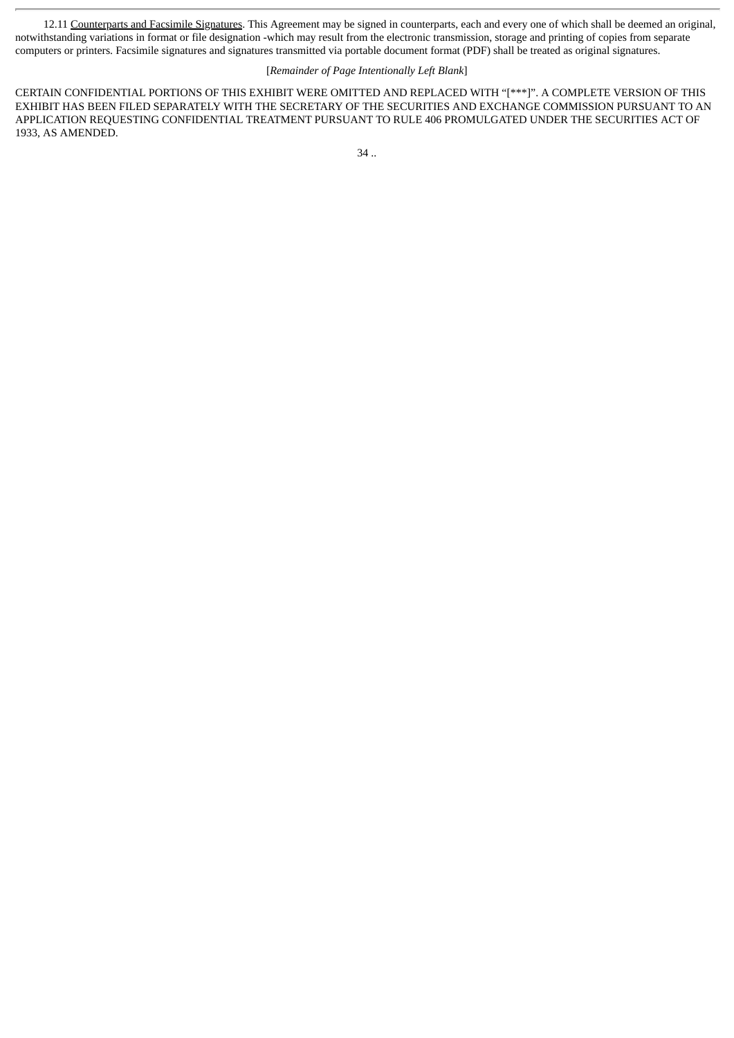12.11 <u>Counterparts and Facsimile Signatures</u>. This Agreement may be signed in counterparts, each and every one of which shall be deemed an original, notwithstanding variations in format or file designation -which may result from the electronic transmission, storage and printing of copies from separate computers or printers. Facsimile signatures and signatures transmitted via portable document format (PDF) shall be treated as original signatures.

[*Remainder of Page Intentionally Left Blank*]

CERTAIN CONFIDENTIAL PORTIONS OF THIS EXHIBIT WERE OMITTED AND REPLACED WITH "[***]". A COMPLETE VERSION OF THIS EXHIBIT HAS BEEN FILED SEPARATELY WITH THE SECRETARY OF THE SECURITIES AND EXCHANGE COMMISSION PURSUANT TO AN APPLICATION REQUESTING CONFIDENTIAL TREATMENT PURSUANT TO RULE 406 PROMULGATED UNDER THE SECURITIES ACT OF 1933, AS AMENDED.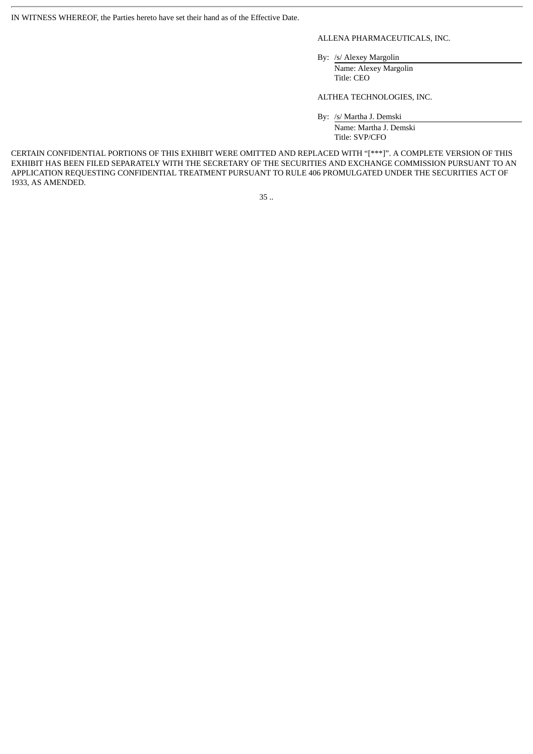IN WITNESS WHEREOF, the Parties hereto have set their hand as of the Effective Date.

ALLENA PHARMACEUTICALS, INC.

By: /s/ Alexey Margolin
Name: Alexey Margolin
Title: CEO

ALTHEA TECHNOLOGIES, INC.

By: /s/ Martha J. Demski
Name: Martha J. Demski
Title: SVP/CFO

CERTAIN CONFIDENTIAL PORTIONS OF THIS EXHIBIT WERE OMITTED AND REPLACED WITH "[***]". A COMPLETE VERSION OF THIS EXHIBIT HAS BEEN FILED SEPARATELY WITH THE SECRETARY OF THE SECURITIES AND EXCHANGE COMMISSION PURSUANT TO AN APPLICATION REQUESTING CONFIDENTIAL TREATMENT PURSUANT TO RULE 406 PROMULGATED UNDER THE SECURITIES ACT OF 1933, AS AMENDED.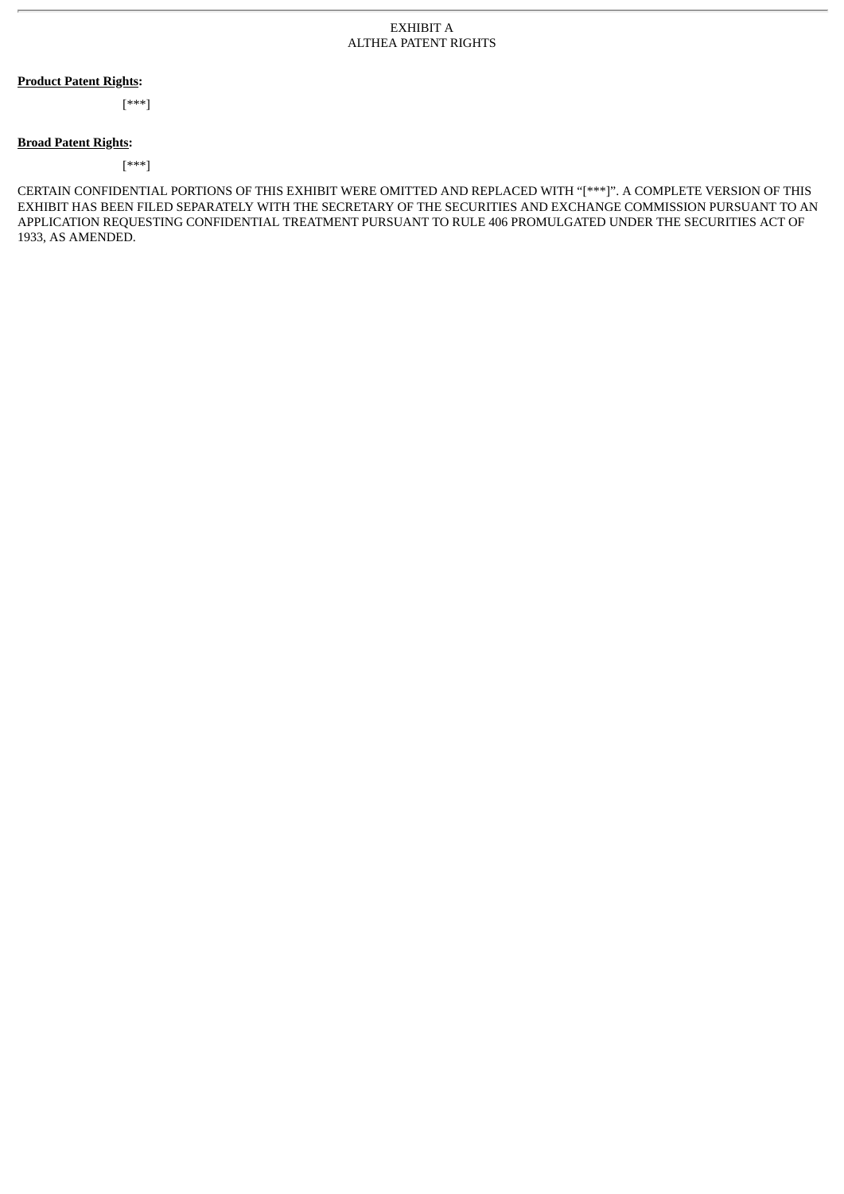EXHIBIT A
ALTHEA PATENT RIGHTS

**Product Patent Rights:**

[***]

**Broad Patent Rights:**

[***]

CERTAIN CONFIDENTIAL PORTIONS OF THIS EXHIBIT WERE OMITTED AND REPLACED WITH "[***]". A COMPLETE VERSION OF THIS EXHIBIT HAS BEEN FILED SEPARATELY WITH THE SECRETARY OF THE SECURITIES AND EXCHANGE COMMISSION PURSUANT TO AN APPLICATION REQUESTING CONFIDENTIAL TREATMENT PURSUANT TO RULE 406 PROMULGATED UNDER THE SECURITIES ACT OF 1933, AS AMENDED.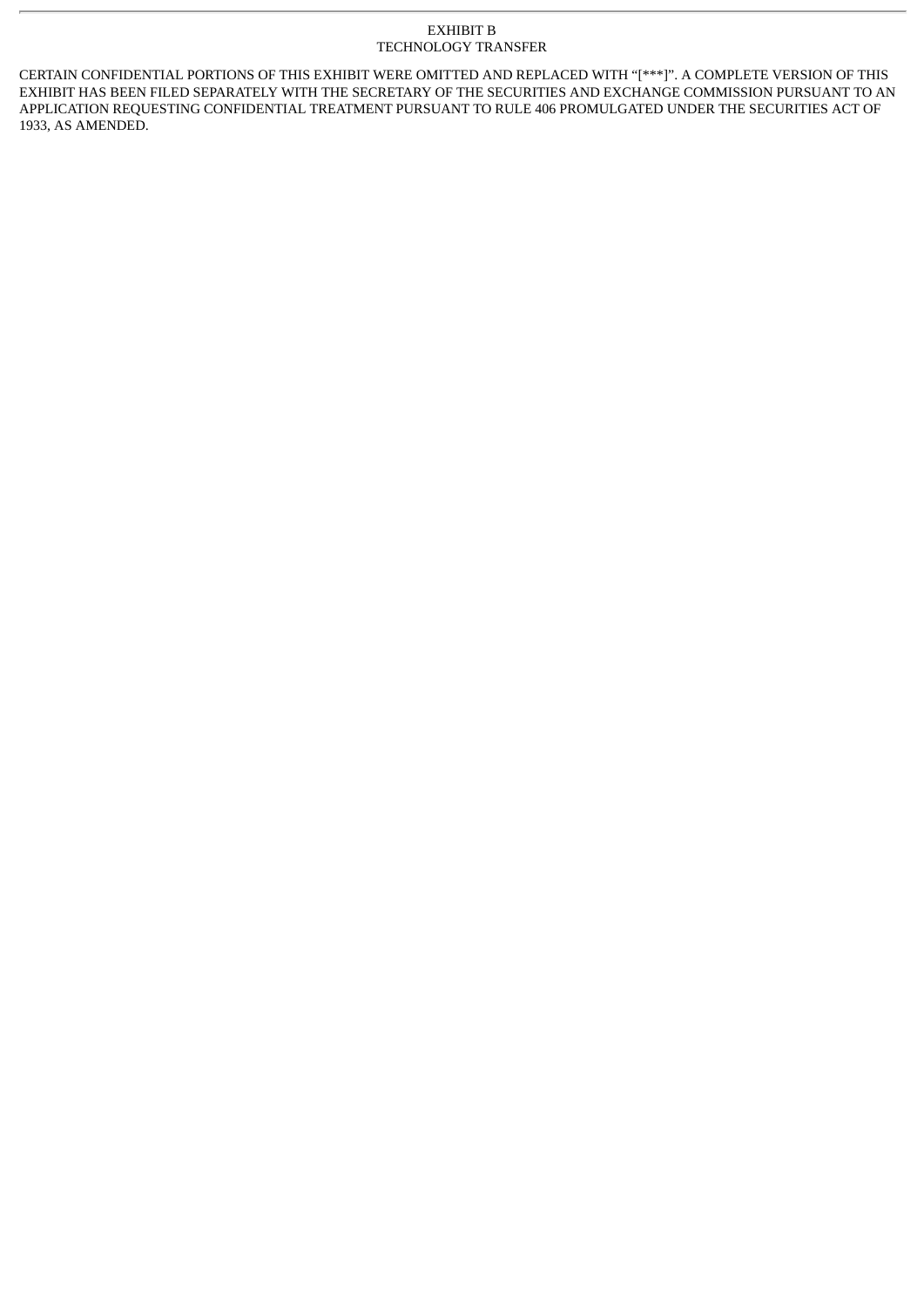# EXHIBIT B
## TECHNOLOGY TRANSFER

CERTAIN CONFIDENTIAL PORTIONS OF THIS EXHIBIT WERE OMITTED AND REPLACED WITH "[***]". A COMPLETE VERSION OF THIS EXHIBIT HAS BEEN FILED SEPARATELY WITH THE SECRETARY OF THE SECURITIES AND EXCHANGE COMMISSION PURSUANT TO AN APPLICATION REQUESTING CONFIDENTIAL TREATMENT PURSUANT TO RULE 406 PROMULGATED UNDER THE SECURITIES ACT OF 1933, AS AMENDED.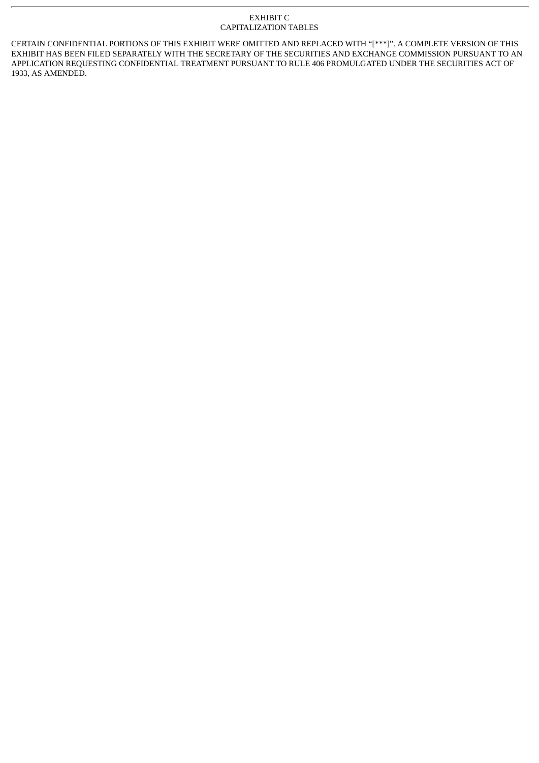# EXHIBIT C
## CAPITALIZATION TABLES

CERTAIN CONFIDENTIAL PORTIONS OF THIS EXHIBIT WERE OMITTED AND REPLACED WITH "[***]". A COMPLETE VERSION OF THIS EXHIBIT HAS BEEN FILED SEPARATELY WITH THE SECRETARY OF THE SECURITIES AND EXCHANGE COMMISSION PURSUANT TO AN APPLICATION REQUESTING CONFIDENTIAL TREATMENT PURSUANT TO RULE 406 PROMULGATED UNDER THE SECURITIES ACT OF 1933, AS AMENDED.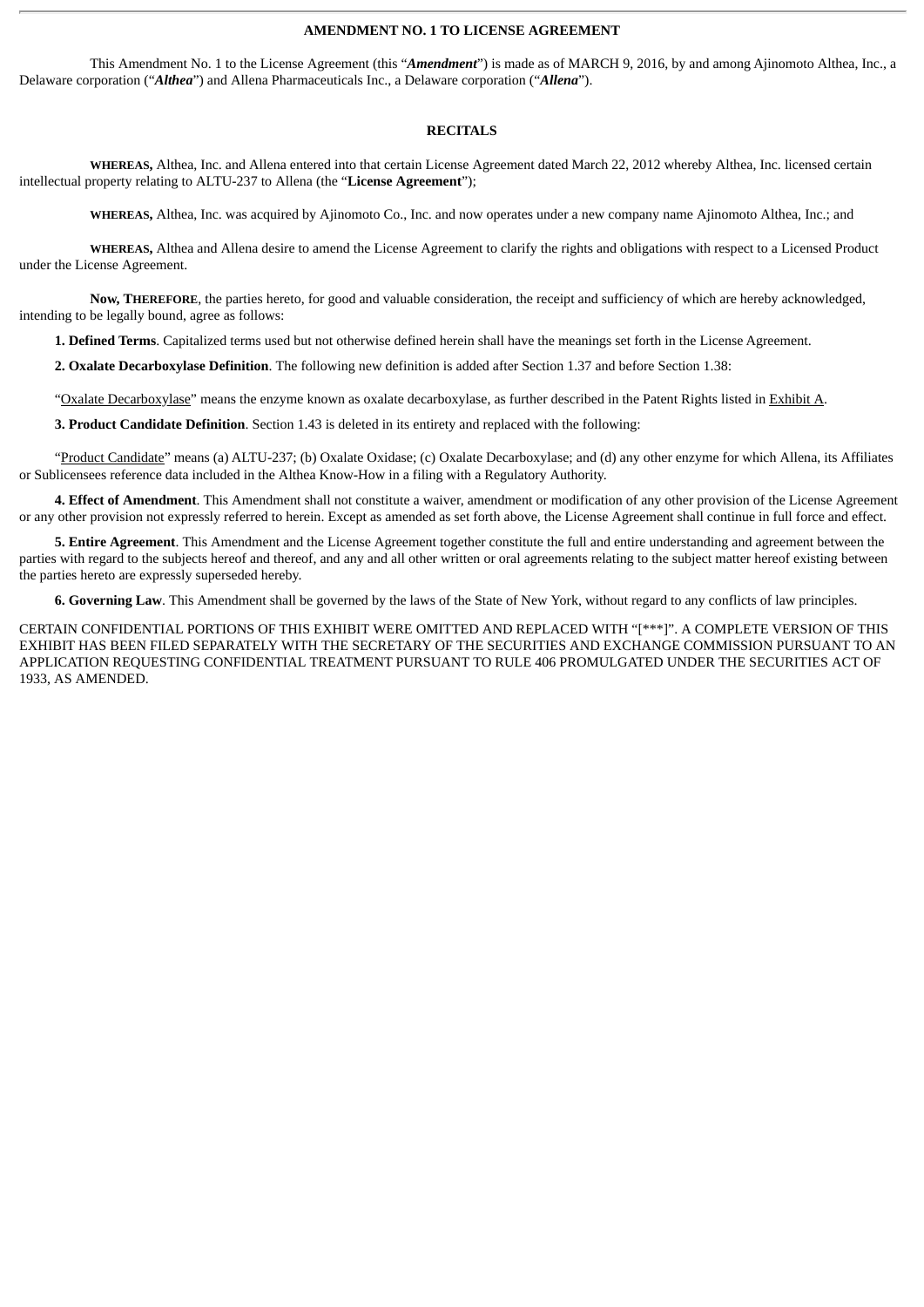**AMENDMENT NO. 1 TO LICENSE AGREEMENT**

This Amendment No. 1 to the License Agreement (this "***Amendment***") is made as of MARCH 9, 2016, by and among Ajinomoto Althea, Inc., a Delaware corporation ("***Althea***") and Allena Pharmaceuticals Inc., a Delaware corporation ("***Allena***").

**RECITALS**

**WHEREAS,** Althea, Inc. and Allena entered into that certain License Agreement dated March 22, 2012 whereby Althea, Inc. licensed certain intellectual property relating to ALTU-237 to Allena (the "**License Agreement**");

**WHEREAS,** Althea, Inc. was acquired by Ajinomoto Co., Inc. and now operates under a new company name Ajinomoto Althea, Inc.; and

**WHEREAS,** Althea and Allena desire to amend the License Agreement to clarify the rights and obligations with respect to a Licensed Product under the License Agreement.

**Now, THEREFORE**, the parties hereto, for good and valuable consideration, the receipt and sufficiency of which are hereby acknowledged, intending to be legally bound, agree as follows:

**1. Defined Terms**. Capitalized terms used but not otherwise defined herein shall have the meanings set forth in the License Agreement.

**2. Oxalate Decarboxylase Definition**. The following new definition is added after Section 1.37 and before Section 1.38:

"Oxalate Decarboxylase" means the enzyme known as oxalate decarboxylase, as further described in the Patent Rights listed in Exhibit A.

**3. Product Candidate Definition**. Section 1.43 is deleted in its entirety and replaced with the following:

"Product Candidate" means (a) ALTU-237; (b) Oxalate Oxidase; (c) Oxalate Decarboxylase; and (d) any other enzyme for which Allena, its Affiliates or Sublicensees reference data included in the Althea Know-How in a filing with a Regulatory Authority.

**4. Effect of Amendment**. This Amendment shall not constitute a waiver, amendment or modification of any other provision of the License Agreement or any other provision not expressly referred to herein. Except as amended as set forth above, the License Agreement shall continue in full force and effect.

**5. Entire Agreement**. This Amendment and the License Agreement together constitute the full and entire understanding and agreement between the parties with regard to the subjects hereof and thereof, and any and all other written or oral agreements relating to the subject matter hereof existing between the parties hereto are expressly superseded hereby.

**6. Governing Law**. This Amendment shall be governed by the laws of the State of New York, without regard to any conflicts of law principles.

CERTAIN CONFIDENTIAL PORTIONS OF THIS EXHIBIT WERE OMITTED AND REPLACED WITH "[***]". A COMPLETE VERSION OF THIS EXHIBIT HAS BEEN FILED SEPARATELY WITH THE SECRETARY OF THE SECURITIES AND EXCHANGE COMMISSION PURSUANT TO AN APPLICATION REQUESTING CONFIDENTIAL TREATMENT PURSUANT TO RULE 406 PROMULGATED UNDER THE SECURITIES ACT OF 1933, AS AMENDED.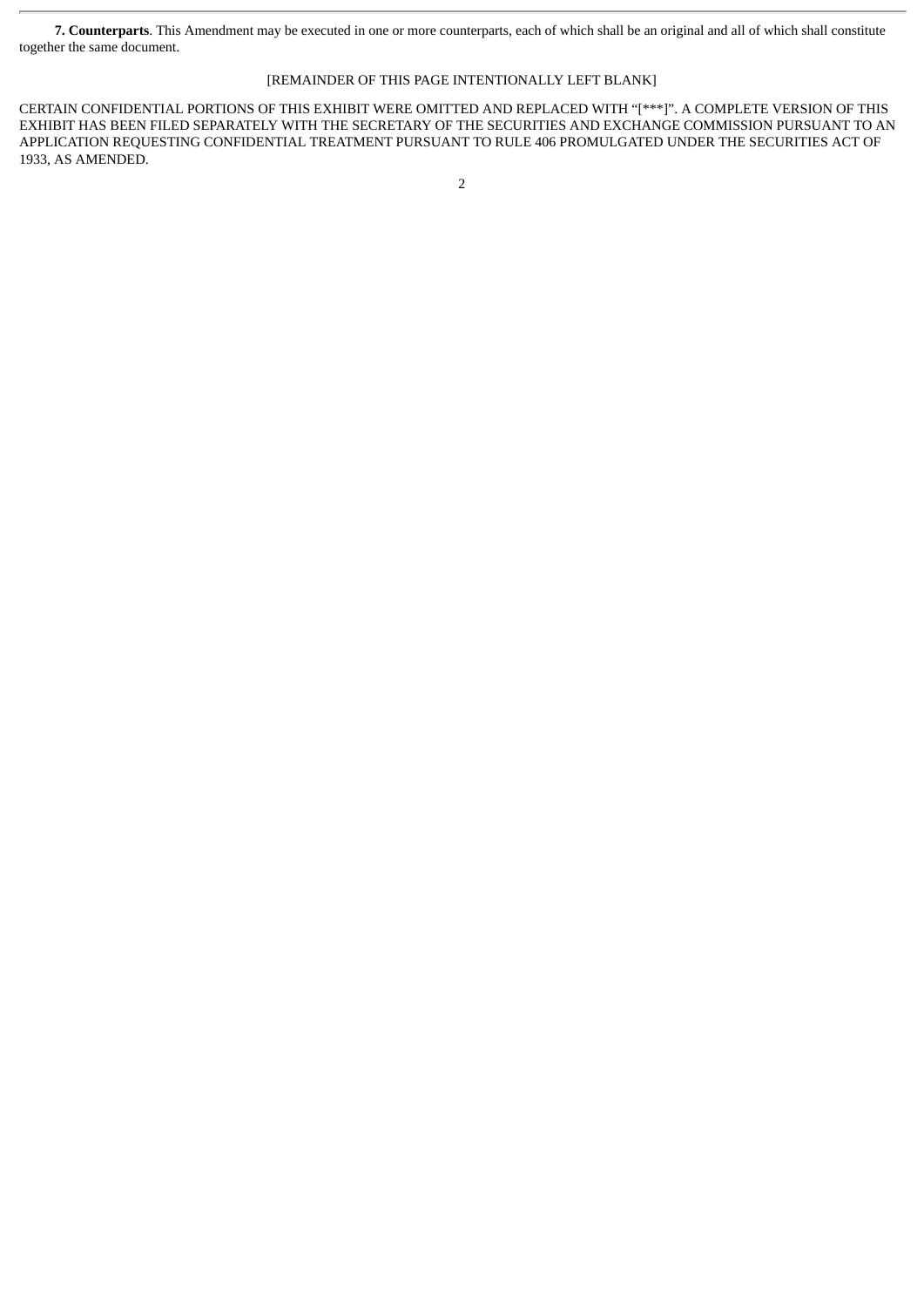**7. Counterparts**. This Amendment may be executed in one or more counterparts, each of which shall be an original and all of which shall constitute together the same document.

[REMAINDER OF THIS PAGE INTENTIONALLY LEFT BLANK]

CERTAIN CONFIDENTIAL PORTIONS OF THIS EXHIBIT WERE OMITTED AND REPLACED WITH "[***]". A COMPLETE VERSION OF THIS EXHIBIT HAS BEEN FILED SEPARATELY WITH THE SECRETARY OF THE SECURITIES AND EXCHANGE COMMISSION PURSUANT TO AN APPLICATION REQUESTING CONFIDENTIAL TREATMENT PURSUANT TO RULE 406 PROMULGATED UNDER THE SECURITIES ACT OF 1933, AS AMENDED.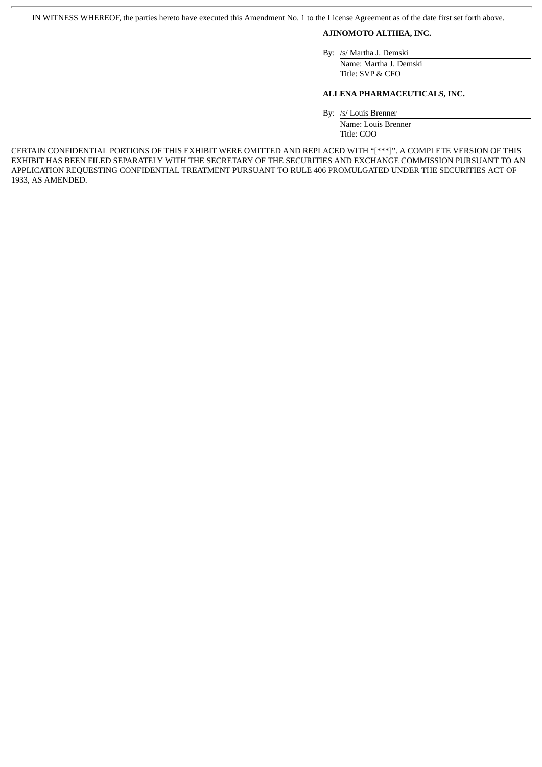IN WITNESS WHEREOF, the parties hereto have executed this Amendment No. 1 to the License Agreement as of the date first set forth above.

**AJINOMOTO ALTHEA, INC.**

By: /s/ Martha J. Demski
Name: Martha J. Demski
Title: SVP & CFO

**ALLENA PHARMACEUTICALS, INC.**

By: /s/ Louis Brenner
Name: Louis Brenner
Title: COO

CERTAIN CONFIDENTIAL PORTIONS OF THIS EXHIBIT WERE OMITTED AND REPLACED WITH "[***]". A COMPLETE VERSION OF THIS EXHIBIT HAS BEEN FILED SEPARATELY WITH THE SECRETARY OF THE SECURITIES AND EXCHANGE COMMISSION PURSUANT TO AN APPLICATION REQUESTING CONFIDENTIAL TREATMENT PURSUANT TO RULE 406 PROMULGATED UNDER THE SECURITIES ACT OF 1933, AS AMENDED.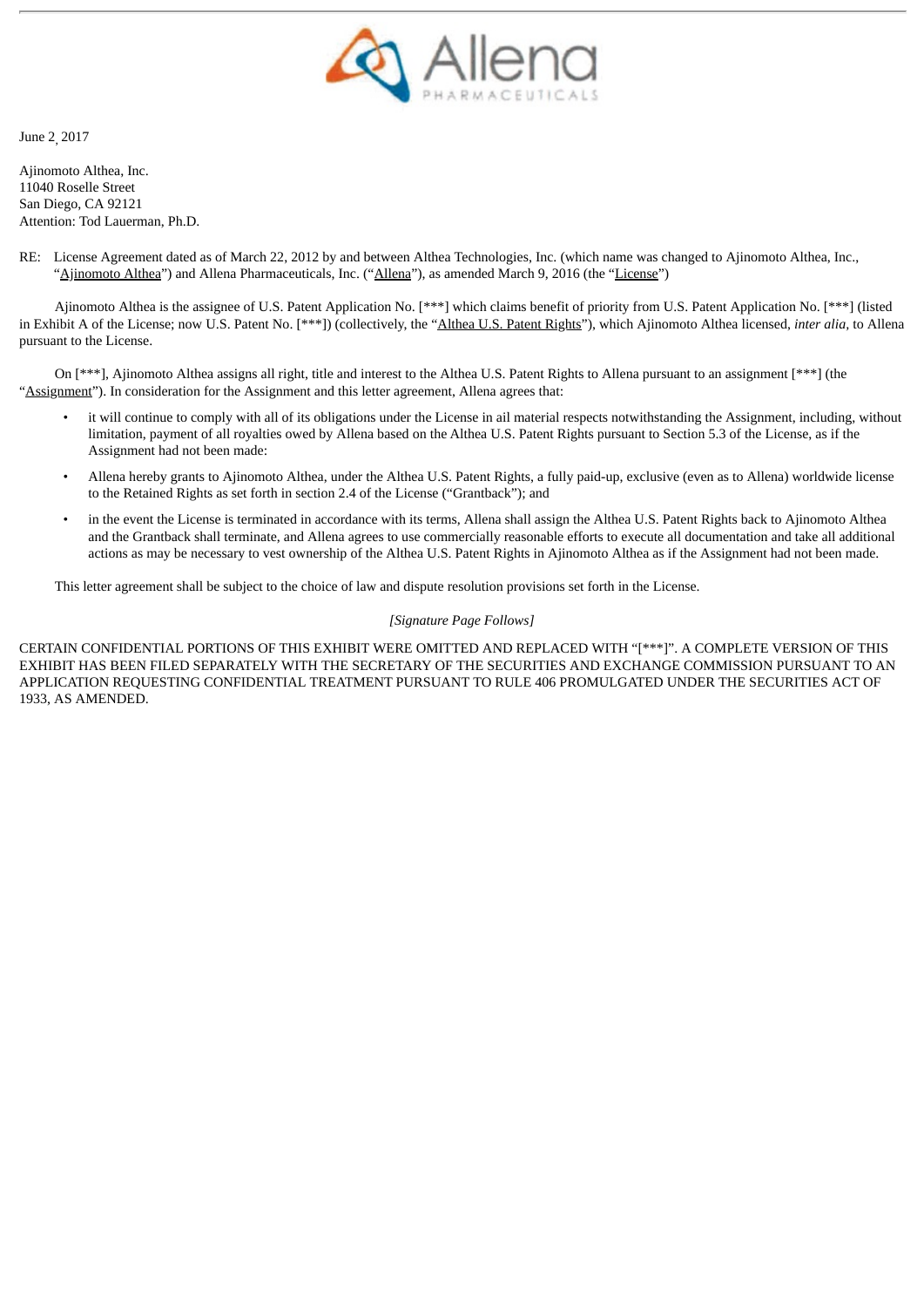Allena PHARMACEUTICALS

June 2, 2017

Ajinomoto Althea, Inc.
11040 Roselle Street
San Diego, CA 92121
Attention: Tod Lauerman, Ph.D.

RE: License Agreement dated as of March 22, 2012 by and between Althea Technologies, Inc. (which name was changed to Ajinomoto Althea, Inc., "Ajinomoto Althea") and Allena Pharmaceuticals, Inc. ("Allena"), as amended March 9, 2016 (the "License")

Ajinomoto Althea is the assignee of U.S. Patent Application No. [***] which claims benefit of priority from U.S. Patent Application No. [***] (listed in Exhibit A of the License; now U.S. Patent No. [***]) (collectively, the "Althea U.S. Patent Rights"), which Ajinomoto Althea licensed, *inter alia*, to Allena pursuant to the License.

On [***], Ajinomoto Althea assigns all right, title and interest to the Althea U.S. Patent Rights to Allena pursuant to an assignment [***] (the "Assignment"). In consideration for the Assignment and this letter agreement, Allena agrees that:

- it will continue to comply with all of its obligations under the License in ail material respects notwithstanding the Assignment, including, without limitation, payment of all royalties owed by Allena based on the Althea U.S. Patent Rights pursuant to Section 5.3 of the License, as if the Assignment had not been made:
- Allena hereby grants to Ajinomoto Althea, under the Althea U.S. Patent Rights, a fully paid-up, exclusive (even as to Allena) worldwide license to the Retained Rights as set forth in section 2.4 of the License ("Grantback"); and
- in the event the License is terminated in accordance with its terms, Allena shall assign the Althea U.S. Patent Rights back to Ajinomoto Althea and the Grantback shall terminate, and Allena agrees to use commercially reasonable efforts to execute all documentation and take all additional actions as may be necessary to vest ownership of the Althea U.S. Patent Rights in Ajinomoto Althea as if the Assignment had not been made.

This letter agreement shall be subject to the choice of law and dispute resolution provisions set forth in the License.

*[Signature Page Follows]*

CERTAIN CONFIDENTIAL PORTIONS OF THIS EXHIBIT WERE OMITTED AND REPLACED WITH "[***]". A COMPLETE VERSION OF THIS EXHIBIT HAS BEEN FILED SEPARATELY WITH THE SECRETARY OF THE SECURITIES AND EXCHANGE COMMISSION PURSUANT TO AN APPLICATION REQUESTING CONFIDENTIAL TREATMENT PURSUANT TO RULE 406 PROMULGATED UNDER THE SECURITIES ACT OF 1933, AS AMENDED.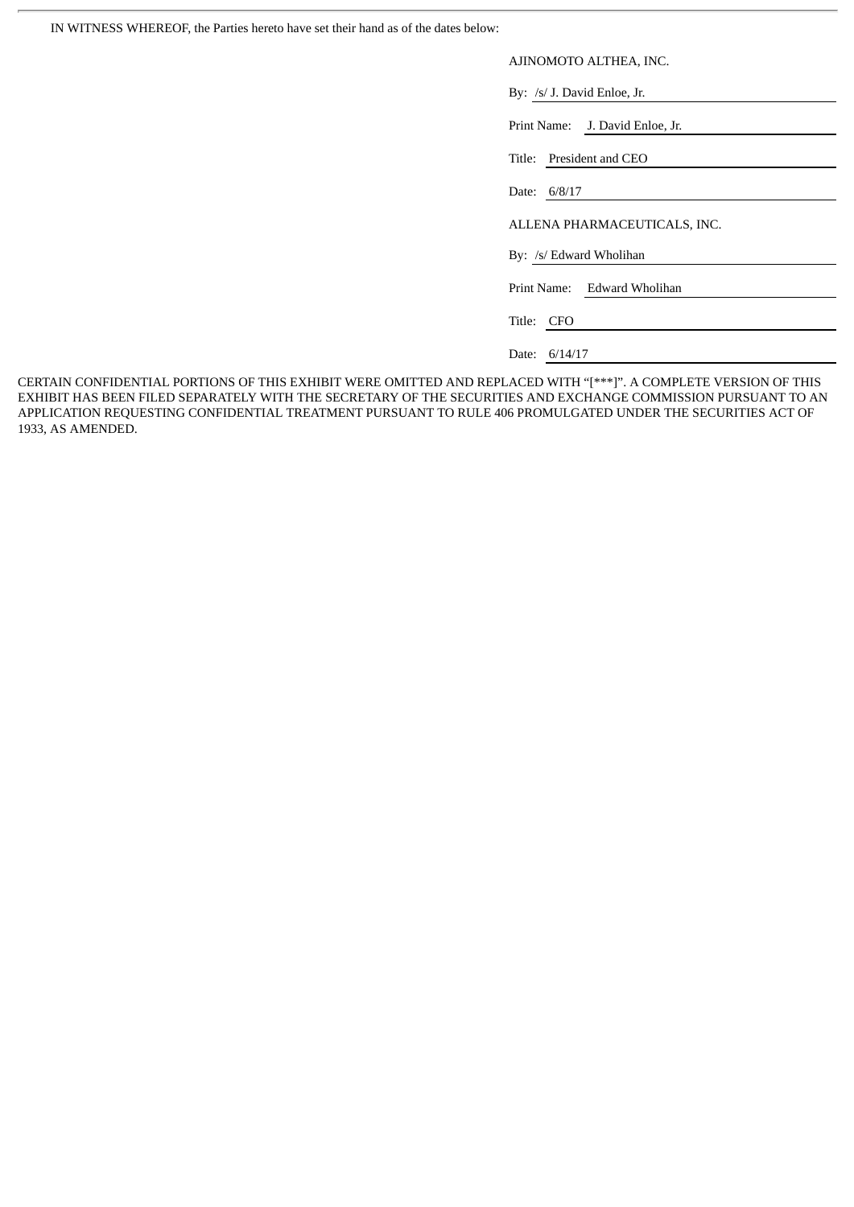IN WITNESS WHEREOF, the Parties hereto have set their hand as of the dates below:

AJINOMOTO ALTHEA, INC.

By: /s/ J. David Enloe, Jr.

Print Name: J. David Enloe, Jr.

Title: President and CEO

Date: 6/8/17

ALLENA PHARMACEUTICALS, INC.

By: /s/ Edward Wholihan

Print Name: Edward Wholihan

Title: CFO

Date: 6/14/17

CERTAIN CONFIDENTIAL PORTIONS OF THIS EXHIBIT WERE OMITTED AND REPLACED WITH "[***]". A COMPLETE VERSION OF THIS EXHIBIT HAS BEEN FILED SEPARATELY WITH THE SECRETARY OF THE SECURITIES AND EXCHANGE COMMISSION PURSUANT TO AN APPLICATION REQUESTING CONFIDENTIAL TREATMENT PURSUANT TO RULE 406 PROMULGATED UNDER THE SECURITIES ACT OF 1933, AS AMENDED.